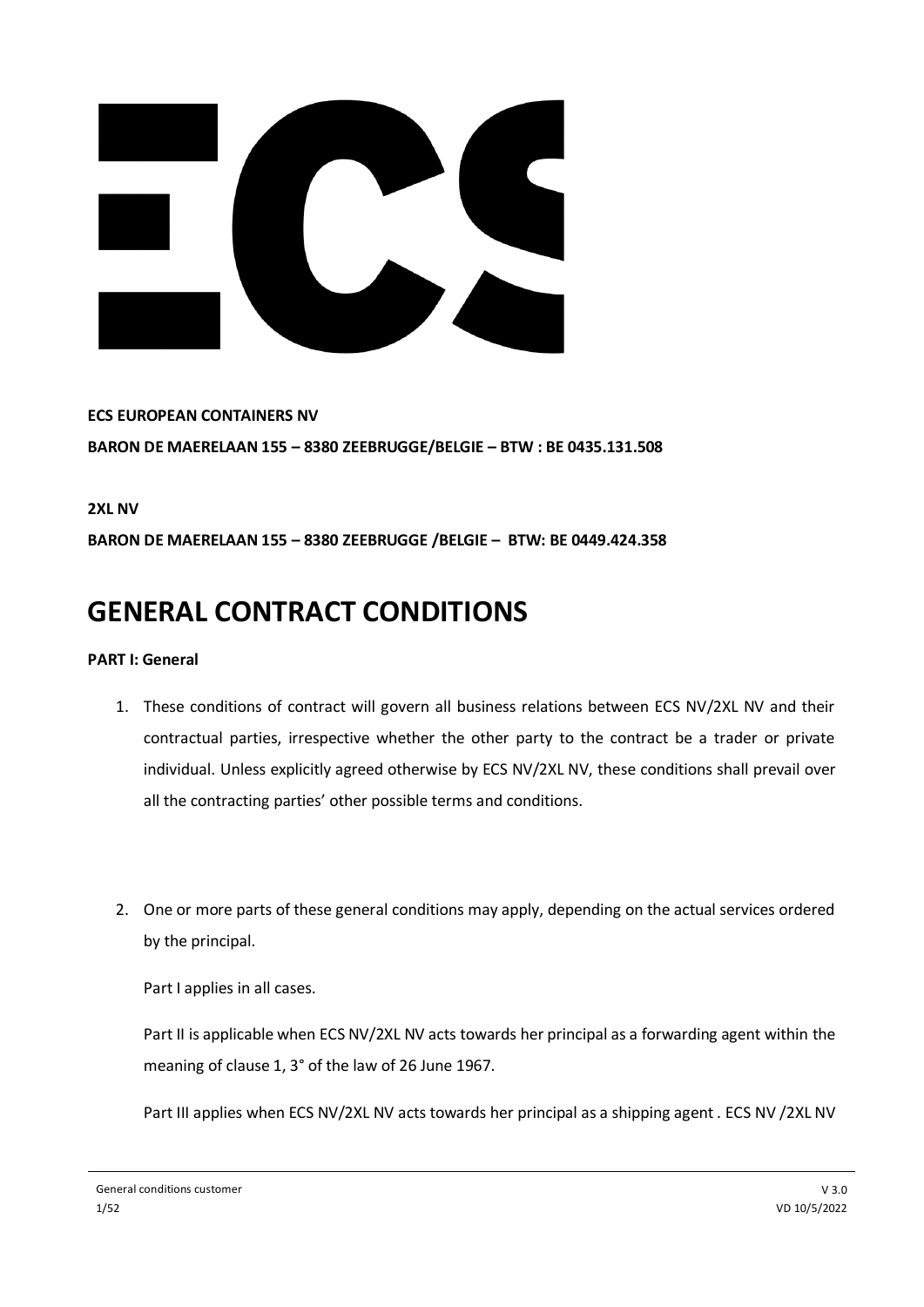**ECS EUROPEAN CONTAINERS NV**

**BARON DE MAERELAAN 155 – 8380 ZEEBRUGGE/BELGIE – BTW : BE 0435.131.508**

**2XL NV**

**BARON DE MAERELAAN 155 – 8380 ZEEBRUGGE /BELGIE – BTW: BE 0449.424.358**

# GENERAL CONTRACT CONDITIONS

**PART I: General**

1. These conditions of contract will govern all business relations between ECS NV/2XL NV and their contractual parties, irrespective whether the other party to the contract be a trader or private individual. Unless explicitly agreed otherwise by ECS NV/2XL NV, these conditions shall prevail over all the contracting parties' other possible terms and conditions.

2. One or more parts of these general conditions may apply, depending on the actual services ordered by the principal.

   Part I applies in all cases.

   Part II is applicable when ECS NV/2XL NV acts towards her principal as a forwarding agent within the meaning of clause 1, 3° of the law of 26 June 1967.

   Part III applies when ECS NV/2XL NV acts towards her principal as a shipping agent . ECS NV /2XL NV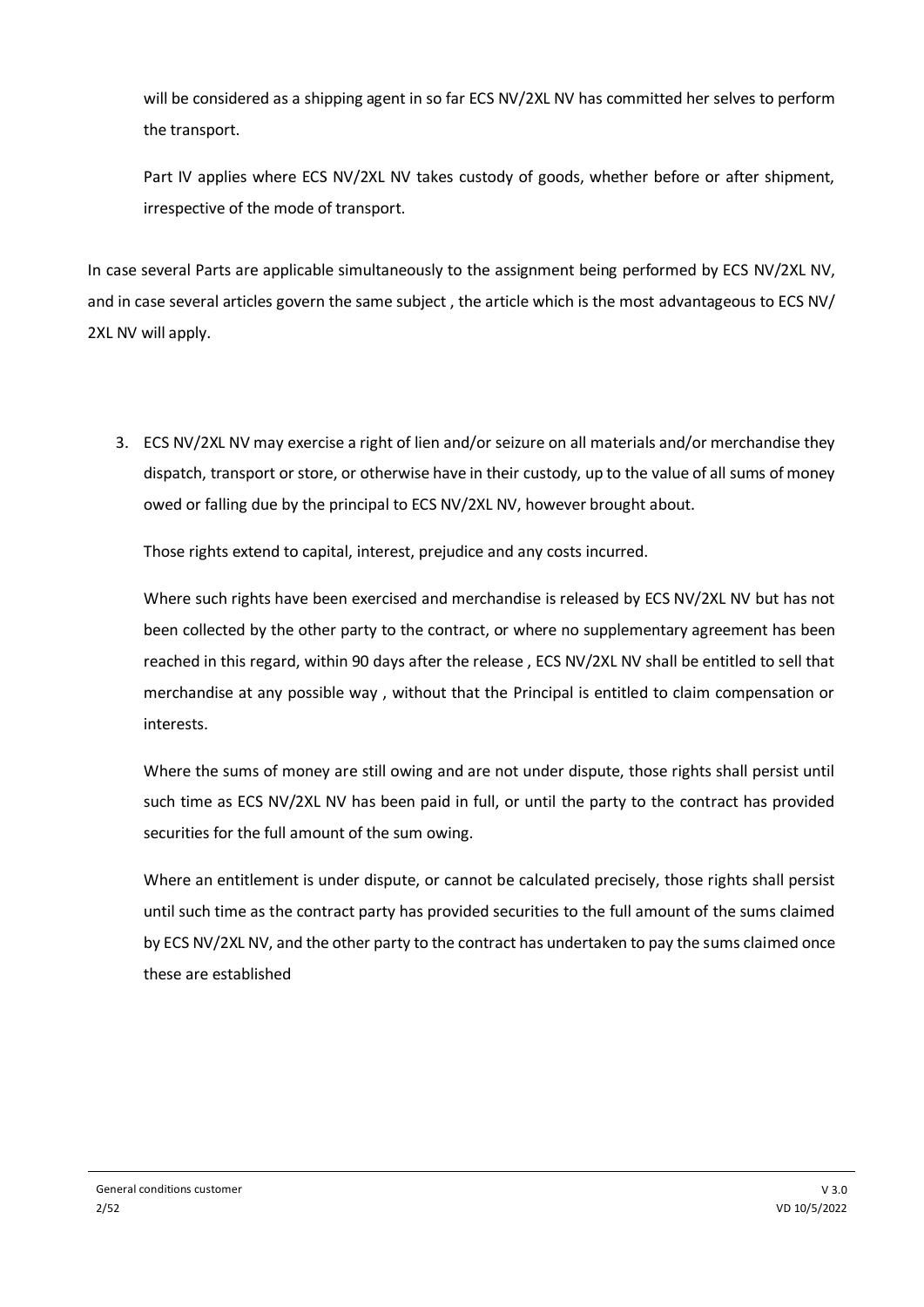will be considered as a shipping agent in so far ECS NV/2XL NV has committed her selves to perform the transport.

Part IV applies where ECS NV/2XL NV takes custody of goods, whether before or after shipment, irrespective of the mode of transport.

In case several Parts are applicable simultaneously to the assignment being performed by ECS NV/2XL NV, and in case several articles govern the same subject , the article which is the most advantageous to ECS NV/ 2XL NV will apply.

3. ECS NV/2XL NV may exercise a right of lien and/or seizure on all materials and/or merchandise they dispatch, transport or store, or otherwise have in their custody, up to the value of all sums of money owed or falling due by the principal to ECS NV/2XL NV, however brought about.

   Those rights extend to capital, interest, prejudice and any costs incurred.

   Where such rights have been exercised and merchandise is released by ECS NV/2XL NV but has not been collected by the other party to the contract, or where no supplementary agreement has been reached in this regard, within 90 days after the release , ECS NV/2XL NV shall be entitled to sell that merchandise at any possible way , without that the Principal is entitled to claim compensation or interests.

   Where the sums of money are still owing and are not under dispute, those rights shall persist until such time as ECS NV/2XL NV has been paid in full, or until the party to the contract has provided securities for the full amount of the sum owing.

   Where an entitlement is under dispute, or cannot be calculated precisely, those rights shall persist until such time as the contract party has provided securities to the full amount of the sums claimed by ECS NV/2XL NV, and the other party to the contract has undertaken to pay the sums claimed once these are established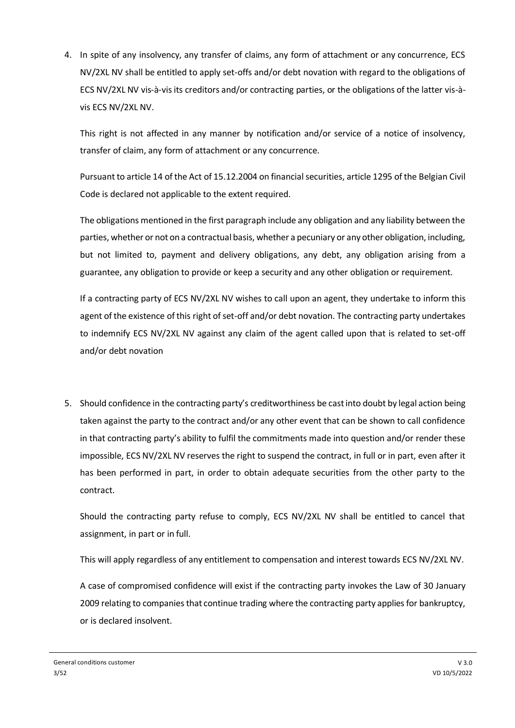4. In spite of any insolvency, any transfer of claims, any form of attachment or any concurrence, ECS NV/2XL NV shall be entitled to apply set-offs and/or debt novation with regard to the obligations of ECS NV/2XL NV vis-à-vis its creditors and/or contracting parties, or the obligations of the latter vis-à-vis ECS NV/2XL NV.

   This right is not affected in any manner by notification and/or service of a notice of insolvency, transfer of claim, any form of attachment or any concurrence.

   Pursuant to article 14 of the Act of 15.12.2004 on financial securities, article 1295 of the Belgian Civil Code is declared not applicable to the extent required.

   The obligations mentioned in the first paragraph include any obligation and any liability between the parties, whether or not on a contractual basis, whether a pecuniary or any other obligation, including, but not limited to, payment and delivery obligations, any debt, any obligation arising from a guarantee, any obligation to provide or keep a security and any other obligation or requirement.

   If a contracting party of ECS NV/2XL NV wishes to call upon an agent, they undertake to inform this agent of the existence of this right of set-off and/or debt novation. The contracting party undertakes to indemnify ECS NV/2XL NV against any claim of the agent called upon that is related to set-off and/or debt novation

5. Should confidence in the contracting party's creditworthiness be cast into doubt by legal action being taken against the party to the contract and/or any other event that can be shown to call confidence in that contracting party's ability to fulfil the commitments made into question and/or render these impossible, ECS NV/2XL NV reserves the right to suspend the contract, in full or in part, even after it has been performed in part, in order to obtain adequate securities from the other party to the contract.

   Should the contracting party refuse to comply, ECS NV/2XL NV shall be entitled to cancel that assignment, in part or in full.

   This will apply regardless of any entitlement to compensation and interest towards ECS NV/2XL NV.

   A case of compromised confidence will exist if the contracting party invokes the Law of 30 January 2009 relating to companies that continue trading where the contracting party applies for bankruptcy, or is declared insolvent.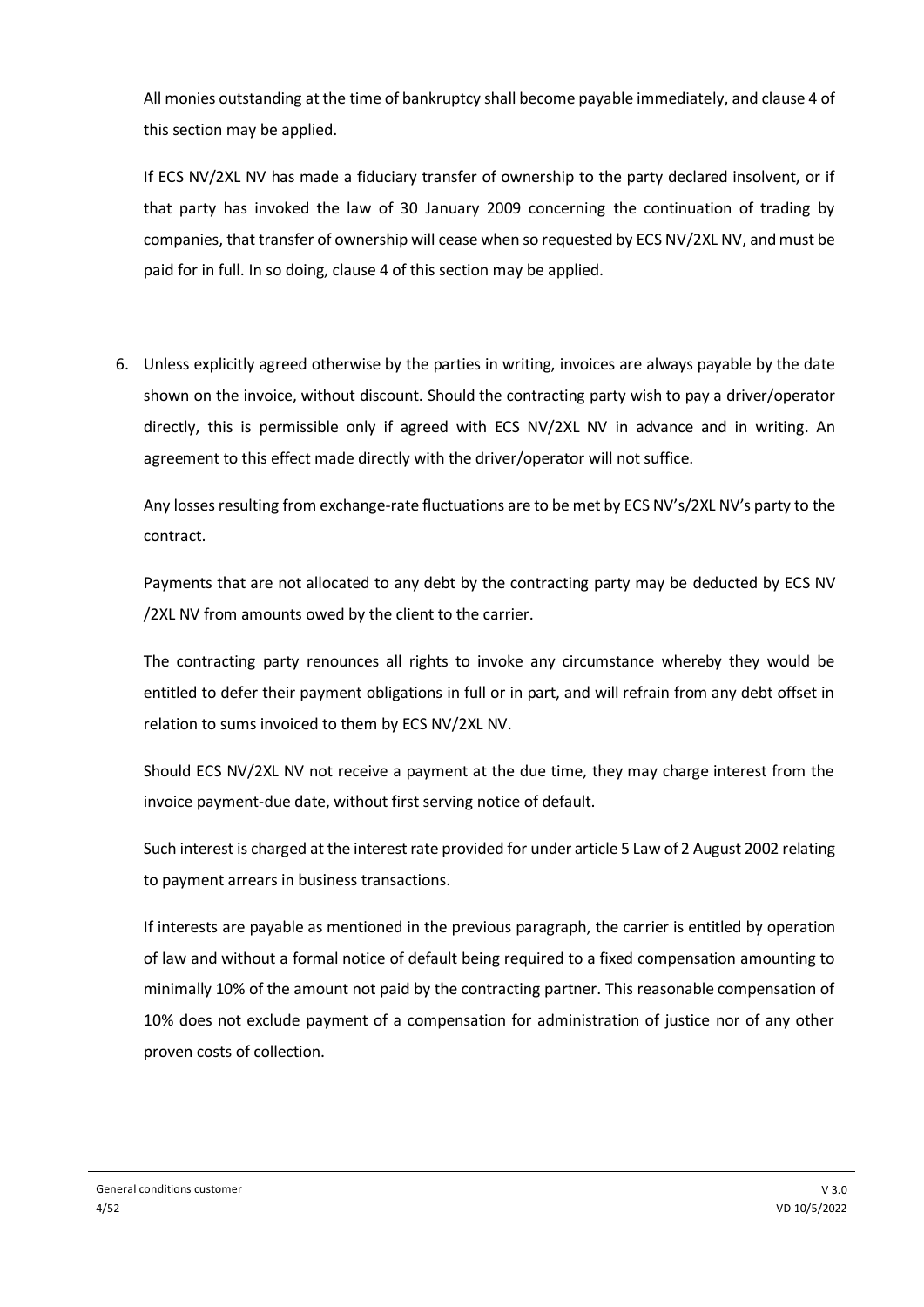All monies outstanding at the time of bankruptcy shall become payable immediately, and clause 4 of this section may be applied.

If ECS NV/2XL NV has made a fiduciary transfer of ownership to the party declared insolvent, or if that party has invoked the law of 30 January 2009 concerning the continuation of trading by companies, that transfer of ownership will cease when so requested by ECS NV/2XL NV, and must be paid for in full. In so doing, clause 4 of this section may be applied.

6. Unless explicitly agreed otherwise by the parties in writing, invoices are always payable by the date shown on the invoice, without discount. Should the contracting party wish to pay a driver/operator directly, this is permissible only if agreed with ECS NV/2XL NV in advance and in writing. An agreement to this effect made directly with the driver/operator will not suffice.

   Any losses resulting from exchange-rate fluctuations are to be met by ECS NV's/2XL NV's party to the contract.

   Payments that are not allocated to any debt by the contracting party may be deducted by ECS NV /2XL NV from amounts owed by the client to the carrier.

   The contracting party renounces all rights to invoke any circumstance whereby they would be entitled to defer their payment obligations in full or in part, and will refrain from any debt offset in relation to sums invoiced to them by ECS NV/2XL NV.

   Should ECS NV/2XL NV not receive a payment at the due time, they may charge interest from the invoice payment-due date, without first serving notice of default.

   Such interest is charged at the interest rate provided for under article 5 Law of 2 August 2002 relating to payment arrears in business transactions.

   If interests are payable as mentioned in the previous paragraph, the carrier is entitled by operation of law and without a formal notice of default being required to a fixed compensation amounting to minimally 10% of the amount not paid by the contracting partner. This reasonable compensation of 10% does not exclude payment of a compensation for administration of justice nor of any other proven costs of collection.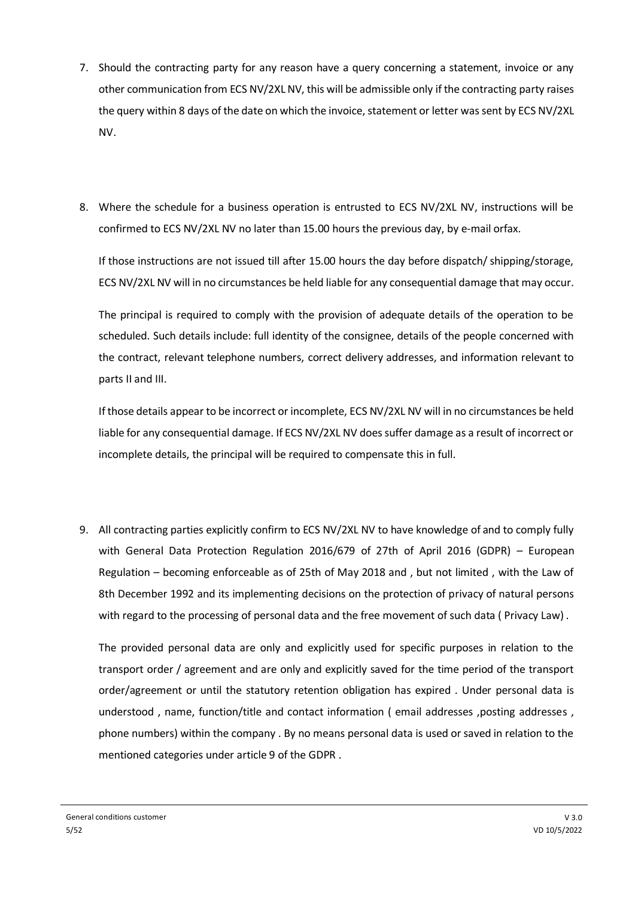7. Should the contracting party for any reason have a query concerning a statement, invoice or any other communication from ECS NV/2XL NV, this will be admissible only if the contracting party raises the query within 8 days of the date on which the invoice, statement or letter was sent by ECS NV/2XL NV.

8. Where the schedule for a business operation is entrusted to ECS NV/2XL NV, instructions will be confirmed to ECS NV/2XL NV no later than 15.00 hours the previous day, by e-mail orfax.

   If those instructions are not issued till after 15.00 hours the day before dispatch/ shipping/storage, ECS NV/2XL NV will in no circumstances be held liable for any consequential damage that may occur.

   The principal is required to comply with the provision of adequate details of the operation to be scheduled. Such details include: full identity of the consignee, details of the people concerned with the contract, relevant telephone numbers, correct delivery addresses, and information relevant to parts II and III.

   If those details appear to be incorrect or incomplete, ECS NV/2XL NV will in no circumstances be held liable for any consequential damage. If ECS NV/2XL NV does suffer damage as a result of incorrect or incomplete details, the principal will be required to compensate this in full.

9. All contracting parties explicitly confirm to ECS NV/2XL NV to have knowledge of and to comply fully with General Data Protection Regulation 2016/679 of 27th of April 2016 (GDPR) – European Regulation – becoming enforceable as of 25th of May 2018 and , but not limited , with the Law of 8th December 1992 and its implementing decisions on the protection of privacy of natural persons with regard to the processing of personal data and the free movement of such data ( Privacy Law) .

   The provided personal data are only and explicitly used for specific purposes in relation to the transport order / agreement and are only and explicitly saved for the time period of the transport order/agreement or until the statutory retention obligation has expired . Under personal data is understood , name, function/title and contact information ( email addresses ,posting addresses , phone numbers) within the company . By no means personal data is used or saved in relation to the mentioned categories under article 9 of the GDPR .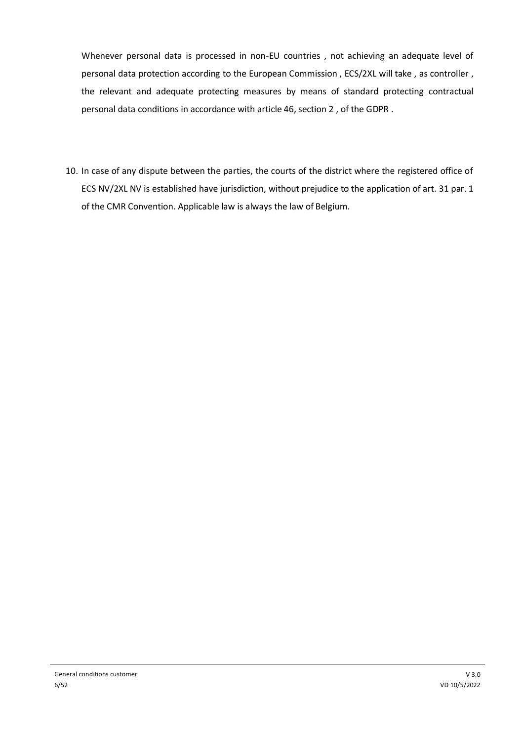Whenever personal data is processed in non-EU countries , not achieving an adequate level of personal data protection according to the European Commission , ECS/2XL will take , as controller , the relevant and adequate protecting measures by means of standard protecting contractual personal data conditions in accordance with article 46, section 2 , of the GDPR .

10. In case of any dispute between the parties, the courts of the district where the registered office of ECS NV/2XL NV is established have jurisdiction, without prejudice to the application of art. 31 par. 1 of the CMR Convention. Applicable law is always the law of Belgium.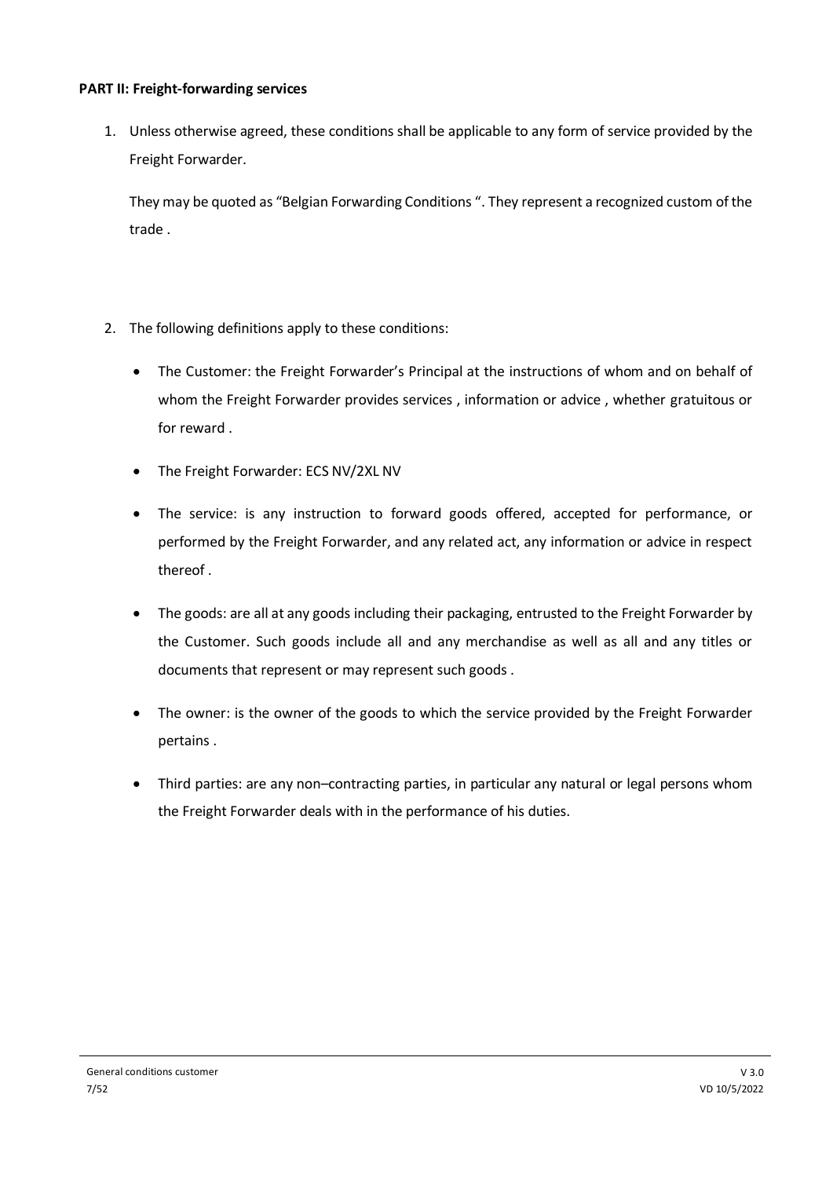**PART II: Freight-forwarding services**

1. Unless otherwise agreed, these conditions shall be applicable to any form of service provided by the Freight Forwarder.

   They may be quoted as "Belgian Forwarding Conditions ". They represent a recognized custom of the trade .

2. The following definitions apply to these conditions:

   - The Customer: the Freight Forwarder's Principal at the instructions of whom and on behalf of whom the Freight Forwarder provides services , information or advice , whether gratuitous or for reward .
   - The Freight Forwarder: ECS NV/2XL NV
   - The service: is any instruction to forward goods offered, accepted for performance, or performed by the Freight Forwarder, and any related act, any information or advice in respect thereof .
   - The goods: are all at any goods including their packaging, entrusted to the Freight Forwarder by the Customer. Such goods include all and any merchandise as well as all and any titles or documents that represent or may represent such goods .
   - The owner: is the owner of the goods to which the service provided by the Freight Forwarder pertains .
   - Third parties: are any non–contracting parties, in particular any natural or legal persons whom the Freight Forwarder deals with in the performance of his duties.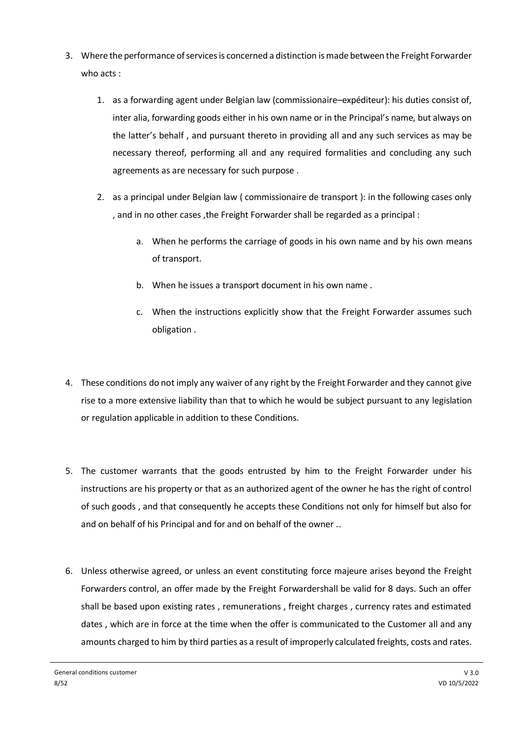3. Where the performance of services is concerned a distinction is made between the Freight Forwarder who acts :

   1. as a forwarding agent under Belgian law (commissionaire–expéditeur): his duties consist of, inter alia, forwarding goods either in his own name or in the Principal's name, but always on the latter's behalf , and pursuant thereto in providing all and any such services as may be necessary thereof, performing all and any required formalities and concluding any such agreements as are necessary for such purpose .

   2. as a principal under Belgian law ( commissionaire de transport ): in the following cases only , and in no other cases ,the Freight Forwarder shall be regarded as a principal :

      a. When he performs the carriage of goods in his own name and by his own means of transport.

      b. When he issues a transport document in his own name .

      c. When the instructions explicitly show that the Freight Forwarder assumes such obligation .

4. These conditions do not imply any waiver of any right by the Freight Forwarder and they cannot give rise to a more extensive liability than that to which he would be subject pursuant to any legislation or regulation applicable in addition to these Conditions.

5. The customer warrants that the goods entrusted by him to the Freight Forwarder under his instructions are his property or that as an authorized agent of the owner he has the right of control of such goods , and that consequently he accepts these Conditions not only for himself but also for and on behalf of his Principal and for and on behalf of the owner ..

6. Unless otherwise agreed, or unless an event constituting force majeure arises beyond the Freight Forwarders control, an offer made by the Freight Forwardershall be valid for 8 days. Such an offer shall be based upon existing rates , remunerations , freight charges , currency rates and estimated dates , which are in force at the time when the offer is communicated to the Customer all and any amounts charged to him by third parties as a result of improperly calculated freights, costs and rates.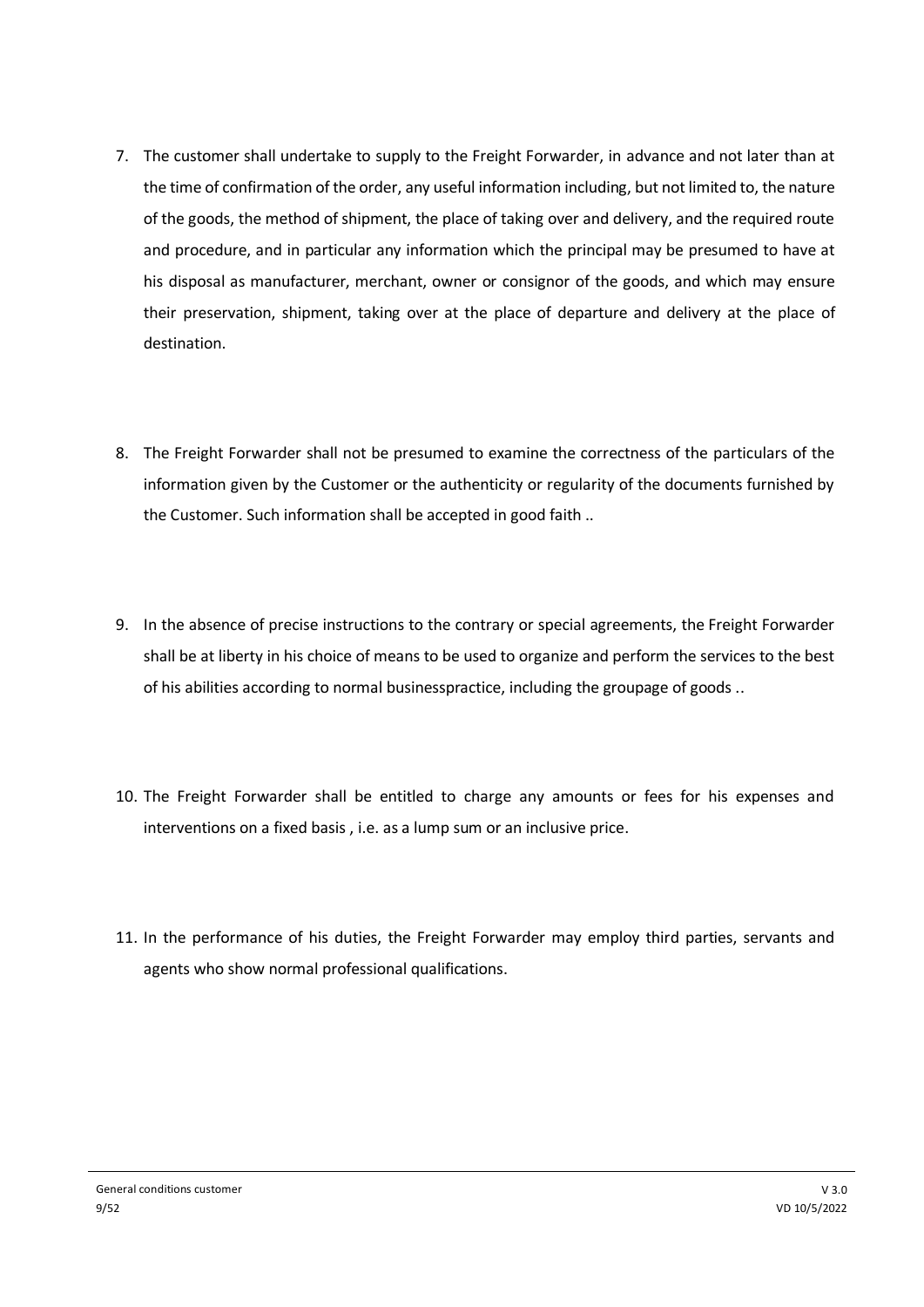7. The customer shall undertake to supply to the Freight Forwarder, in advance and not later than at the time of confirmation of the order, any useful information including, but not limited to, the nature of the goods, the method of shipment, the place of taking over and delivery, and the required route and procedure, and in particular any information which the principal may be presumed to have at his disposal as manufacturer, merchant, owner or consignor of the goods, and which may ensure their preservation, shipment, taking over at the place of departure and delivery at the place of destination.

8. The Freight Forwarder shall not be presumed to examine the correctness of the particulars of the information given by the Customer or the authenticity or regularity of the documents furnished by the Customer. Such information shall be accepted in good faith ..

9. In the absence of precise instructions to the contrary or special agreements, the Freight Forwarder shall be at liberty in his choice of means to be used to organize and perform the services to the best of his abilities according to normal businesspractice, including the groupage of goods ..

10. The Freight Forwarder shall be entitled to charge any amounts or fees for his expenses and interventions on a fixed basis , i.e. as a lump sum or an inclusive price.

11. In the performance of his duties, the Freight Forwarder may employ third parties, servants and agents who show normal professional qualifications.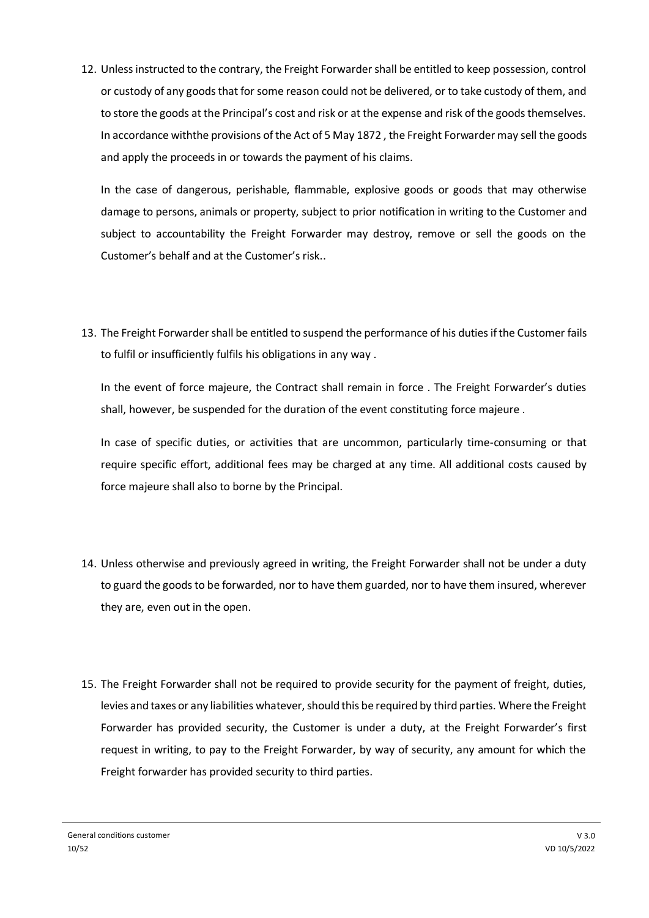12. Unless instructed to the contrary, the Freight Forwarder shall be entitled to keep possession, control or custody of any goods that for some reason could not be delivered, or to take custody of them, and to store the goods at the Principal's cost and risk or at the expense and risk of the goods themselves. In accordance withthe provisions of the Act of 5 May 1872 , the Freight Forwarder may sell the goods and apply the proceeds in or towards the payment of his claims.

    In the case of dangerous, perishable, flammable, explosive goods or goods that may otherwise damage to persons, animals or property, subject to prior notification in writing to the Customer and subject to accountability the Freight Forwarder may destroy, remove or sell the goods on the Customer's behalf and at the Customer's risk..

13. The Freight Forwarder shall be entitled to suspend the performance of his duties if the Customer fails to fulfil or insufficiently fulfils his obligations in any way .

    In the event of force majeure, the Contract shall remain in force . The Freight Forwarder's duties shall, however, be suspended for the duration of the event constituting force majeure .

    In case of specific duties, or activities that are uncommon, particularly time-consuming or that require specific effort, additional fees may be charged at any time. All additional costs caused by force majeure shall also to borne by the Principal.

14. Unless otherwise and previously agreed in writing, the Freight Forwarder shall not be under a duty to guard the goods to be forwarded, nor to have them guarded, nor to have them insured, wherever they are, even out in the open.

15. The Freight Forwarder shall not be required to provide security for the payment of freight, duties, levies and taxes or any liabilities whatever, should this be required by third parties. Where the Freight Forwarder has provided security, the Customer is under a duty, at the Freight Forwarder's first request in writing, to pay to the Freight Forwarder, by way of security, any amount for which the Freight forwarder has provided security to third parties.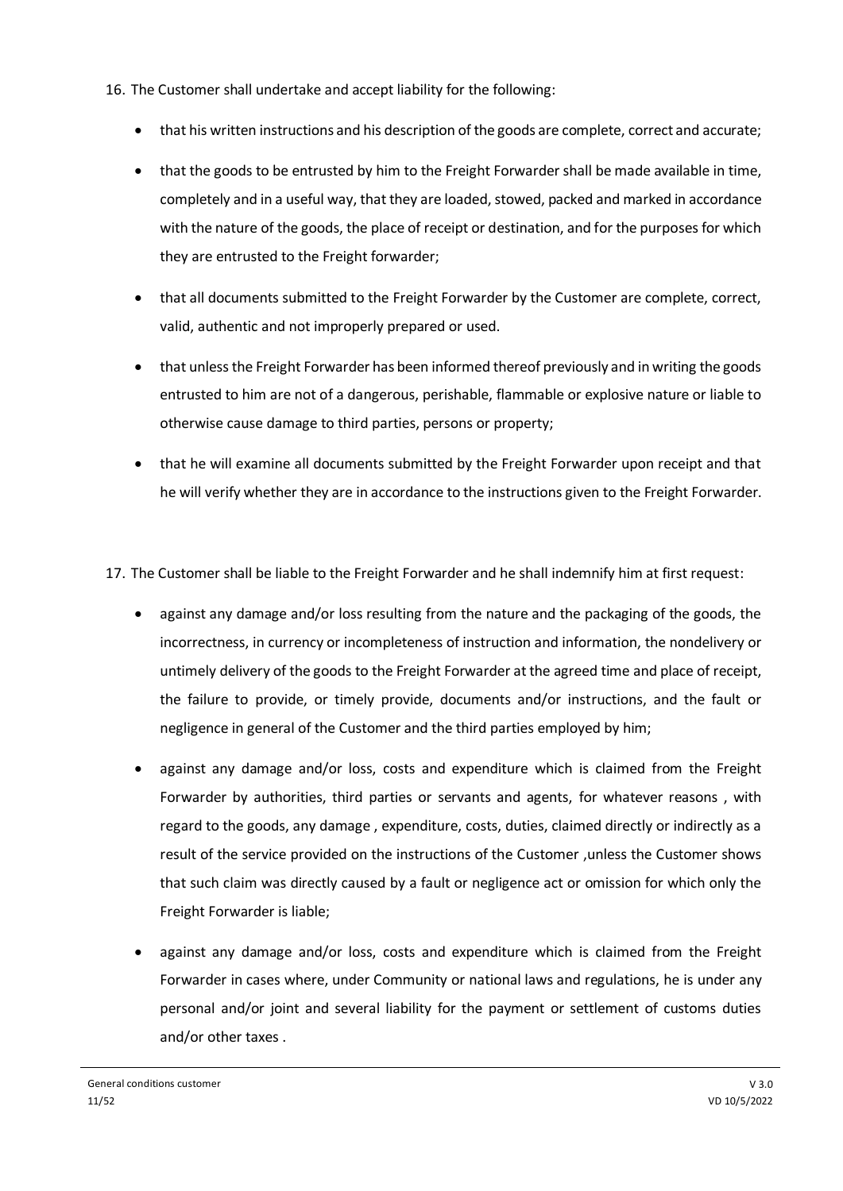16. The Customer shall undertake and accept liability for the following:

    - that his written instructions and his description of the goods are complete, correct and accurate;
    - that the goods to be entrusted by him to the Freight Forwarder shall be made available in time, completely and in a useful way, that they are loaded, stowed, packed and marked in accordance with the nature of the goods, the place of receipt or destination, and for the purposes for which they are entrusted to the Freight forwarder;
    - that all documents submitted to the Freight Forwarder by the Customer are complete, correct, valid, authentic and not improperly prepared or used.
    - that unless the Freight Forwarder has been informed thereof previously and in writing the goods entrusted to him are not of a dangerous, perishable, flammable or explosive nature or liable to otherwise cause damage to third parties, persons or property;
    - that he will examine all documents submitted by the Freight Forwarder upon receipt and that he will verify whether they are in accordance to the instructions given to the Freight Forwarder.

17. The Customer shall be liable to the Freight Forwarder and he shall indemnify him at first request:

    - against any damage and/or loss resulting from the nature and the packaging of the goods, the incorrectness, in currency or incompleteness of instruction and information, the nondelivery or untimely delivery of the goods to the Freight Forwarder at the agreed time and place of receipt, the failure to provide, or timely provide, documents and/or instructions, and the fault or negligence in general of the Customer and the third parties employed by him;
    - against any damage and/or loss, costs and expenditure which is claimed from the Freight Forwarder by authorities, third parties or servants and agents, for whatever reasons , with regard to the goods, any damage , expenditure, costs, duties, claimed directly or indirectly as a result of the service provided on the instructions of the Customer ,unless the Customer shows that such claim was directly caused by a fault or negligence act or omission for which only the Freight Forwarder is liable;
    - against any damage and/or loss, costs and expenditure which is claimed from the Freight Forwarder in cases where, under Community or national laws and regulations, he is under any personal and/or joint and several liability for the payment or settlement of customs duties and/or other taxes .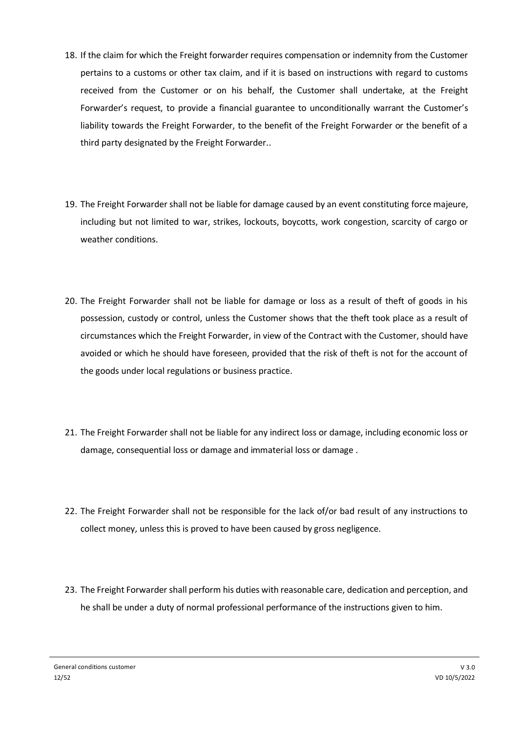18. If the claim for which the Freight forwarder requires compensation or indemnity from the Customer pertains to a customs or other tax claim, and if it is based on instructions with regard to customs received from the Customer or on his behalf, the Customer shall undertake, at the Freight Forwarder's request, to provide a financial guarantee to unconditionally warrant the Customer's liability towards the Freight Forwarder, to the benefit of the Freight Forwarder or the benefit of a third party designated by the Freight Forwarder..

19. The Freight Forwarder shall not be liable for damage caused by an event constituting force majeure, including but not limited to war, strikes, lockouts, boycotts, work congestion, scarcity of cargo or weather conditions.

20. The Freight Forwarder shall not be liable for damage or loss as a result of theft of goods in his possession, custody or control, unless the Customer shows that the theft took place as a result of circumstances which the Freight Forwarder, in view of the Contract with the Customer, should have avoided or which he should have foreseen, provided that the risk of theft is not for the account of the goods under local regulations or business practice.

21. The Freight Forwarder shall not be liable for any indirect loss or damage, including economic loss or damage, consequential loss or damage and immaterial loss or damage .

22. The Freight Forwarder shall not be responsible for the lack of/or bad result of any instructions to collect money, unless this is proved to have been caused by gross negligence.

23. The Freight Forwarder shall perform his duties with reasonable care, dedication and perception, and he shall be under a duty of normal professional performance of the instructions given to him.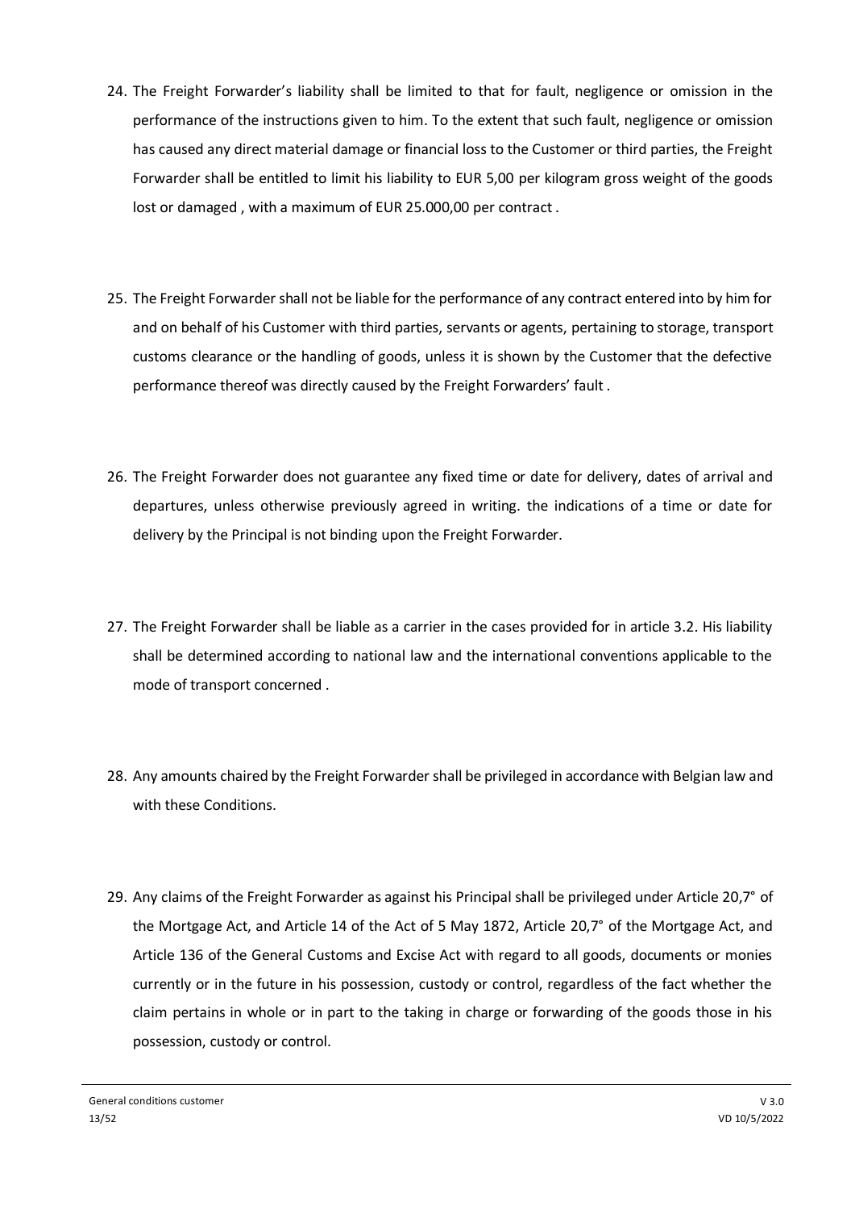24. The Freight Forwarder's liability shall be limited to that for fault, negligence or omission in the performance of the instructions given to him. To the extent that such fault, negligence or omission has caused any direct material damage or financial loss to the Customer or third parties, the Freight Forwarder shall be entitled to limit his liability to EUR 5,00 per kilogram gross weight of the goods lost or damaged , with a maximum of EUR 25.000,00 per contract .

25. The Freight Forwarder shall not be liable for the performance of any contract entered into by him for and on behalf of his Customer with third parties, servants or agents, pertaining to storage, transport customs clearance or the handling of goods, unless it is shown by the Customer that the defective performance thereof was directly caused by the Freight Forwarders' fault .

26. The Freight Forwarder does not guarantee any fixed time or date for delivery, dates of arrival and departures, unless otherwise previously agreed in writing. the indications of a time or date for delivery by the Principal is not binding upon the Freight Forwarder.

27. The Freight Forwarder shall be liable as a carrier in the cases provided for in article 3.2. His liability shall be determined according to national law and the international conventions applicable to the mode of transport concerned .

28. Any amounts chaired by the Freight Forwarder shall be privileged in accordance with Belgian law and with these Conditions.

29. Any claims of the Freight Forwarder as against his Principal shall be privileged under Article 20,7° of the Mortgage Act, and Article 14 of the Act of 5 May 1872, Article 20,7° of the Mortgage Act, and Article 136 of the General Customs and Excise Act with regard to all goods, documents or monies currently or in the future in his possession, custody or control, regardless of the fact whether the claim pertains in whole or in part to the taking in charge or forwarding of the goods those in his possession, custody or control.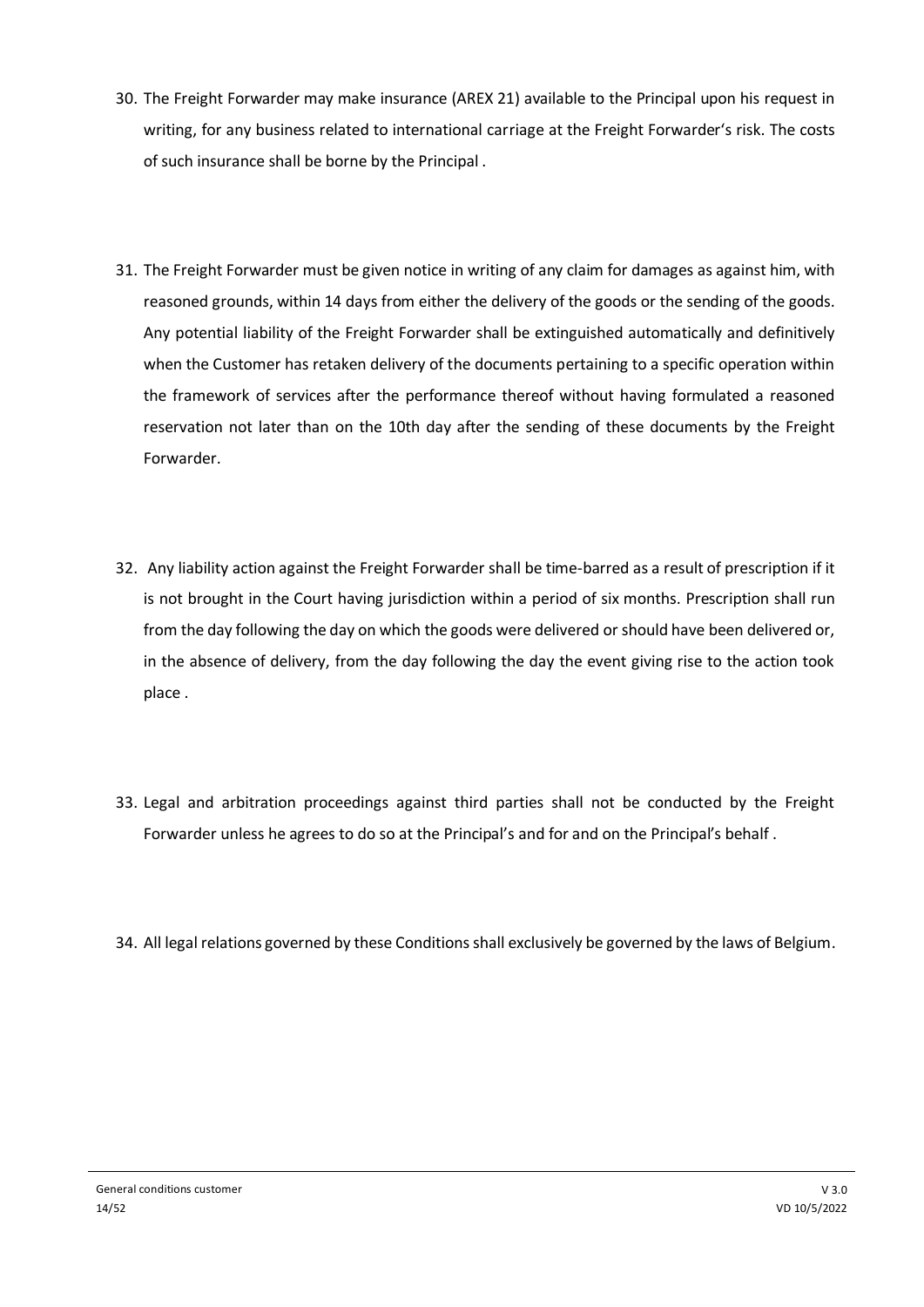30. The Freight Forwarder may make insurance (AREX 21) available to the Principal upon his request in writing, for any business related to international carriage at the Freight Forwarder's risk. The costs of such insurance shall be borne by the Principal .

31. The Freight Forwarder must be given notice in writing of any claim for damages as against him, with reasoned grounds, within 14 days from either the delivery of the goods or the sending of the goods. Any potential liability of the Freight Forwarder shall be extinguished automatically and definitively when the Customer has retaken delivery of the documents pertaining to a specific operation within the framework of services after the performance thereof without having formulated a reasoned reservation not later than on the 10th day after the sending of these documents by the Freight Forwarder.

32. Any liability action against the Freight Forwarder shall be time-barred as a result of prescription if it is not brought in the Court having jurisdiction within a period of six months. Prescription shall run from the day following the day on which the goods were delivered or should have been delivered or, in the absence of delivery, from the day following the day the event giving rise to the action took place .

33. Legal and arbitration proceedings against third parties shall not be conducted by the Freight Forwarder unless he agrees to do so at the Principal's and for and on the Principal's behalf .

34. All legal relations governed by these Conditions shall exclusively be governed by the laws of Belgium.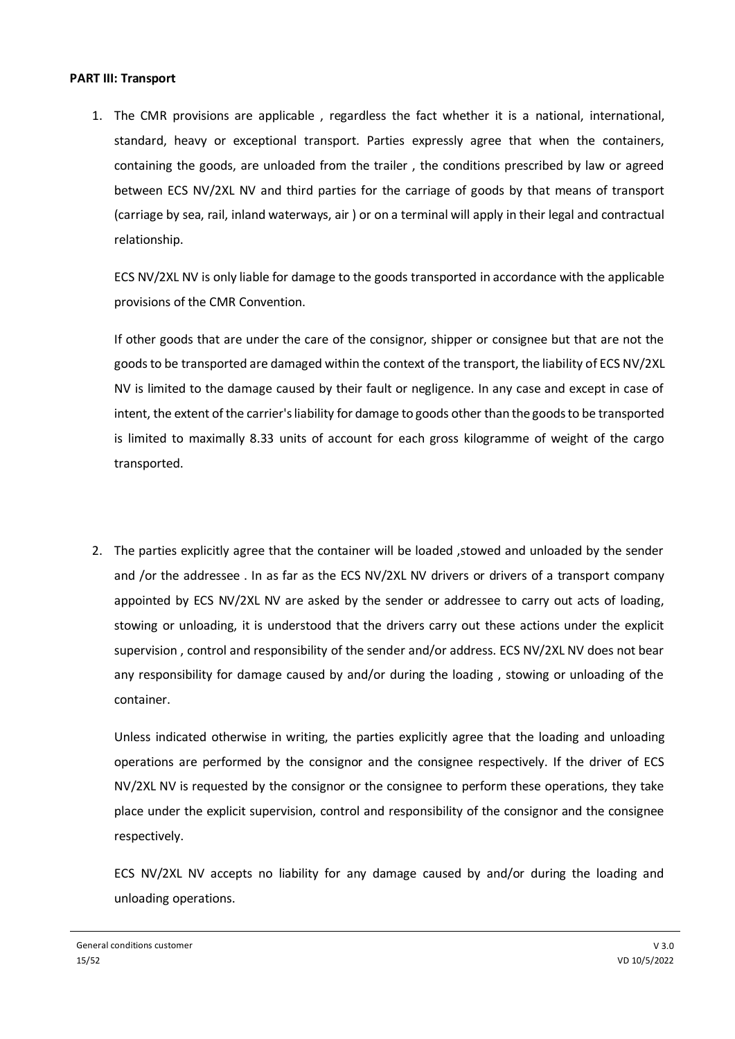**PART III: Transport**

1. The CMR provisions are applicable , regardless the fact whether it is a national, international, standard, heavy or exceptional transport. Parties expressly agree that when the containers, containing the goods, are unloaded from the trailer , the conditions prescribed by law or agreed between ECS NV/2XL NV and third parties for the carriage of goods by that means of transport (carriage by sea, rail, inland waterways, air ) or on a terminal will apply in their legal and contractual relationship.

   ECS NV/2XL NV is only liable for damage to the goods transported in accordance with the applicable provisions of the CMR Convention.

   If other goods that are under the care of the consignor, shipper or consignee but that are not the goods to be transported are damaged within the context of the transport, the liability of ECS NV/2XL NV is limited to the damage caused by their fault or negligence. In any case and except in case of intent, the extent of the carrier's liability for damage to goods other than the goods to be transported is limited to maximally 8.33 units of account for each gross kilogramme of weight of the cargo transported.

2. The parties explicitly agree that the container will be loaded ,stowed and unloaded by the sender and /or the addressee . In as far as the ECS NV/2XL NV drivers or drivers of a transport company appointed by ECS NV/2XL NV are asked by the sender or addressee to carry out acts of loading, stowing or unloading, it is understood that the drivers carry out these actions under the explicit supervision , control and responsibility of the sender and/or address. ECS NV/2XL NV does not bear any responsibility for damage caused by and/or during the loading , stowing or unloading of the container.

   Unless indicated otherwise in writing, the parties explicitly agree that the loading and unloading operations are performed by the consignor and the consignee respectively. If the driver of ECS NV/2XL NV is requested by the consignor or the consignee to perform these operations, they take place under the explicit supervision, control and responsibility of the consignor and the consignee respectively.

   ECS NV/2XL NV accepts no liability for any damage caused by and/or during the loading and unloading operations.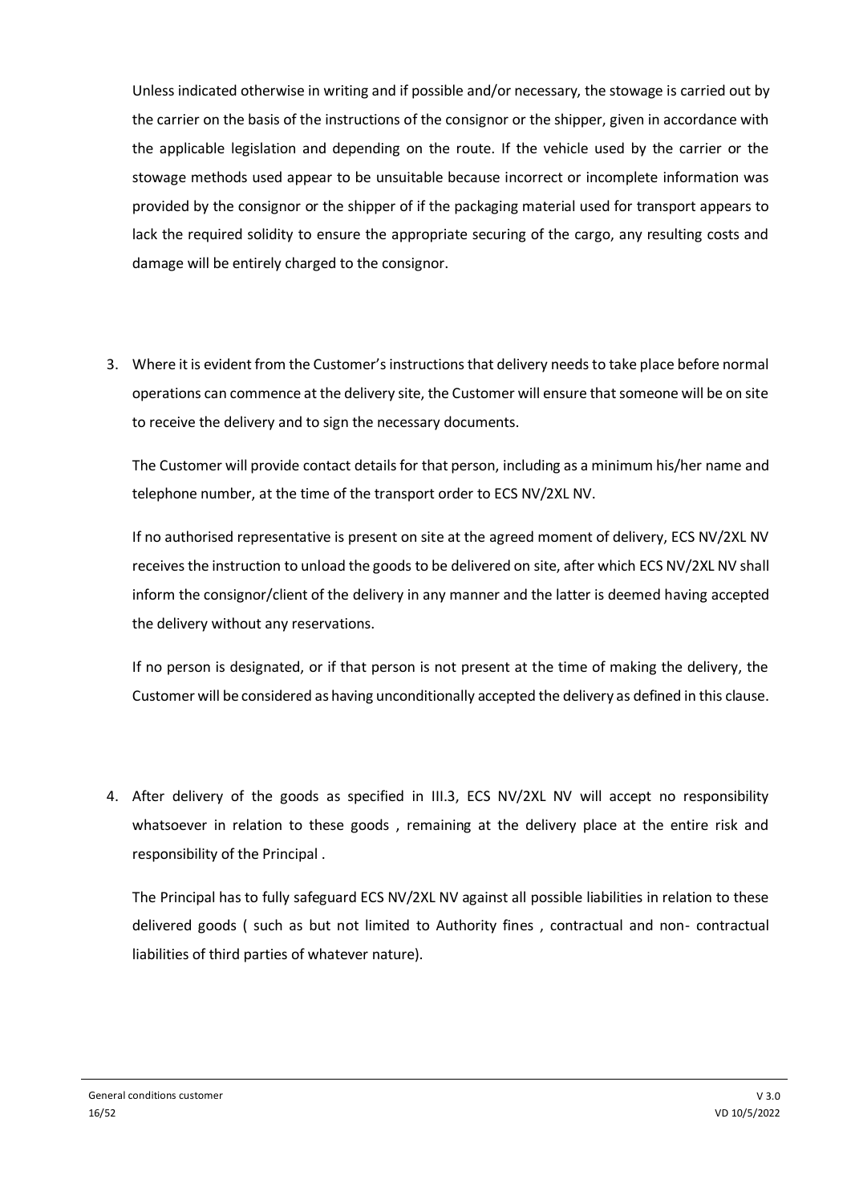Unless indicated otherwise in writing and if possible and/or necessary, the stowage is carried out by the carrier on the basis of the instructions of the consignor or the shipper, given in accordance with the applicable legislation and depending on the route. If the vehicle used by the carrier or the stowage methods used appear to be unsuitable because incorrect or incomplete information was provided by the consignor or the shipper of if the packaging material used for transport appears to lack the required solidity to ensure the appropriate securing of the cargo, any resulting costs and damage will be entirely charged to the consignor.

3. Where it is evident from the Customer's instructions that delivery needs to take place before normal operations can commence at the delivery site, the Customer will ensure that someone will be on site to receive the delivery and to sign the necessary documents.

   The Customer will provide contact details for that person, including as a minimum his/her name and telephone number, at the time of the transport order to ECS NV/2XL NV.

   If no authorised representative is present on site at the agreed moment of delivery, ECS NV/2XL NV receives the instruction to unload the goods to be delivered on site, after which ECS NV/2XL NV shall inform the consignor/client of the delivery in any manner and the latter is deemed having accepted the delivery without any reservations.

   If no person is designated, or if that person is not present at the time of making the delivery, the Customer will be considered as having unconditionally accepted the delivery as defined in this clause.

4. After delivery of the goods as specified in III.3, ECS NV/2XL NV will accept no responsibility whatsoever in relation to these goods , remaining at the delivery place at the entire risk and responsibility of the Principal .

   The Principal has to fully safeguard ECS NV/2XL NV against all possible liabilities in relation to these delivered goods ( such as but not limited to Authority fines , contractual and non- contractual liabilities of third parties of whatever nature).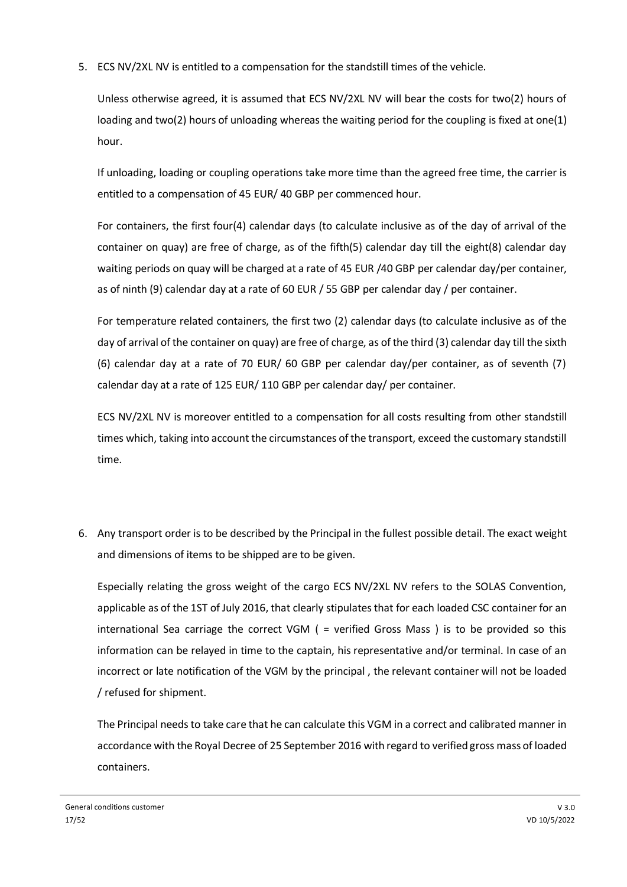5. ECS NV/2XL NV is entitled to a compensation for the standstill times of the vehicle.

   Unless otherwise agreed, it is assumed that ECS NV/2XL NV will bear the costs for two(2) hours of loading and two(2) hours of unloading whereas the waiting period for the coupling is fixed at one(1) hour.

   If unloading, loading or coupling operations take more time than the agreed free time, the carrier is entitled to a compensation of 45 EUR/ 40 GBP per commenced hour.

   For containers, the first four(4) calendar days (to calculate inclusive as of the day of arrival of the container on quay) are free of charge, as of the fifth(5) calendar day till the eight(8) calendar day waiting periods on quay will be charged at a rate of 45 EUR /40 GBP per calendar day/per container, as of ninth (9) calendar day at a rate of 60 EUR / 55 GBP per calendar day / per container.

   For temperature related containers, the first two (2) calendar days (to calculate inclusive as of the day of arrival of the container on quay) are free of charge, as of the third (3) calendar day till the sixth (6) calendar day at a rate of 70 EUR/ 60 GBP per calendar day/per container, as of seventh (7) calendar day at a rate of 125 EUR/ 110 GBP per calendar day/ per container.

   ECS NV/2XL NV is moreover entitled to a compensation for all costs resulting from other standstill times which, taking into account the circumstances of the transport, exceed the customary standstill time.

6. Any transport order is to be described by the Principal in the fullest possible detail. The exact weight and dimensions of items to be shipped are to be given.

   Especially relating the gross weight of the cargo ECS NV/2XL NV refers to the SOLAS Convention, applicable as of the 1ST of July 2016, that clearly stipulates that for each loaded CSC container for an international Sea carriage the correct VGM ( = verified Gross Mass ) is to be provided so this information can be relayed in time to the captain, his representative and/or terminal. In case of an incorrect or late notification of the VGM by the principal , the relevant container will not be loaded / refused for shipment.

   The Principal needs to take care that he can calculate this VGM in a correct and calibrated manner in accordance with the Royal Decree of 25 September 2016 with regard to verified gross mass of loaded containers.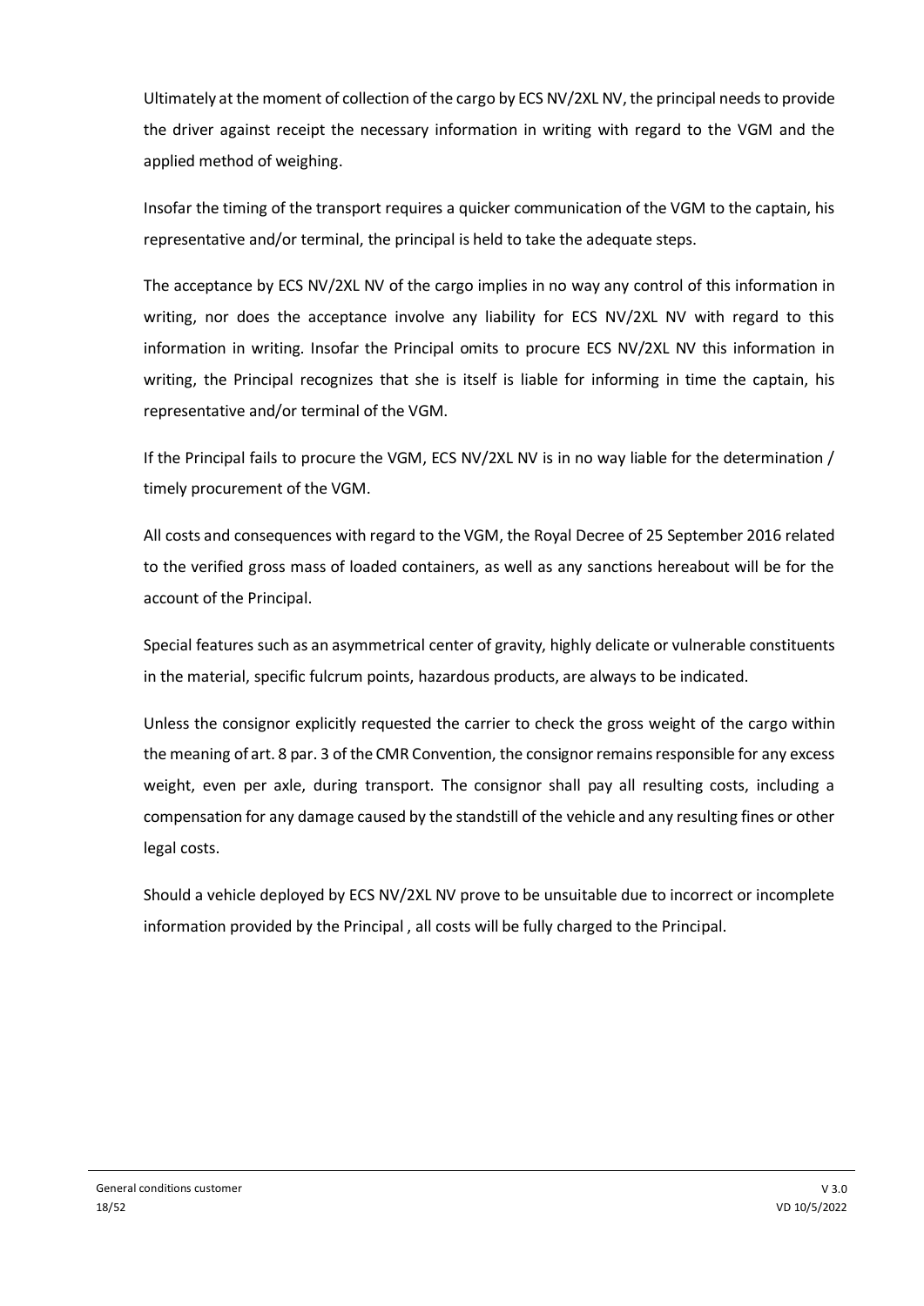Ultimately at the moment of collection of the cargo by ECS NV/2XL NV, the principal needs to provide the driver against receipt the necessary information in writing with regard to the VGM and the applied method of weighing.

Insofar the timing of the transport requires a quicker communication of the VGM to the captain, his representative and/or terminal, the principal is held to take the adequate steps.

The acceptance by ECS NV/2XL NV of the cargo implies in no way any control of this information in writing, nor does the acceptance involve any liability for ECS NV/2XL NV with regard to this information in writing. Insofar the Principal omits to procure ECS NV/2XL NV this information in writing, the Principal recognizes that she is itself is liable for informing in time the captain, his representative and/or terminal of the VGM.

If the Principal fails to procure the VGM, ECS NV/2XL NV is in no way liable for the determination / timely procurement of the VGM.

All costs and consequences with regard to the VGM, the Royal Decree of 25 September 2016 related to the verified gross mass of loaded containers, as well as any sanctions hereabout will be for the account of the Principal.

Special features such as an asymmetrical center of gravity, highly delicate or vulnerable constituents in the material, specific fulcrum points, hazardous products, are always to be indicated.

Unless the consignor explicitly requested the carrier to check the gross weight of the cargo within the meaning of art. 8 par. 3 of the CMR Convention, the consignor remains responsible for any excess weight, even per axle, during transport. The consignor shall pay all resulting costs, including a compensation for any damage caused by the standstill of the vehicle and any resulting fines or other legal costs.

Should a vehicle deployed by ECS NV/2XL NV prove to be unsuitable due to incorrect or incomplete information provided by the Principal , all costs will be fully charged to the Principal.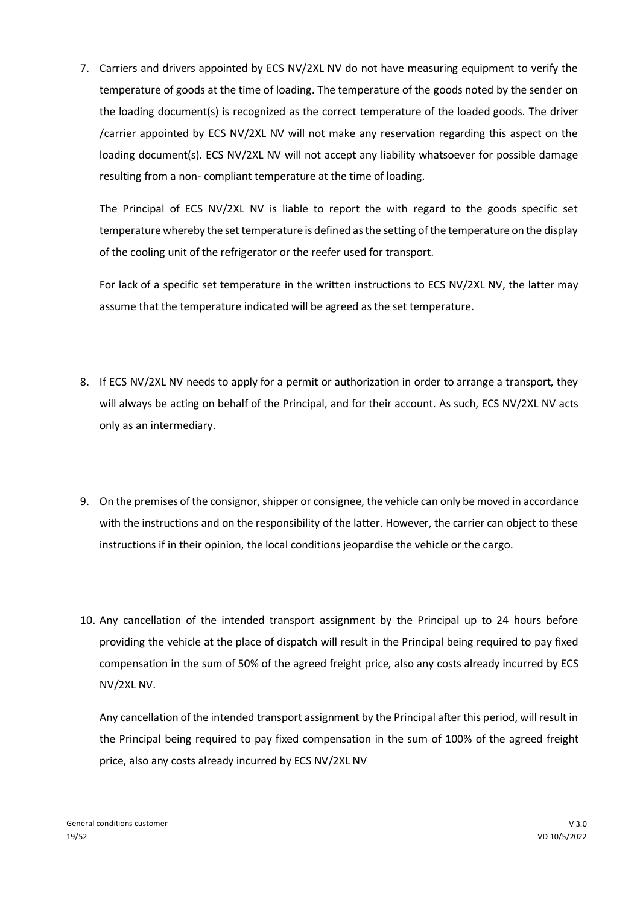7. Carriers and drivers appointed by ECS NV/2XL NV do not have measuring equipment to verify the temperature of goods at the time of loading. The temperature of the goods noted by the sender on the loading document(s) is recognized as the correct temperature of the loaded goods. The driver /carrier appointed by ECS NV/2XL NV will not make any reservation regarding this aspect on the loading document(s). ECS NV/2XL NV will not accept any liability whatsoever for possible damage resulting from a non- compliant temperature at the time of loading.

   The Principal of ECS NV/2XL NV is liable to report the with regard to the goods specific set temperature whereby the set temperature is defined as the setting of the temperature on the display of the cooling unit of the refrigerator or the reefer used for transport.

   For lack of a specific set temperature in the written instructions to ECS NV/2XL NV, the latter may assume that the temperature indicated will be agreed as the set temperature.

8. If ECS NV/2XL NV needs to apply for a permit or authorization in order to arrange a transport, they will always be acting on behalf of the Principal, and for their account. As such, ECS NV/2XL NV acts only as an intermediary.

9. On the premises of the consignor, shipper or consignee, the vehicle can only be moved in accordance with the instructions and on the responsibility of the latter. However, the carrier can object to these instructions if in their opinion, the local conditions jeopardise the vehicle or the cargo.

10. Any cancellation of the intended transport assignment by the Principal up to 24 hours before providing the vehicle at the place of dispatch will result in the Principal being required to pay fixed compensation in the sum of 50% of the agreed freight price, also any costs already incurred by ECS NV/2XL NV.

    Any cancellation of the intended transport assignment by the Principal after this period, will result in the Principal being required to pay fixed compensation in the sum of 100% of the agreed freight price, also any costs already incurred by ECS NV/2XL NV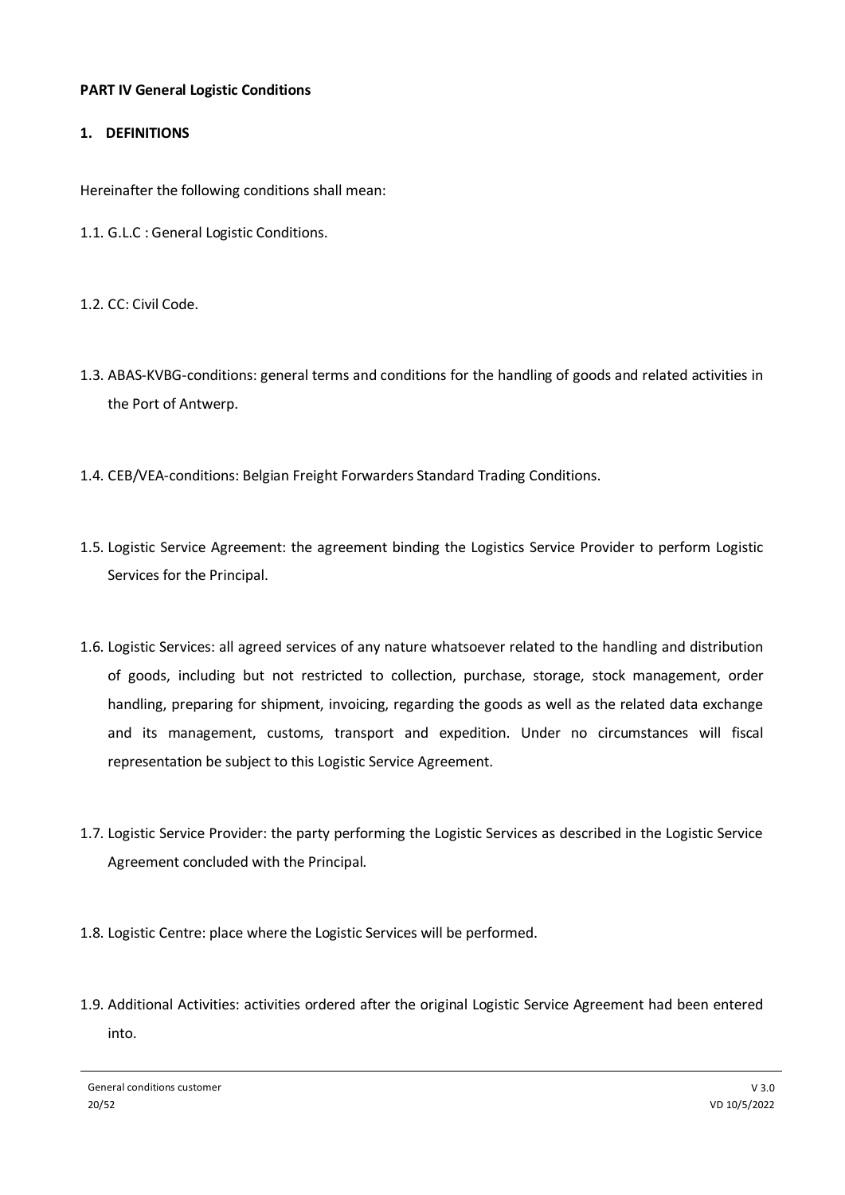**PART IV General Logistic Conditions**

**1. DEFINITIONS**

Hereinafter the following conditions shall mean:

1.1. G.L.C : General Logistic Conditions.

1.2. CC: Civil Code.

1.3. ABAS-KVBG-conditions: general terms and conditions for the handling of goods and related activities in the Port of Antwerp.

1.4. CEB/VEA-conditions: Belgian Freight Forwarders Standard Trading Conditions.

1.5. Logistic Service Agreement: the agreement binding the Logistics Service Provider to perform Logistic Services for the Principal.

1.6. Logistic Services: all agreed services of any nature whatsoever related to the handling and distribution of goods, including but not restricted to collection, purchase, storage, stock management, order handling, preparing for shipment, invoicing, regarding the goods as well as the related data exchange and its management, customs, transport and expedition. Under no circumstances will fiscal representation be subject to this Logistic Service Agreement.

1.7. Logistic Service Provider: the party performing the Logistic Services as described in the Logistic Service Agreement concluded with the Principal.

1.8. Logistic Centre: place where the Logistic Services will be performed.

1.9. Additional Activities: activities ordered after the original Logistic Service Agreement had been entered into.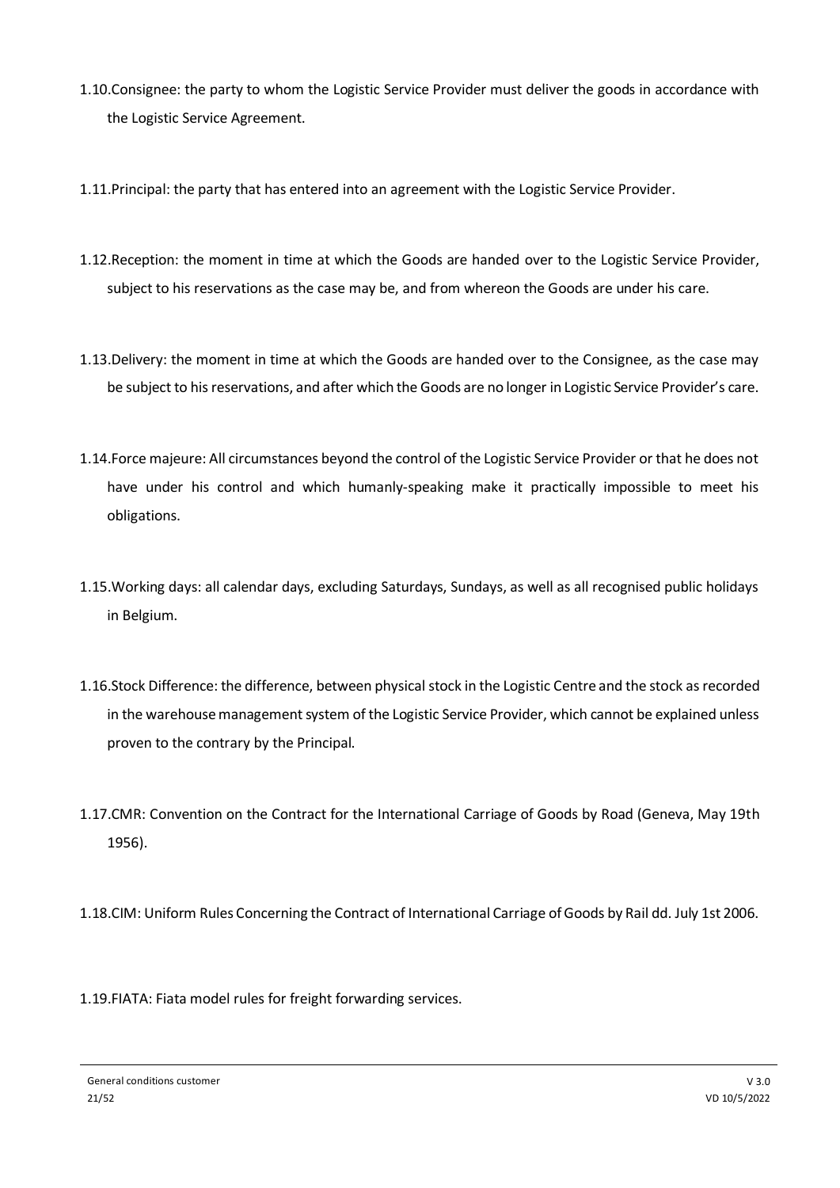1.10.Consignee: the party to whom the Logistic Service Provider must deliver the goods in accordance with the Logistic Service Agreement.

1.11.Principal: the party that has entered into an agreement with the Logistic Service Provider.

1.12.Reception: the moment in time at which the Goods are handed over to the Logistic Service Provider, subject to his reservations as the case may be, and from whereon the Goods are under his care.

1.13.Delivery: the moment in time at which the Goods are handed over to the Consignee, as the case may be subject to his reservations, and after which the Goods are no longer in Logistic Service Provider's care.

1.14.Force majeure: All circumstances beyond the control of the Logistic Service Provider or that he does not have under his control and which humanly-speaking make it practically impossible to meet his obligations.

1.15.Working days: all calendar days, excluding Saturdays, Sundays, as well as all recognised public holidays in Belgium.

1.16.Stock Difference: the difference, between physical stock in the Logistic Centre and the stock as recorded in the warehouse management system of the Logistic Service Provider, which cannot be explained unless proven to the contrary by the Principal.

1.17.CMR: Convention on the Contract for the International Carriage of Goods by Road (Geneva, May 19th 1956).

1.18.CIM: Uniform Rules Concerning the Contract of International Carriage of Goods by Rail dd. July 1st 2006.

1.19.FIATA: Fiata model rules for freight forwarding services.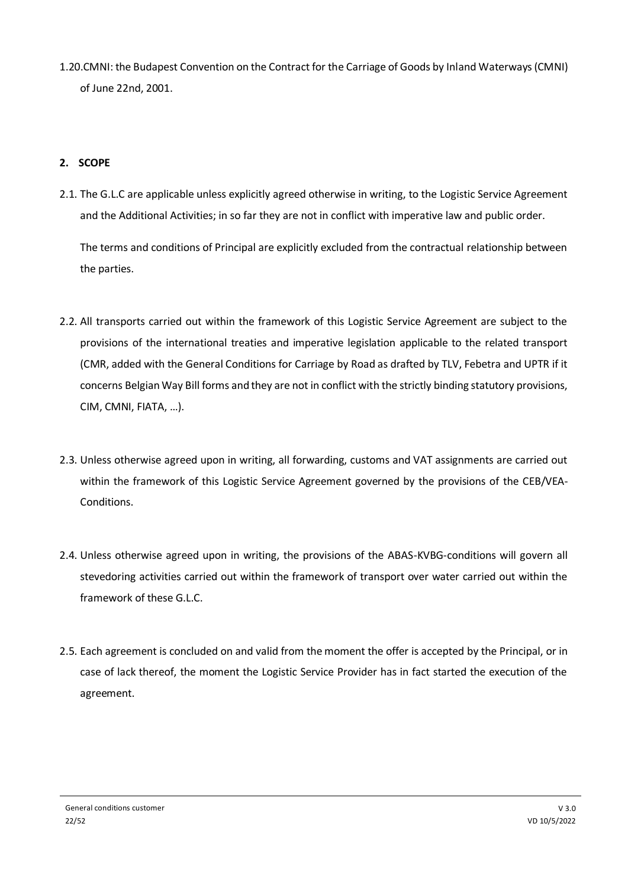1.20.CMNI: the Budapest Convention on the Contract for the Carriage of Goods by Inland Waterways (CMNI) of June 22nd, 2001.

## 2. SCOPE

2.1. The G.L.C are applicable unless explicitly agreed otherwise in writing, to the Logistic Service Agreement and the Additional Activities; in so far they are not in conflict with imperative law and public order.

The terms and conditions of Principal are explicitly excluded from the contractual relationship between the parties.

2.2. All transports carried out within the framework of this Logistic Service Agreement are subject to the provisions of the international treaties and imperative legislation applicable to the related transport (CMR, added with the General Conditions for Carriage by Road as drafted by TLV, Febetra and UPTR if it concerns Belgian Way Bill forms and they are not in conflict with the strictly binding statutory provisions, CIM, CMNI, FIATA, …).

2.3. Unless otherwise agreed upon in writing, all forwarding, customs and VAT assignments are carried out within the framework of this Logistic Service Agreement governed by the provisions of the CEB/VEA-Conditions.

2.4. Unless otherwise agreed upon in writing, the provisions of the ABAS-KVBG-conditions will govern all stevedoring activities carried out within the framework of transport over water carried out within the framework of these G.L.C.

2.5. Each agreement is concluded on and valid from the moment the offer is accepted by the Principal, or in case of lack thereof, the moment the Logistic Service Provider has in fact started the execution of the agreement.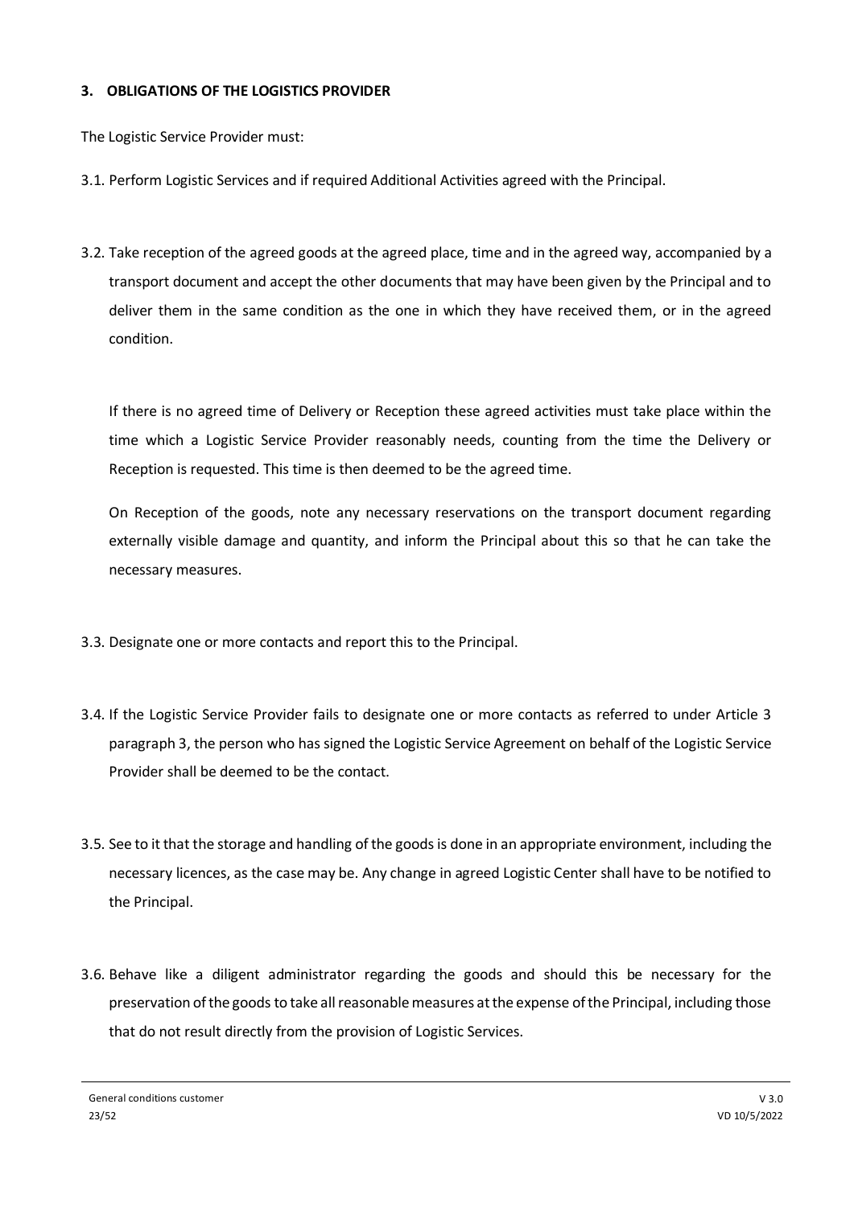### 3. OBLIGATIONS OF THE LOGISTICS PROVIDER

The Logistic Service Provider must:

3.1. Perform Logistic Services and if required Additional Activities agreed with the Principal.

3.2. Take reception of the agreed goods at the agreed place, time and in the agreed way, accompanied by a transport document and accept the other documents that may have been given by the Principal and to deliver them in the same condition as the one in which they have received them, or in the agreed condition.

If there is no agreed time of Delivery or Reception these agreed activities must take place within the time which a Logistic Service Provider reasonably needs, counting from the time the Delivery or Reception is requested. This time is then deemed to be the agreed time.

On Reception of the goods, note any necessary reservations on the transport document regarding externally visible damage and quantity, and inform the Principal about this so that he can take the necessary measures.

3.3. Designate one or more contacts and report this to the Principal.

3.4. If the Logistic Service Provider fails to designate one or more contacts as referred to under Article 3 paragraph 3, the person who has signed the Logistic Service Agreement on behalf of the Logistic Service Provider shall be deemed to be the contact.

3.5. See to it that the storage and handling of the goods is done in an appropriate environment, including the necessary licences, as the case may be. Any change in agreed Logistic Center shall have to be notified to the Principal.

3.6. Behave like a diligent administrator regarding the goods and should this be necessary for the preservation of the goods to take all reasonable measures at the expense of the Principal, including those that do not result directly from the provision of Logistic Services.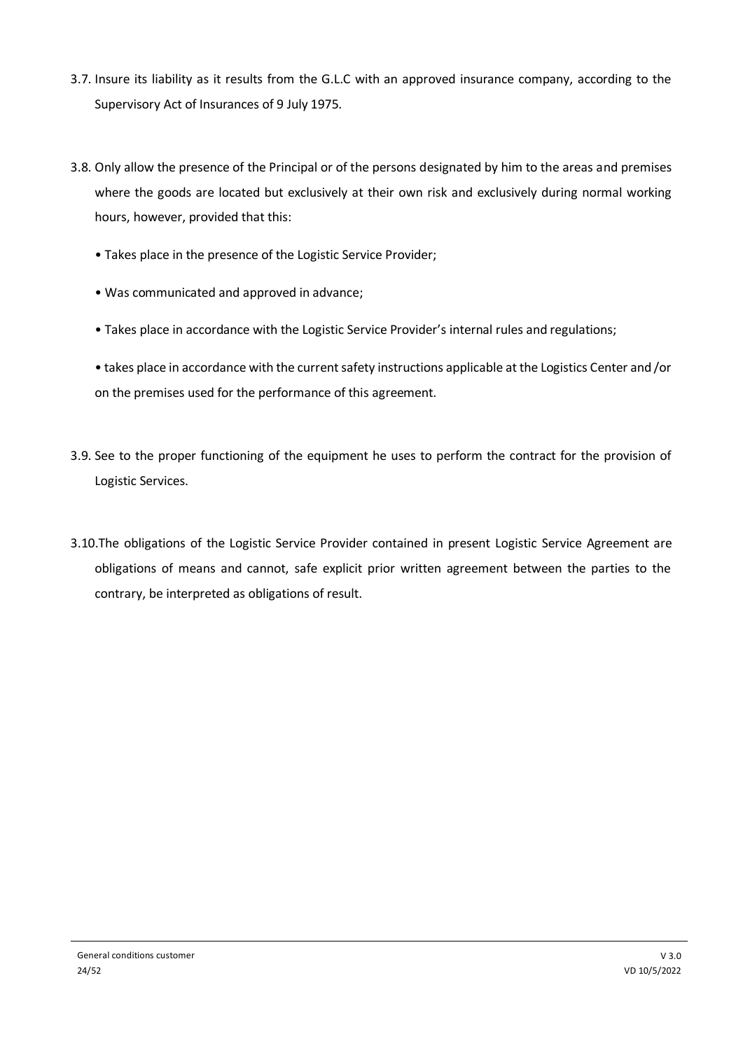3.7. Insure its liability as it results from the G.L.C with an approved insurance company, according to the Supervisory Act of Insurances of 9 July 1975.

3.8. Only allow the presence of the Principal or of the persons designated by him to the areas and premises where the goods are located but exclusively at their own risk and exclusively during normal working hours, however, provided that this:

- Takes place in the presence of the Logistic Service Provider;
- Was communicated and approved in advance;
- Takes place in accordance with the Logistic Service Provider's internal rules and regulations;
- takes place in accordance with the current safety instructions applicable at the Logistics Center and /or on the premises used for the performance of this agreement.

3.9. See to the proper functioning of the equipment he uses to perform the contract for the provision of Logistic Services.

3.10.The obligations of the Logistic Service Provider contained in present Logistic Service Agreement are obligations of means and cannot, safe explicit prior written agreement between the parties to the contrary, be interpreted as obligations of result.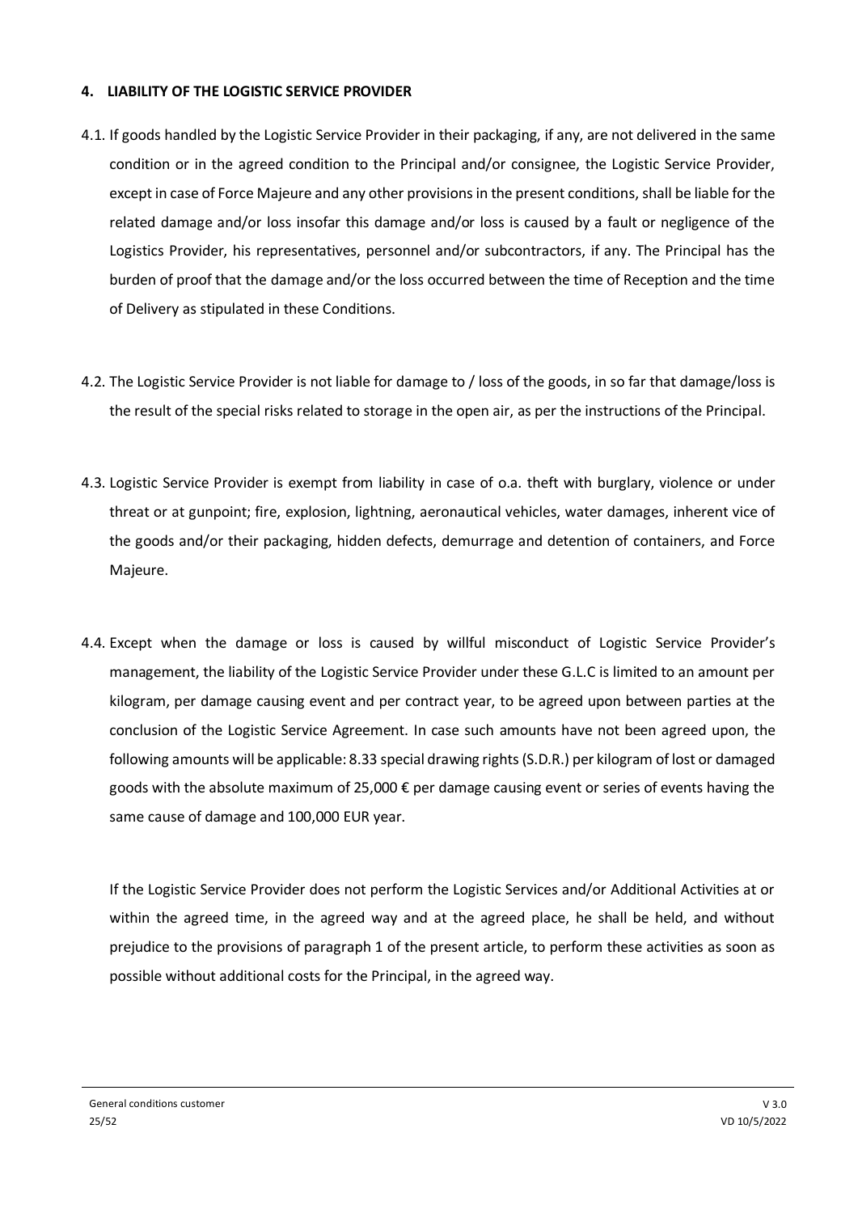## 4. LIABILITY OF THE LOGISTIC SERVICE PROVIDER

4.1. If goods handled by the Logistic Service Provider in their packaging, if any, are not delivered in the same condition or in the agreed condition to the Principal and/or consignee, the Logistic Service Provider, except in case of Force Majeure and any other provisions in the present conditions, shall be liable for the related damage and/or loss insofar this damage and/or loss is caused by a fault or negligence of the Logistics Provider, his representatives, personnel and/or subcontractors, if any. The Principal has the burden of proof that the damage and/or the loss occurred between the time of Reception and the time of Delivery as stipulated in these Conditions.

4.2. The Logistic Service Provider is not liable for damage to / loss of the goods, in so far that damage/loss is the result of the special risks related to storage in the open air, as per the instructions of the Principal.

4.3. Logistic Service Provider is exempt from liability in case of o.a. theft with burglary, violence or under threat or at gunpoint; fire, explosion, lightning, aeronautical vehicles, water damages, inherent vice of the goods and/or their packaging, hidden defects, demurrage and detention of containers, and Force Majeure.

4.4. Except when the damage or loss is caused by willful misconduct of Logistic Service Provider's management, the liability of the Logistic Service Provider under these G.L.C is limited to an amount per kilogram, per damage causing event and per contract year, to be agreed upon between parties at the conclusion of the Logistic Service Agreement. In case such amounts have not been agreed upon, the following amounts will be applicable: 8.33 special drawing rights (S.D.R.) per kilogram of lost or damaged goods with the absolute maximum of 25,000 € per damage causing event or series of events having the same cause of damage and 100,000 EUR year.

If the Logistic Service Provider does not perform the Logistic Services and/or Additional Activities at or within the agreed time, in the agreed way and at the agreed place, he shall be held, and without prejudice to the provisions of paragraph 1 of the present article, to perform these activities as soon as possible without additional costs for the Principal, in the agreed way.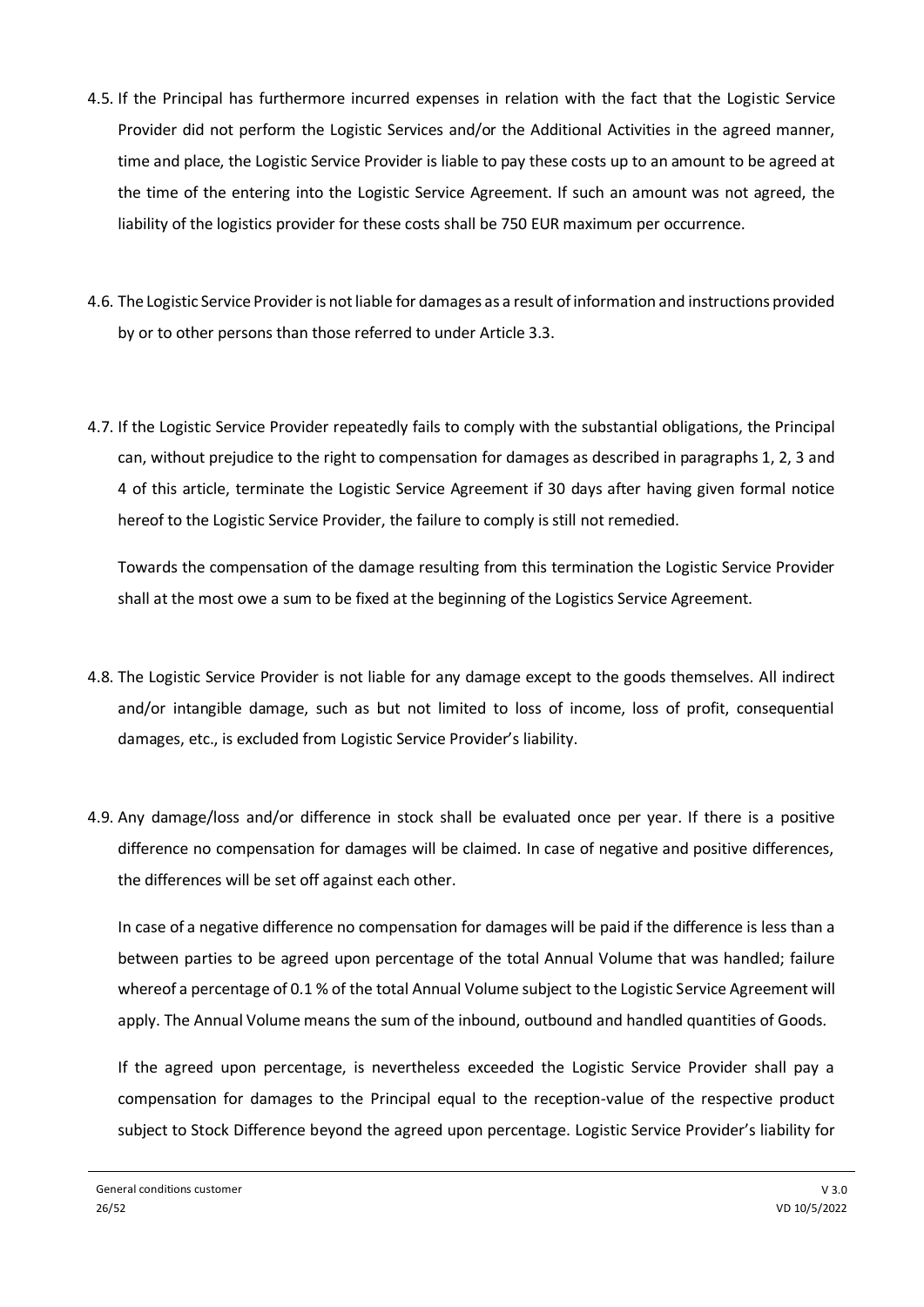4.5. If the Principal has furthermore incurred expenses in relation with the fact that the Logistic Service Provider did not perform the Logistic Services and/or the Additional Activities in the agreed manner, time and place, the Logistic Service Provider is liable to pay these costs up to an amount to be agreed at the time of the entering into the Logistic Service Agreement. If such an amount was not agreed, the liability of the logistics provider for these costs shall be 750 EUR maximum per occurrence.

4.6. The Logistic Service Provider is not liable for damages as a result of information and instructions provided by or to other persons than those referred to under Article 3.3.

4.7. If the Logistic Service Provider repeatedly fails to comply with the substantial obligations, the Principal can, without prejudice to the right to compensation for damages as described in paragraphs 1, 2, 3 and 4 of this article, terminate the Logistic Service Agreement if 30 days after having given formal notice hereof to the Logistic Service Provider, the failure to comply is still not remedied.

   Towards the compensation of the damage resulting from this termination the Logistic Service Provider shall at the most owe a sum to be fixed at the beginning of the Logistics Service Agreement.

4.8. The Logistic Service Provider is not liable for any damage except to the goods themselves. All indirect and/or intangible damage, such as but not limited to loss of income, loss of profit, consequential damages, etc., is excluded from Logistic Service Provider's liability.

4.9. Any damage/loss and/or difference in stock shall be evaluated once per year. If there is a positive difference no compensation for damages will be claimed. In case of negative and positive differences, the differences will be set off against each other.

   In case of a negative difference no compensation for damages will be paid if the difference is less than a between parties to be agreed upon percentage of the total Annual Volume that was handled; failure whereof a percentage of 0.1 % of the total Annual Volume subject to the Logistic Service Agreement will apply. The Annual Volume means the sum of the inbound, outbound and handled quantities of Goods.

   If the agreed upon percentage, is nevertheless exceeded the Logistic Service Provider shall pay a compensation for damages to the Principal equal to the reception-value of the respective product subject to Stock Difference beyond the agreed upon percentage. Logistic Service Provider's liability for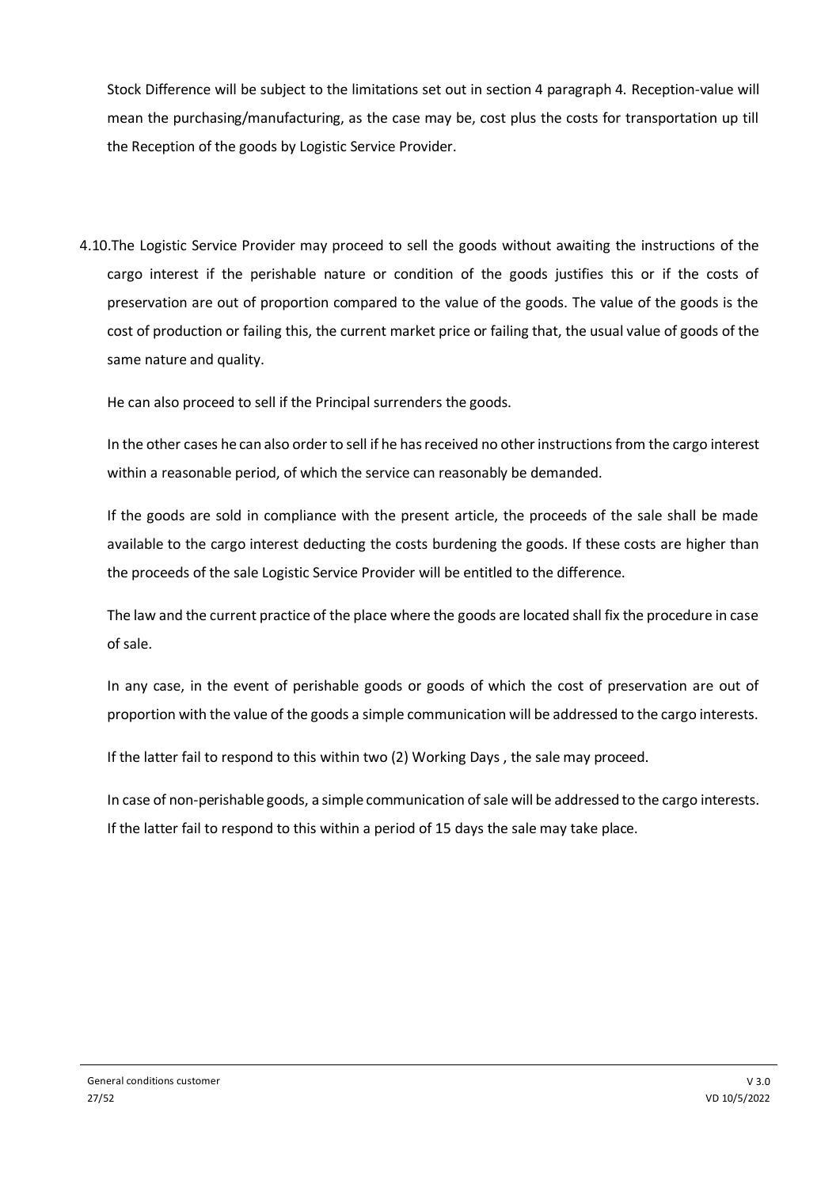Stock Difference will be subject to the limitations set out in section 4 paragraph 4. Reception-value will mean the purchasing/manufacturing, as the case may be, cost plus the costs for transportation up till the Reception of the goods by Logistic Service Provider.

4.10.The Logistic Service Provider may proceed to sell the goods without awaiting the instructions of the cargo interest if the perishable nature or condition of the goods justifies this or if the costs of preservation are out of proportion compared to the value of the goods. The value of the goods is the cost of production or failing this, the current market price or failing that, the usual value of goods of the same nature and quality.

He can also proceed to sell if the Principal surrenders the goods.

In the other cases he can also order to sell if he has received no other instructions from the cargo interest within a reasonable period, of which the service can reasonably be demanded.

If the goods are sold in compliance with the present article, the proceeds of the sale shall be made available to the cargo interest deducting the costs burdening the goods. If these costs are higher than the proceeds of the sale Logistic Service Provider will be entitled to the difference.

The law and the current practice of the place where the goods are located shall fix the procedure in case of sale.

In any case, in the event of perishable goods or goods of which the cost of preservation are out of proportion with the value of the goods a simple communication will be addressed to the cargo interests.

If the latter fail to respond to this within two (2) Working Days , the sale may proceed.

In case of non-perishable goods, a simple communication of sale will be addressed to the cargo interests. If the latter fail to respond to this within a period of 15 days the sale may take place.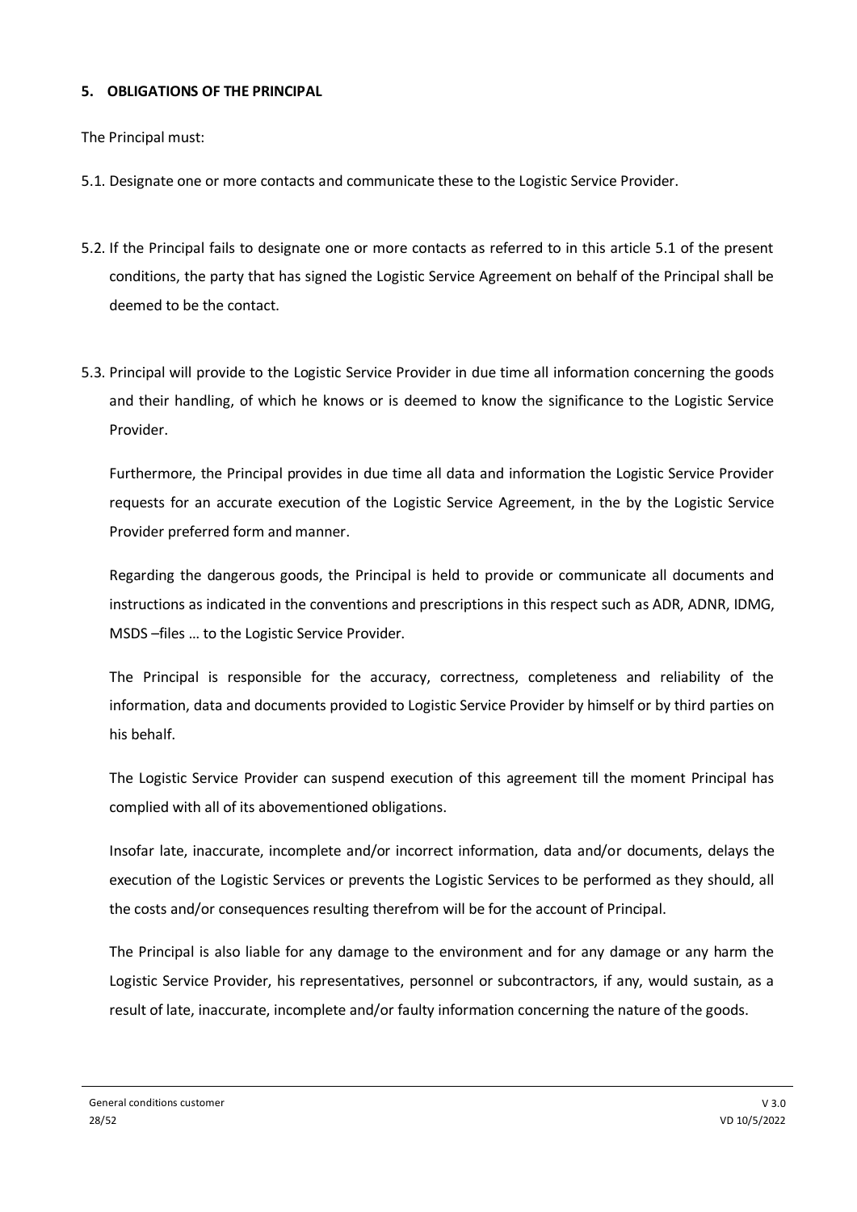**5. OBLIGATIONS OF THE PRINCIPAL**

The Principal must:

5.1. Designate one or more contacts and communicate these to the Logistic Service Provider.

5.2. If the Principal fails to designate one or more contacts as referred to in this article 5.1 of the present conditions, the party that has signed the Logistic Service Agreement on behalf of the Principal shall be deemed to be the contact.

5.3. Principal will provide to the Logistic Service Provider in due time all information concerning the goods and their handling, of which he knows or is deemed to know the significance to the Logistic Service Provider.

Furthermore, the Principal provides in due time all data and information the Logistic Service Provider requests for an accurate execution of the Logistic Service Agreement, in the by the Logistic Service Provider preferred form and manner.

Regarding the dangerous goods, the Principal is held to provide or communicate all documents and instructions as indicated in the conventions and prescriptions in this respect such as ADR, ADNR, IDMG, MSDS –files … to the Logistic Service Provider.

The Principal is responsible for the accuracy, correctness, completeness and reliability of the information, data and documents provided to Logistic Service Provider by himself or by third parties on his behalf.

The Logistic Service Provider can suspend execution of this agreement till the moment Principal has complied with all of its abovementioned obligations.

Insofar late, inaccurate, incomplete and/or incorrect information, data and/or documents, delays the execution of the Logistic Services or prevents the Logistic Services to be performed as they should, all the costs and/or consequences resulting therefrom will be for the account of Principal.

The Principal is also liable for any damage to the environment and for any damage or any harm the Logistic Service Provider, his representatives, personnel or subcontractors, if any, would sustain, as a result of late, inaccurate, incomplete and/or faulty information concerning the nature of the goods.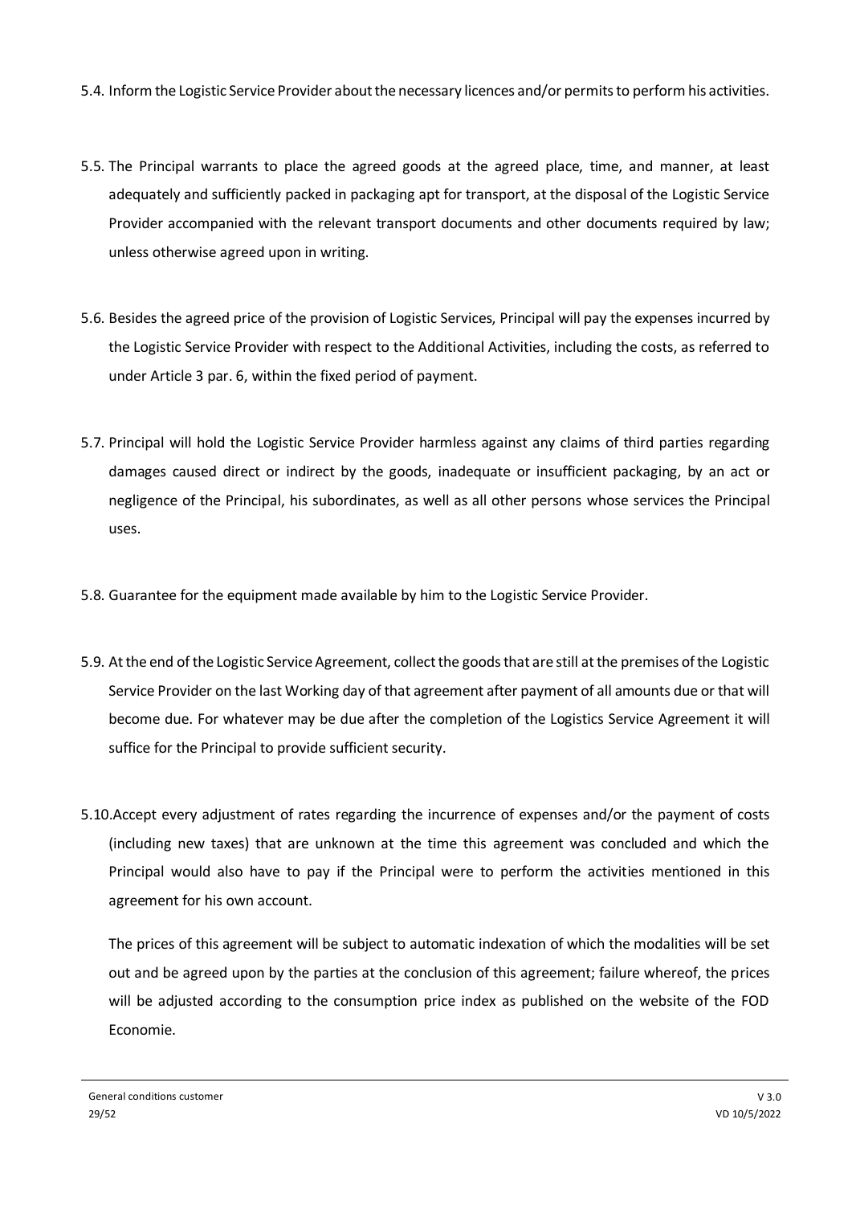5.4. Inform the Logistic Service Provider about the necessary licences and/or permits to perform his activities.

5.5. The Principal warrants to place the agreed goods at the agreed place, time, and manner, at least adequately and sufficiently packed in packaging apt for transport, at the disposal of the Logistic Service Provider accompanied with the relevant transport documents and other documents required by law; unless otherwise agreed upon in writing.

5.6. Besides the agreed price of the provision of Logistic Services, Principal will pay the expenses incurred by the Logistic Service Provider with respect to the Additional Activities, including the costs, as referred to under Article 3 par. 6, within the fixed period of payment.

5.7. Principal will hold the Logistic Service Provider harmless against any claims of third parties regarding damages caused direct or indirect by the goods, inadequate or insufficient packaging, by an act or negligence of the Principal, his subordinates, as well as all other persons whose services the Principal uses.

5.8. Guarantee for the equipment made available by him to the Logistic Service Provider.

5.9. At the end of the Logistic Service Agreement, collect the goods that are still at the premises of the Logistic Service Provider on the last Working day of that agreement after payment of all amounts due or that will become due. For whatever may be due after the completion of the Logistics Service Agreement it will suffice for the Principal to provide sufficient security.

5.10. Accept every adjustment of rates regarding the incurrence of expenses and/or the payment of costs (including new taxes) that are unknown at the time this agreement was concluded and which the Principal would also have to pay if the Principal were to perform the activities mentioned in this agreement for his own account.

The prices of this agreement will be subject to automatic indexation of which the modalities will be set out and be agreed upon by the parties at the conclusion of this agreement; failure whereof, the prices will be adjusted according to the consumption price index as published on the website of the FOD Economie.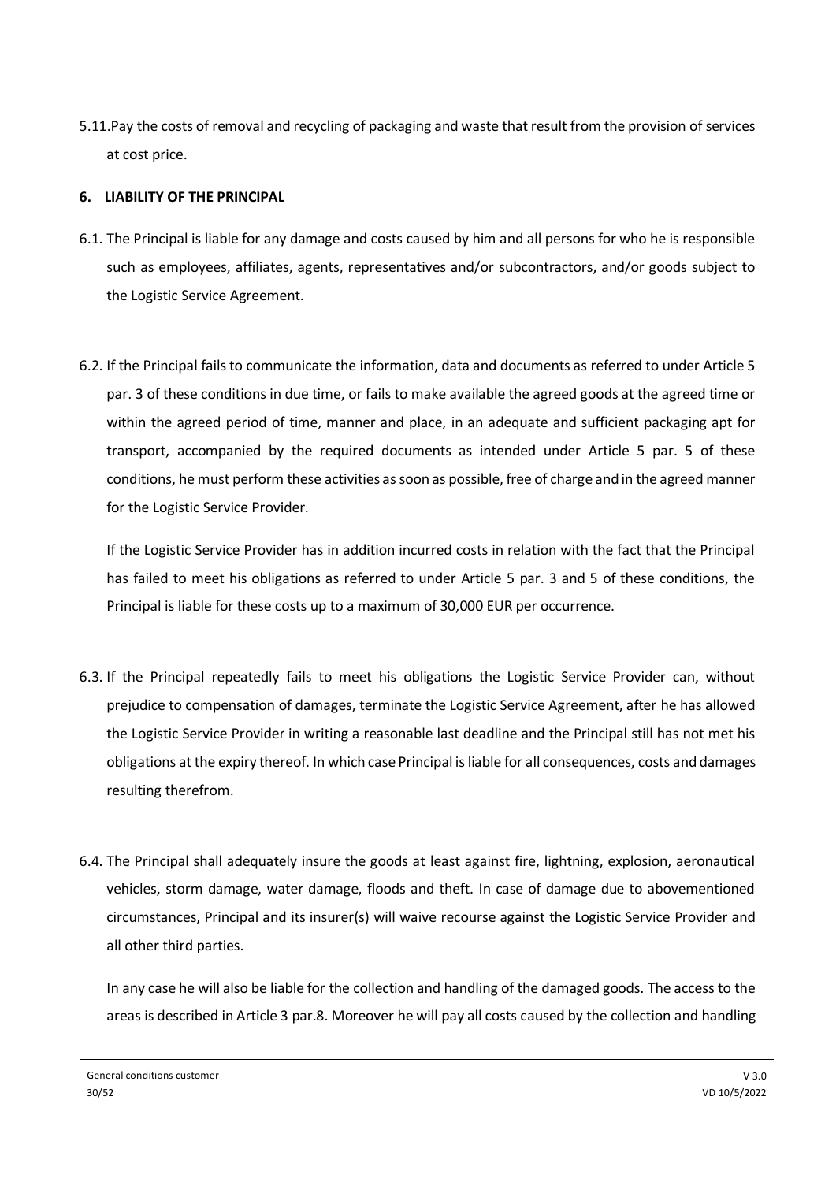5.11.Pay the costs of removal and recycling of packaging and waste that result from the provision of services at cost price.

## 6. LIABILITY OF THE PRINCIPAL

6.1. The Principal is liable for any damage and costs caused by him and all persons for who he is responsible such as employees, affiliates, agents, representatives and/or subcontractors, and/or goods subject to the Logistic Service Agreement.

6.2. If the Principal fails to communicate the information, data and documents as referred to under Article 5 par. 3 of these conditions in due time, or fails to make available the agreed goods at the agreed time or within the agreed period of time, manner and place, in an adequate and sufficient packaging apt for transport, accompanied by the required documents as intended under Article 5 par. 5 of these conditions, he must perform these activities as soon as possible, free of charge and in the agreed manner for the Logistic Service Provider.

If the Logistic Service Provider has in addition incurred costs in relation with the fact that the Principal has failed to meet his obligations as referred to under Article 5 par. 3 and 5 of these conditions, the Principal is liable for these costs up to a maximum of 30,000 EUR per occurrence.

6.3. If the Principal repeatedly fails to meet his obligations the Logistic Service Provider can, without prejudice to compensation of damages, terminate the Logistic Service Agreement, after he has allowed the Logistic Service Provider in writing a reasonable last deadline and the Principal still has not met his obligations at the expiry thereof. In which case Principal is liable for all consequences, costs and damages resulting therefrom.

6.4. The Principal shall adequately insure the goods at least against fire, lightning, explosion, aeronautical vehicles, storm damage, water damage, floods and theft. In case of damage due to abovementioned circumstances, Principal and its insurer(s) will waive recourse against the Logistic Service Provider and all other third parties.

In any case he will also be liable for the collection and handling of the damaged goods. The access to the areas is described in Article 3 par.8. Moreover he will pay all costs caused by the collection and handling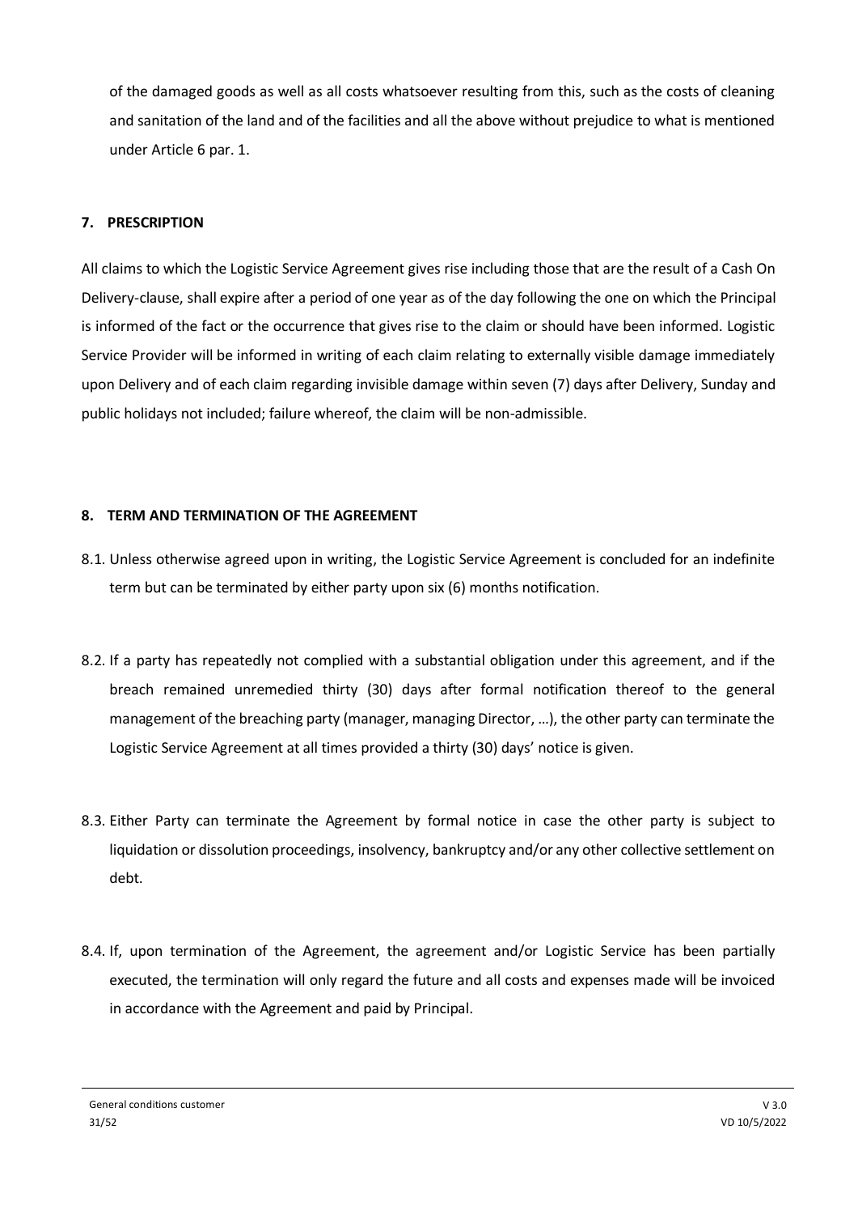of the damaged goods as well as all costs whatsoever resulting from this, such as the costs of cleaning and sanitation of the land and of the facilities and all the above without prejudice to what is mentioned under Article 6 par. 1.

## 7. PRESCRIPTION

All claims to which the Logistic Service Agreement gives rise including those that are the result of a Cash On Delivery-clause, shall expire after a period of one year as of the day following the one on which the Principal is informed of the fact or the occurrence that gives rise to the claim or should have been informed. Logistic Service Provider will be informed in writing of each claim relating to externally visible damage immediately upon Delivery and of each claim regarding invisible damage within seven (7) days after Delivery, Sunday and public holidays not included; failure whereof, the claim will be non-admissible.

## 8. TERM AND TERMINATION OF THE AGREEMENT

8.1. Unless otherwise agreed upon in writing, the Logistic Service Agreement is concluded for an indefinite term but can be terminated by either party upon six (6) months notification.

8.2. If a party has repeatedly not complied with a substantial obligation under this agreement, and if the breach remained unremedied thirty (30) days after formal notification thereof to the general management of the breaching party (manager, managing Director, …), the other party can terminate the Logistic Service Agreement at all times provided a thirty (30) days' notice is given.

8.3. Either Party can terminate the Agreement by formal notice in case the other party is subject to liquidation or dissolution proceedings, insolvency, bankruptcy and/or any other collective settlement on debt.

8.4. If, upon termination of the Agreement, the agreement and/or Logistic Service has been partially executed, the termination will only regard the future and all costs and expenses made will be invoiced in accordance with the Agreement and paid by Principal.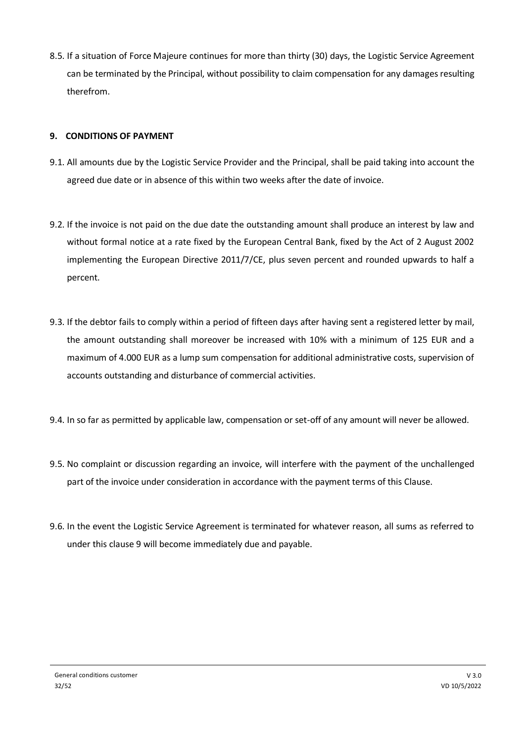8.5. If a situation of Force Majeure continues for more than thirty (30) days, the Logistic Service Agreement can be terminated by the Principal, without possibility to claim compensation for any damages resulting therefrom.

## 9. CONDITIONS OF PAYMENT

9.1. All amounts due by the Logistic Service Provider and the Principal, shall be paid taking into account the agreed due date or in absence of this within two weeks after the date of invoice.

9.2. If the invoice is not paid on the due date the outstanding amount shall produce an interest by law and without formal notice at a rate fixed by the European Central Bank, fixed by the Act of 2 August 2002 implementing the European Directive 2011/7/CE, plus seven percent and rounded upwards to half a percent.

9.3. If the debtor fails to comply within a period of fifteen days after having sent a registered letter by mail, the amount outstanding shall moreover be increased with 10% with a minimum of 125 EUR and a maximum of 4.000 EUR as a lump sum compensation for additional administrative costs, supervision of accounts outstanding and disturbance of commercial activities.

9.4. In so far as permitted by applicable law, compensation or set-off of any amount will never be allowed.

9.5. No complaint or discussion regarding an invoice, will interfere with the payment of the unchallenged part of the invoice under consideration in accordance with the payment terms of this Clause.

9.6. In the event the Logistic Service Agreement is terminated for whatever reason, all sums as referred to under this clause 9 will become immediately due and payable.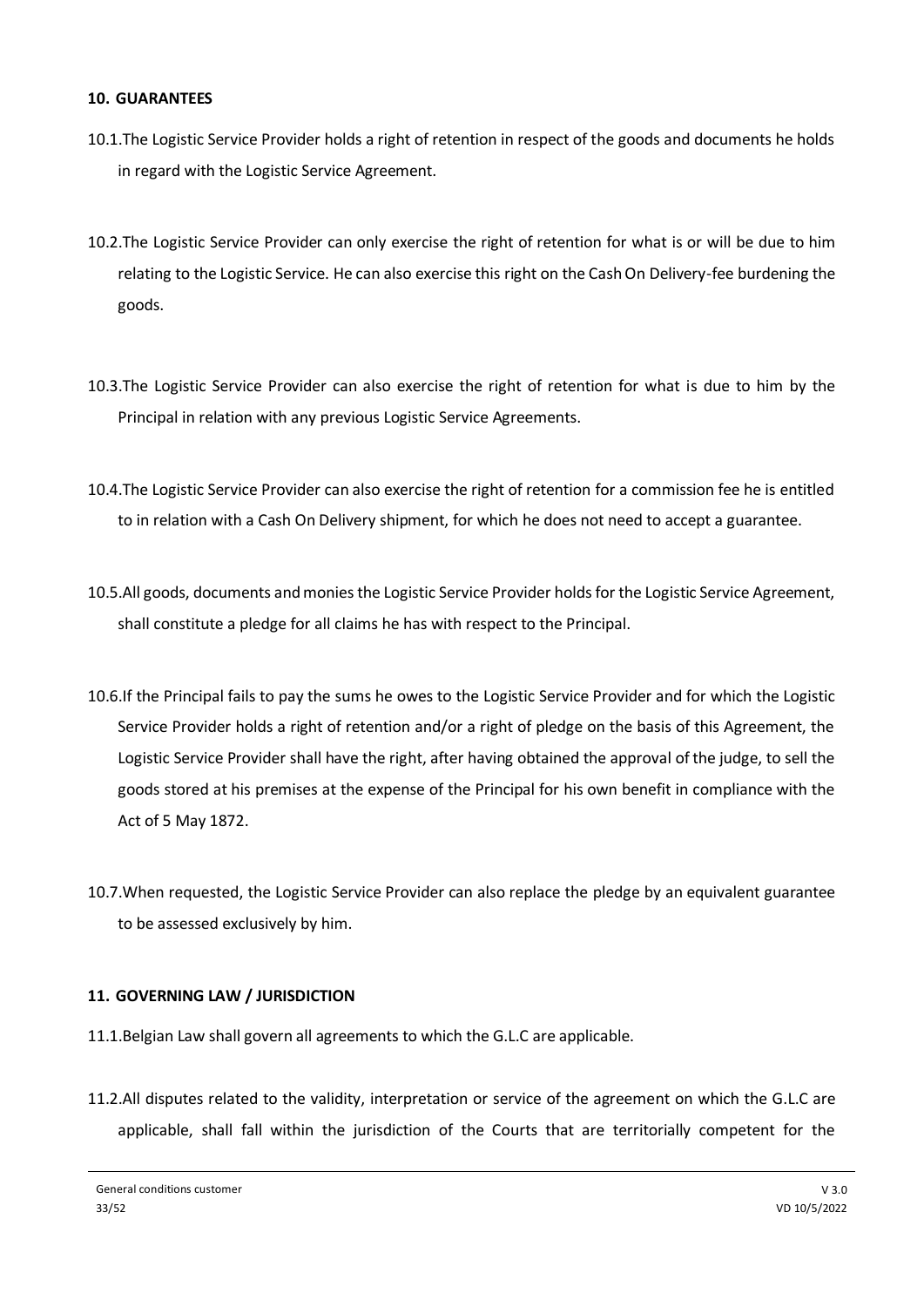## 10. GUARANTEES

10.1. The Logistic Service Provider holds a right of retention in respect of the goods and documents he holds in regard with the Logistic Service Agreement.

10.2. The Logistic Service Provider can only exercise the right of retention for what is or will be due to him relating to the Logistic Service. He can also exercise this right on the Cash On Delivery-fee burdening the goods.

10.3. The Logistic Service Provider can also exercise the right of retention for what is due to him by the Principal in relation with any previous Logistic Service Agreements.

10.4. The Logistic Service Provider can also exercise the right of retention for a commission fee he is entitled to in relation with a Cash On Delivery shipment, for which he does not need to accept a guarantee.

10.5. All goods, documents and monies the Logistic Service Provider holds for the Logistic Service Agreement, shall constitute a pledge for all claims he has with respect to the Principal.

10.6. If the Principal fails to pay the sums he owes to the Logistic Service Provider and for which the Logistic Service Provider holds a right of retention and/or a right of pledge on the basis of this Agreement, the Logistic Service Provider shall have the right, after having obtained the approval of the judge, to sell the goods stored at his premises at the expense of the Principal for his own benefit in compliance with the Act of 5 May 1872.

10.7. When requested, the Logistic Service Provider can also replace the pledge by an equivalent guarantee to be assessed exclusively by him.

## 11. GOVERNING LAW / JURISDICTION

11.1. Belgian Law shall govern all agreements to which the G.L.C are applicable.

11.2. All disputes related to the validity, interpretation or service of the agreement on which the G.L.C are applicable, shall fall within the jurisdiction of the Courts that are territorially competent for the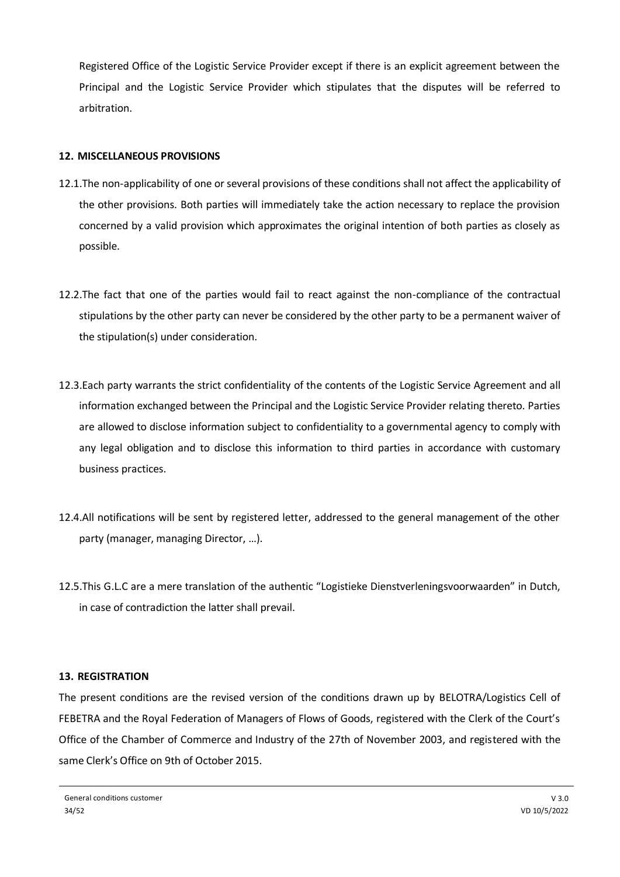Registered Office of the Logistic Service Provider except if there is an explicit agreement between the Principal and the Logistic Service Provider which stipulates that the disputes will be referred to arbitration.

## 12. MISCELLANEOUS PROVISIONS

12.1.The non-applicability of one or several provisions of these conditions shall not affect the applicability of the other provisions. Both parties will immediately take the action necessary to replace the provision concerned by a valid provision which approximates the original intention of both parties as closely as possible.

12.2.The fact that one of the parties would fail to react against the non-compliance of the contractual stipulations by the other party can never be considered by the other party to be a permanent waiver of the stipulation(s) under consideration.

12.3.Each party warrants the strict confidentiality of the contents of the Logistic Service Agreement and all information exchanged between the Principal and the Logistic Service Provider relating thereto. Parties are allowed to disclose information subject to confidentiality to a governmental agency to comply with any legal obligation and to disclose this information to third parties in accordance with customary business practices.

12.4.All notifications will be sent by registered letter, addressed to the general management of the other party (manager, managing Director, …).

12.5.This G.L.C are a mere translation of the authentic "Logistieke Dienstverleningsvoorwaarden" in Dutch, in case of contradiction the latter shall prevail.

## 13. REGISTRATION

The present conditions are the revised version of the conditions drawn up by BELOTRA/Logistics Cell of FEBETRA and the Royal Federation of Managers of Flows of Goods, registered with the Clerk of the Court's Office of the Chamber of Commerce and Industry of the 27th of November 2003, and registered with the same Clerk's Office on 9th of October 2015.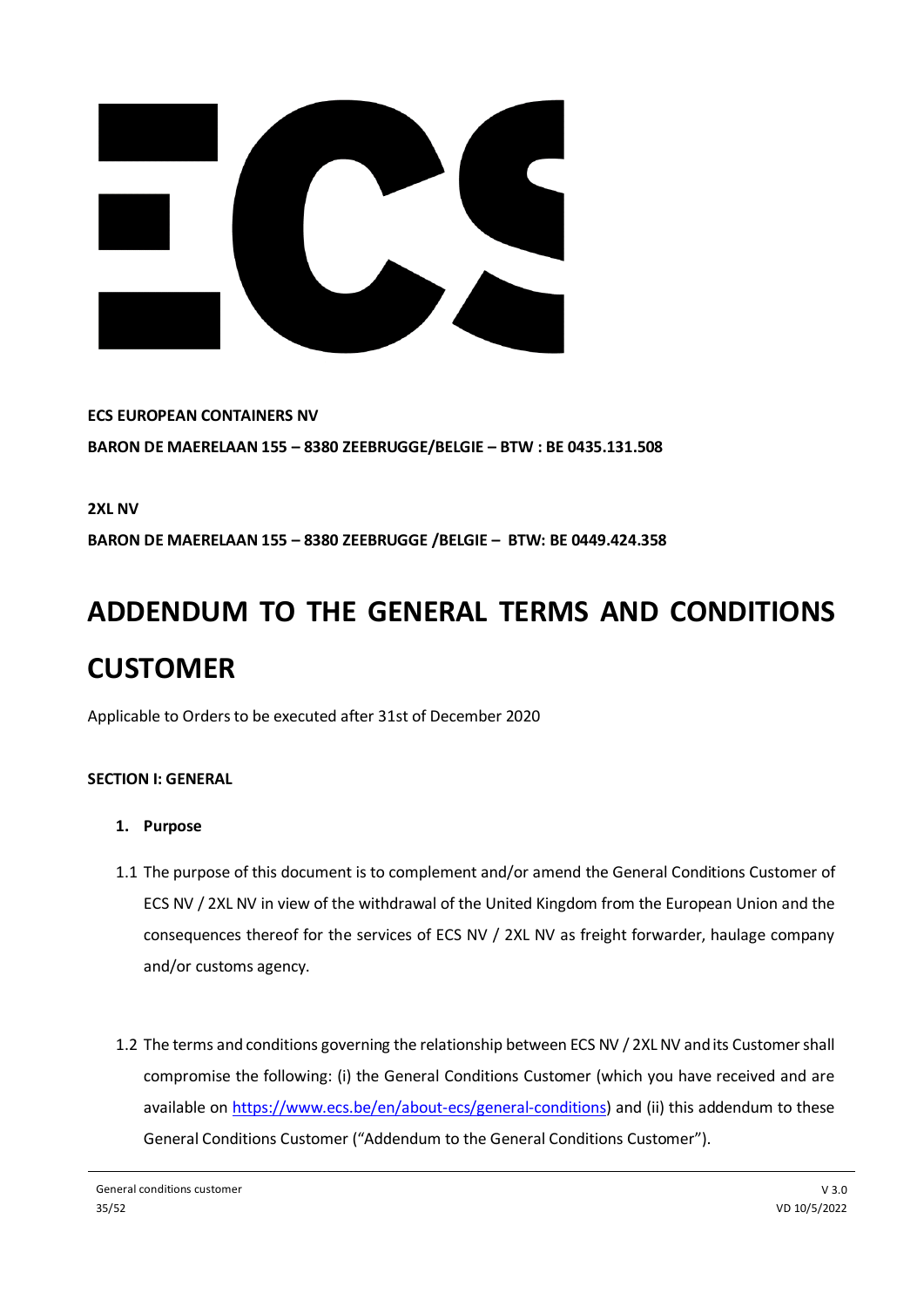**ECS EUROPEAN CONTAINERS NV**

**BARON DE MAERELAAN 155 – 8380 ZEEBRUGGE/BELGIE – BTW : BE 0435.131.508**

**2XL NV**

**BARON DE MAERELAAN 155 – 8380 ZEEBRUGGE /BELGIE – BTW: BE 0449.424.358**

# ADDENDUM TO THE GENERAL TERMS AND CONDITIONS CUSTOMER

Applicable to Orders to be executed after 31st of December 2020

**SECTION I: GENERAL**

1. **Purpose**

1.1 The purpose of this document is to complement and/or amend the General Conditions Customer of ECS NV / 2XL NV in view of the withdrawal of the United Kingdom from the European Union and the consequences thereof for the services of ECS NV / 2XL NV as freight forwarder, haulage company and/or customs agency.

1.2 The terms and conditions governing the relationship between ECS NV / 2XL NV and its Customer shall compromise the following: (i) the General Conditions Customer (which you have received and are available on https://www.ecs.be/en/about-ecs/general-conditions) and (ii) this addendum to these General Conditions Customer ("Addendum to the General Conditions Customer").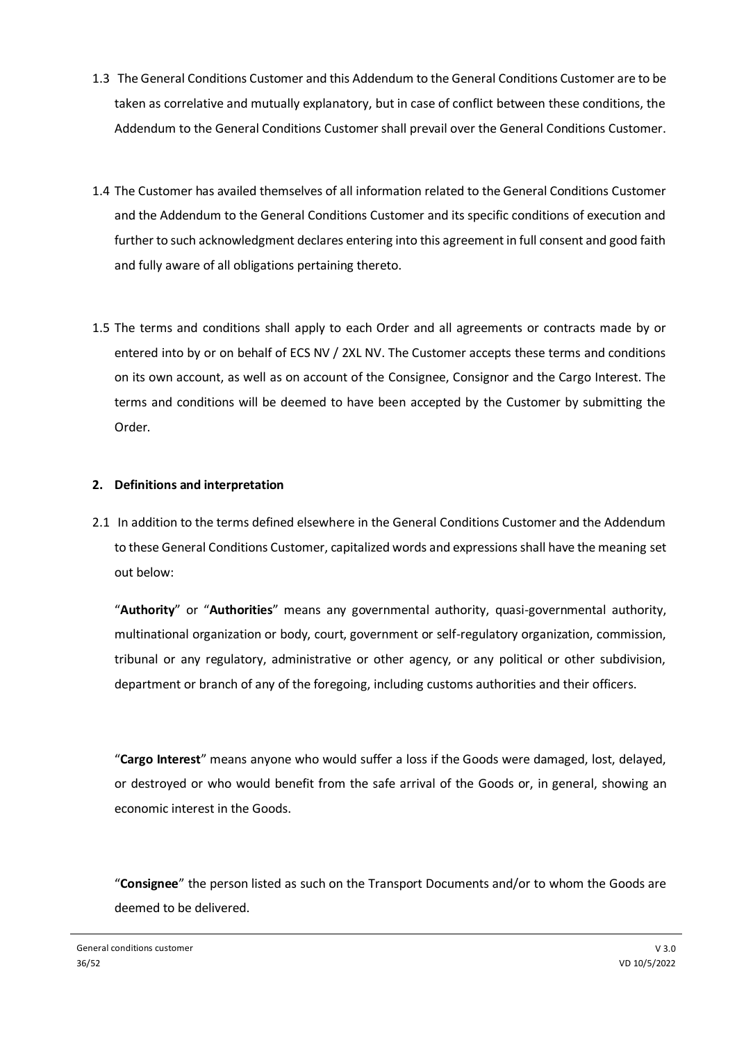1.3 The General Conditions Customer and this Addendum to the General Conditions Customer are to be taken as correlative and mutually explanatory, but in case of conflict between these conditions, the Addendum to the General Conditions Customer shall prevail over the General Conditions Customer.

1.4 The Customer has availed themselves of all information related to the General Conditions Customer and the Addendum to the General Conditions Customer and its specific conditions of execution and further to such acknowledgment declares entering into this agreement in full consent and good faith and fully aware of all obligations pertaining thereto.

1.5 The terms and conditions shall apply to each Order and all agreements or contracts made by or entered into by or on behalf of ECS NV / 2XL NV. The Customer accepts these terms and conditions on its own account, as well as on account of the Consignee, Consignor and the Cargo Interest. The terms and conditions will be deemed to have been accepted by the Customer by submitting the Order.

## 2. Definitions and interpretation

2.1 In addition to the terms defined elsewhere in the General Conditions Customer and the Addendum to these General Conditions Customer, capitalized words and expressions shall have the meaning set out below:

"**Authority**" or "**Authorities**" means any governmental authority, quasi-governmental authority, multinational organization or body, court, government or self-regulatory organization, commission, tribunal or any regulatory, administrative or other agency, or any political or other subdivision, department or branch of any of the foregoing, including customs authorities and their officers.

"**Cargo Interest**" means anyone who would suffer a loss if the Goods were damaged, lost, delayed, or destroyed or who would benefit from the safe arrival of the Goods or, in general, showing an economic interest in the Goods.

"**Consignee**" the person listed as such on the Transport Documents and/or to whom the Goods are deemed to be delivered.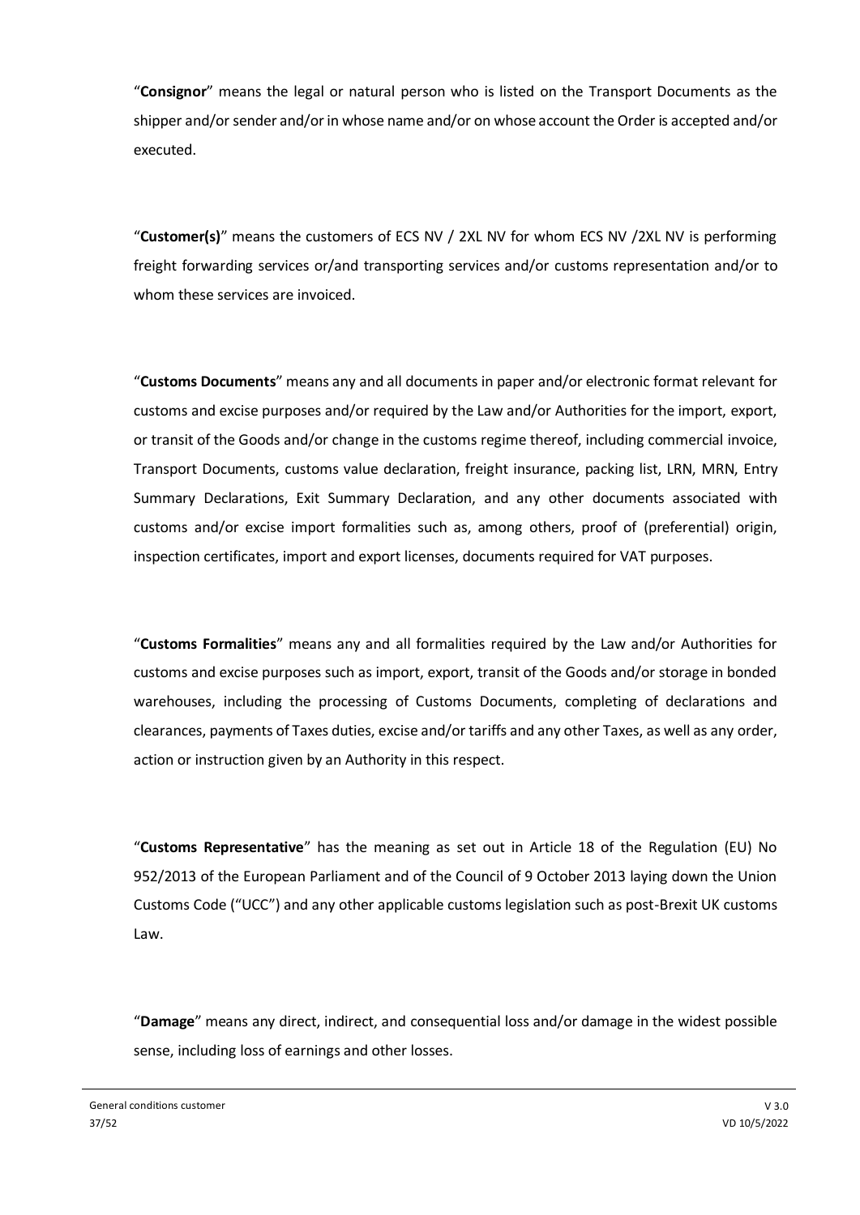"**Consignor**" means the legal or natural person who is listed on the Transport Documents as the shipper and/or sender and/or in whose name and/or on whose account the Order is accepted and/or executed.

"**Customer(s)**" means the customers of ECS NV / 2XL NV for whom ECS NV /2XL NV is performing freight forwarding services or/and transporting services and/or customs representation and/or to whom these services are invoiced.

"**Customs Documents**" means any and all documents in paper and/or electronic format relevant for customs and excise purposes and/or required by the Law and/or Authorities for the import, export, or transit of the Goods and/or change in the customs regime thereof, including commercial invoice, Transport Documents, customs value declaration, freight insurance, packing list, LRN, MRN, Entry Summary Declarations, Exit Summary Declaration, and any other documents associated with customs and/or excise import formalities such as, among others, proof of (preferential) origin, inspection certificates, import and export licenses, documents required for VAT purposes.

"**Customs Formalities**" means any and all formalities required by the Law and/or Authorities for customs and excise purposes such as import, export, transit of the Goods and/or storage in bonded warehouses, including the processing of Customs Documents, completing of declarations and clearances, payments of Taxes duties, excise and/or tariffs and any other Taxes, as well as any order, action or instruction given by an Authority in this respect.

"**Customs Representative**" has the meaning as set out in Article 18 of the Regulation (EU) No 952/2013 of the European Parliament and of the Council of 9 October 2013 laying down the Union Customs Code ("UCC") and any other applicable customs legislation such as post-Brexit UK customs Law.

"**Damage**" means any direct, indirect, and consequential loss and/or damage in the widest possible sense, including loss of earnings and other losses.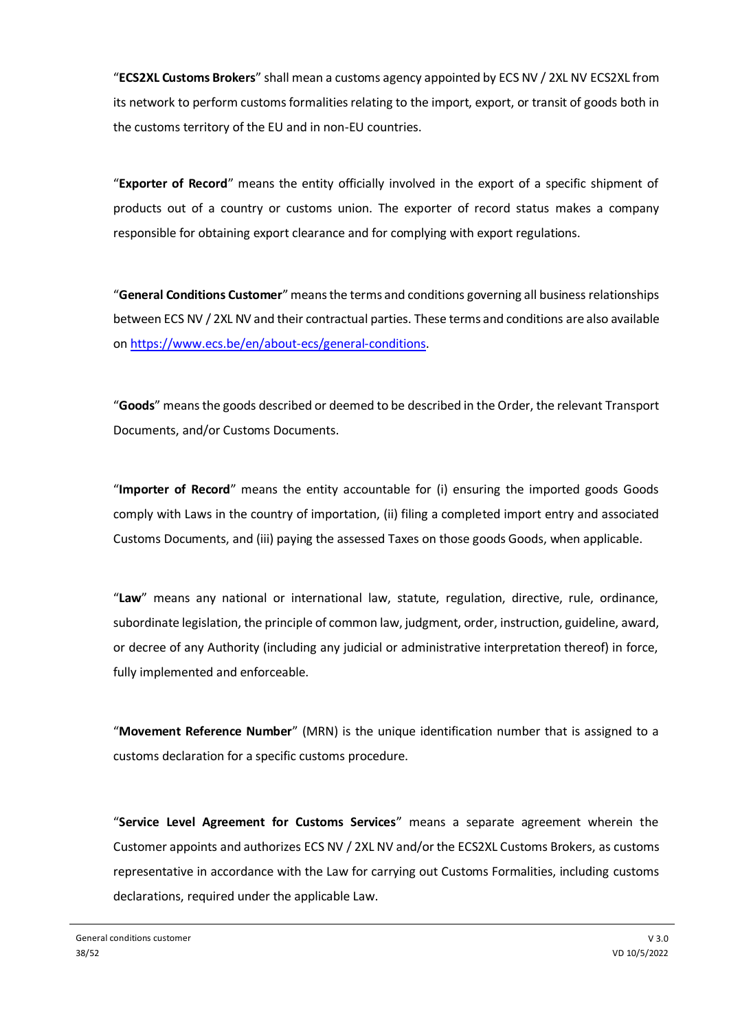"**ECS2XL Customs Brokers**" shall mean a customs agency appointed by ECS NV / 2XL NV ECS2XL from its network to perform customs formalities relating to the import, export, or transit of goods both in the customs territory of the EU and in non-EU countries.

"**Exporter of Record**" means the entity officially involved in the export of a specific shipment of products out of a country or customs union. The exporter of record status makes a company responsible for obtaining export clearance and for complying with export regulations.

"**General Conditions Customer**" means the terms and conditions governing all business relationships between ECS NV / 2XL NV and their contractual parties. These terms and conditions are also available on [https://www.ecs.be/en/about-ecs/general-conditions](https://www.ecs.be/en/about-ecs/general-conditions).

"**Goods**" means the goods described or deemed to be described in the Order, the relevant Transport Documents, and/or Customs Documents.

"**Importer of Record**" means the entity accountable for (i) ensuring the imported goods Goods comply with Laws in the country of importation, (ii) filing a completed import entry and associated Customs Documents, and (iii) paying the assessed Taxes on those goods Goods, when applicable.

"**Law**" means any national or international law, statute, regulation, directive, rule, ordinance, subordinate legislation, the principle of common law, judgment, order, instruction, guideline, award, or decree of any Authority (including any judicial or administrative interpretation thereof) in force, fully implemented and enforceable.

"**Movement Reference Number**" (MRN) is the unique identification number that is assigned to a customs declaration for a specific customs procedure.

"**Service Level Agreement for Customs Services**" means a separate agreement wherein the Customer appoints and authorizes ECS NV / 2XL NV and/or the ECS2XL Customs Brokers, as customs representative in accordance with the Law for carrying out Customs Formalities, including customs declarations, required under the applicable Law.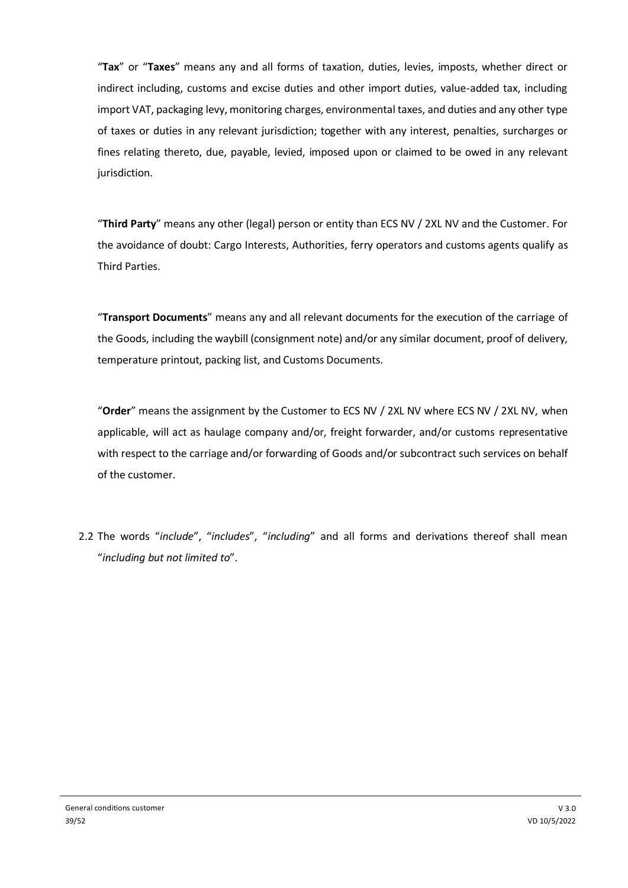"**Tax**" or "**Taxes**" means any and all forms of taxation, duties, levies, imposts, whether direct or indirect including, customs and excise duties and other import duties, value-added tax, including import VAT, packaging levy, monitoring charges, environmental taxes, and duties and any other type of taxes or duties in any relevant jurisdiction; together with any interest, penalties, surcharges or fines relating thereto, due, payable, levied, imposed upon or claimed to be owed in any relevant jurisdiction.

"**Third Party**" means any other (legal) person or entity than ECS NV / 2XL NV and the Customer. For the avoidance of doubt: Cargo Interests, Authorities, ferry operators and customs agents qualify as Third Parties.

"**Transport Documents**" means any and all relevant documents for the execution of the carriage of the Goods, including the waybill (consignment note) and/or any similar document, proof of delivery, temperature printout, packing list, and Customs Documents.

"**Order**" means the assignment by the Customer to ECS NV / 2XL NV where ECS NV / 2XL NV, when applicable, will act as haulage company and/or, freight forwarder, and/or customs representative with respect to the carriage and/or forwarding of Goods and/or subcontract such services on behalf of the customer.

2.2 The words "*include*", "*includes*", "*including*" and all forms and derivations thereof shall mean "*including but not limited to*".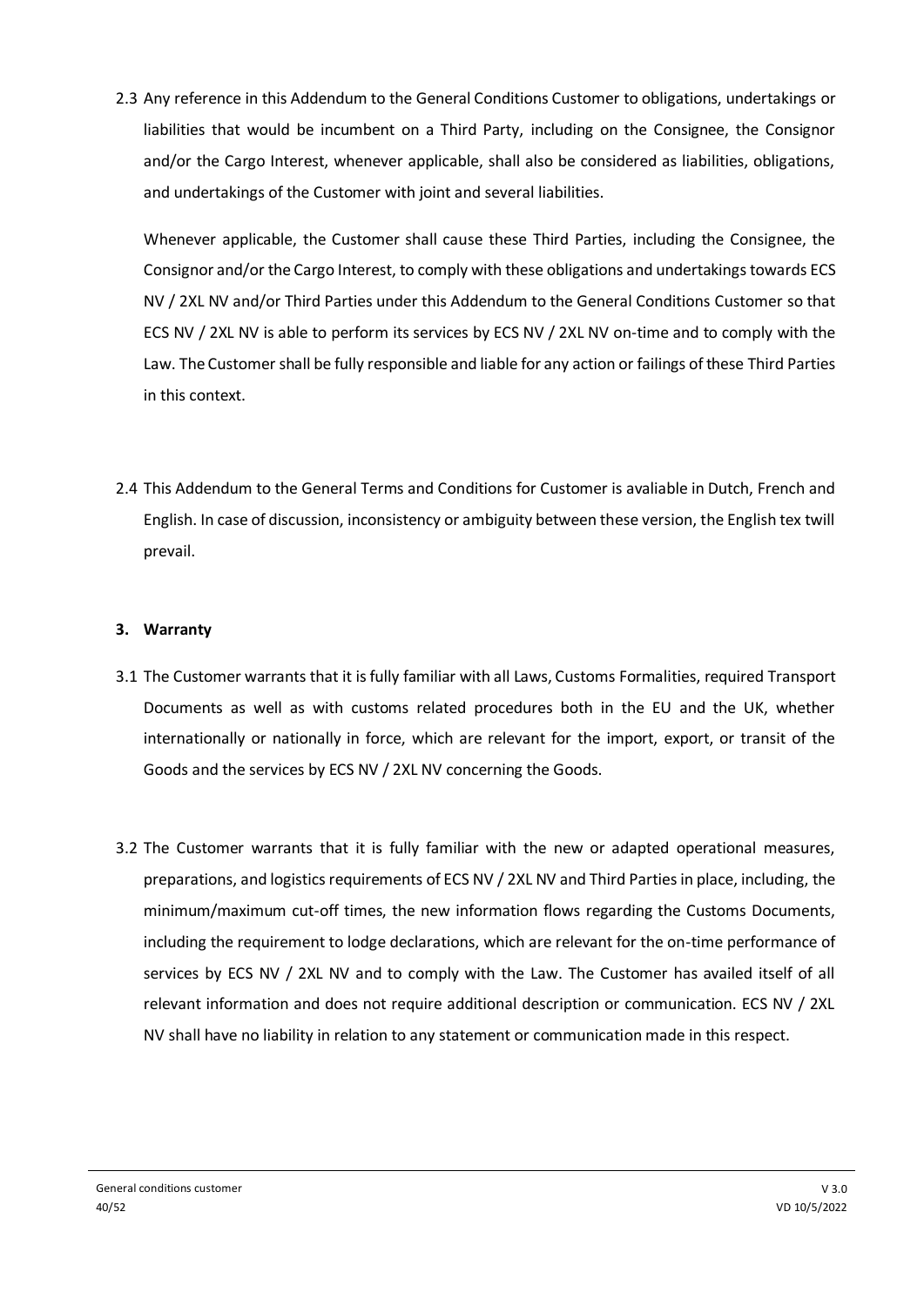2.3 Any reference in this Addendum to the General Conditions Customer to obligations, undertakings or liabilities that would be incumbent on a Third Party, including on the Consignee, the Consignor and/or the Cargo Interest, whenever applicable, shall also be considered as liabilities, obligations, and undertakings of the Customer with joint and several liabilities.

Whenever applicable, the Customer shall cause these Third Parties, including the Consignee, the Consignor and/or the Cargo Interest, to comply with these obligations and undertakings towards ECS NV / 2XL NV and/or Third Parties under this Addendum to the General Conditions Customer so that ECS NV / 2XL NV is able to perform its services by ECS NV / 2XL NV on-time and to comply with the Law. The Customer shall be fully responsible and liable for any action or failings of these Third Parties in this context.

2.4 This Addendum to the General Terms and Conditions for Customer is avaliable in Dutch, French and English. In case of discussion, inconsistency or ambiguity between these version, the English tex twill prevail.

### 3. Warranty

3.1 The Customer warrants that it is fully familiar with all Laws, Customs Formalities, required Transport Documents as well as with customs related procedures both in the EU and the UK, whether internationally or nationally in force, which are relevant for the import, export, or transit of the Goods and the services by ECS NV / 2XL NV concerning the Goods.

3.2 The Customer warrants that it is fully familiar with the new or adapted operational measures, preparations, and logistics requirements of ECS NV / 2XL NV and Third Parties in place, including, the minimum/maximum cut-off times, the new information flows regarding the Customs Documents, including the requirement to lodge declarations, which are relevant for the on-time performance of services by ECS NV / 2XL NV and to comply with the Law. The Customer has availed itself of all relevant information and does not require additional description or communication. ECS NV / 2XL NV shall have no liability in relation to any statement or communication made in this respect.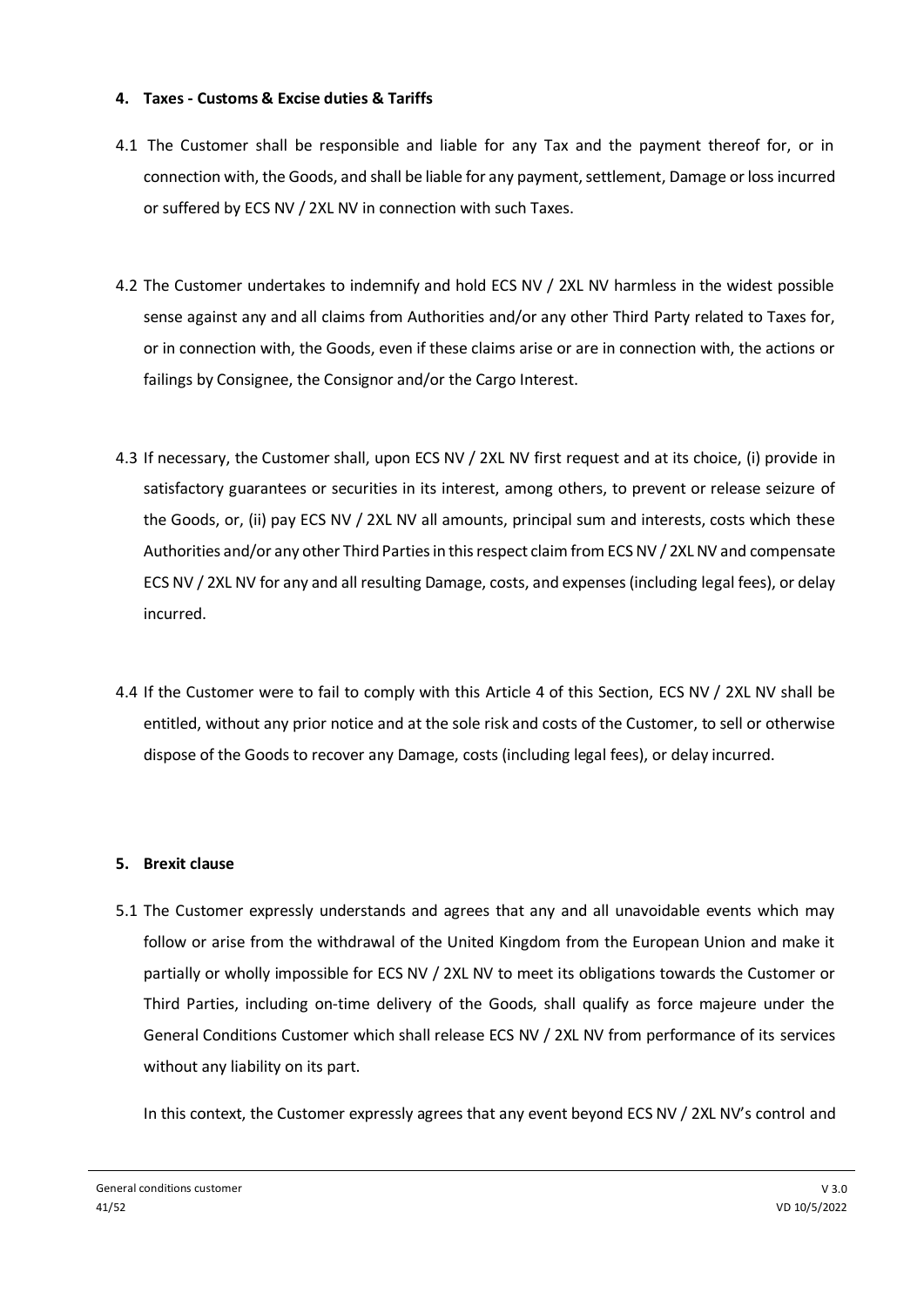### 4. Taxes - Customs & Excise duties & Tariffs

4.1 The Customer shall be responsible and liable for any Tax and the payment thereof for, or in connection with, the Goods, and shall be liable for any payment, settlement, Damage or loss incurred or suffered by ECS NV / 2XL NV in connection with such Taxes.

4.2 The Customer undertakes to indemnify and hold ECS NV / 2XL NV harmless in the widest possible sense against any and all claims from Authorities and/or any other Third Party related to Taxes for, or in connection with, the Goods, even if these claims arise or are in connection with, the actions or failings by Consignee, the Consignor and/or the Cargo Interest.

4.3 If necessary, the Customer shall, upon ECS NV / 2XL NV first request and at its choice, (i) provide in satisfactory guarantees or securities in its interest, among others, to prevent or release seizure of the Goods, or, (ii) pay ECS NV / 2XL NV all amounts, principal sum and interests, costs which these Authorities and/or any other Third Parties in this respect claim from ECS NV / 2XL NV and compensate ECS NV / 2XL NV for any and all resulting Damage, costs, and expenses (including legal fees), or delay incurred.

4.4 If the Customer were to fail to comply with this Article 4 of this Section, ECS NV / 2XL NV shall be entitled, without any prior notice and at the sole risk and costs of the Customer, to sell or otherwise dispose of the Goods to recover any Damage, costs (including legal fees), or delay incurred.

### 5. Brexit clause

5.1 The Customer expressly understands and agrees that any and all unavoidable events which may follow or arise from the withdrawal of the United Kingdom from the European Union and make it partially or wholly impossible for ECS NV / 2XL NV to meet its obligations towards the Customer or Third Parties, including on-time delivery of the Goods, shall qualify as force majeure under the General Conditions Customer which shall release ECS NV / 2XL NV from performance of its services without any liability on its part.

In this context, the Customer expressly agrees that any event beyond ECS NV / 2XL NV's control and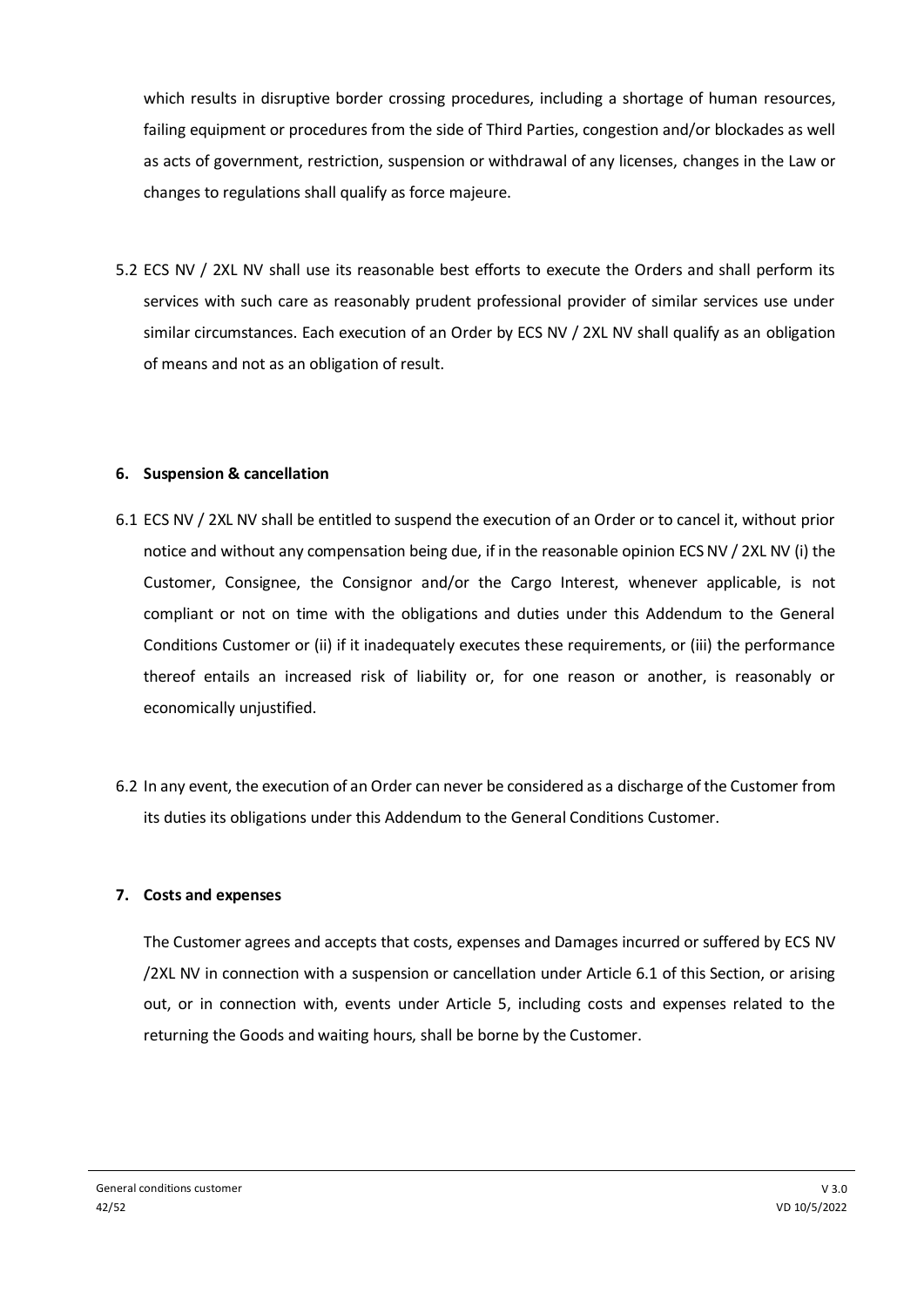which results in disruptive border crossing procedures, including a shortage of human resources, failing equipment or procedures from the side of Third Parties, congestion and/or blockades as well as acts of government, restriction, suspension or withdrawal of any licenses, changes in the Law or changes to regulations shall qualify as force majeure.

5.2 ECS NV / 2XL NV shall use its reasonable best efforts to execute the Orders and shall perform its services with such care as reasonably prudent professional provider of similar services use under similar circumstances. Each execution of an Order by ECS NV / 2XL NV shall qualify as an obligation of means and not as an obligation of result.

**6. Suspension & cancellation**

6.1 ECS NV / 2XL NV shall be entitled to suspend the execution of an Order or to cancel it, without prior notice and without any compensation being due, if in the reasonable opinion ECS NV / 2XL NV (i) the Customer, Consignee, the Consignor and/or the Cargo Interest, whenever applicable, is not compliant or not on time with the obligations and duties under this Addendum to the General Conditions Customer or (ii) if it inadequately executes these requirements, or (iii) the performance thereof entails an increased risk of liability or, for one reason or another, is reasonably or economically unjustified.

6.2 In any event, the execution of an Order can never be considered as a discharge of the Customer from its duties its obligations under this Addendum to the General Conditions Customer.

**7. Costs and expenses**

The Customer agrees and accepts that costs, expenses and Damages incurred or suffered by ECS NV /2XL NV in connection with a suspension or cancellation under Article 6.1 of this Section, or arising out, or in connection with, events under Article 5, including costs and expenses related to the returning the Goods and waiting hours, shall be borne by the Customer.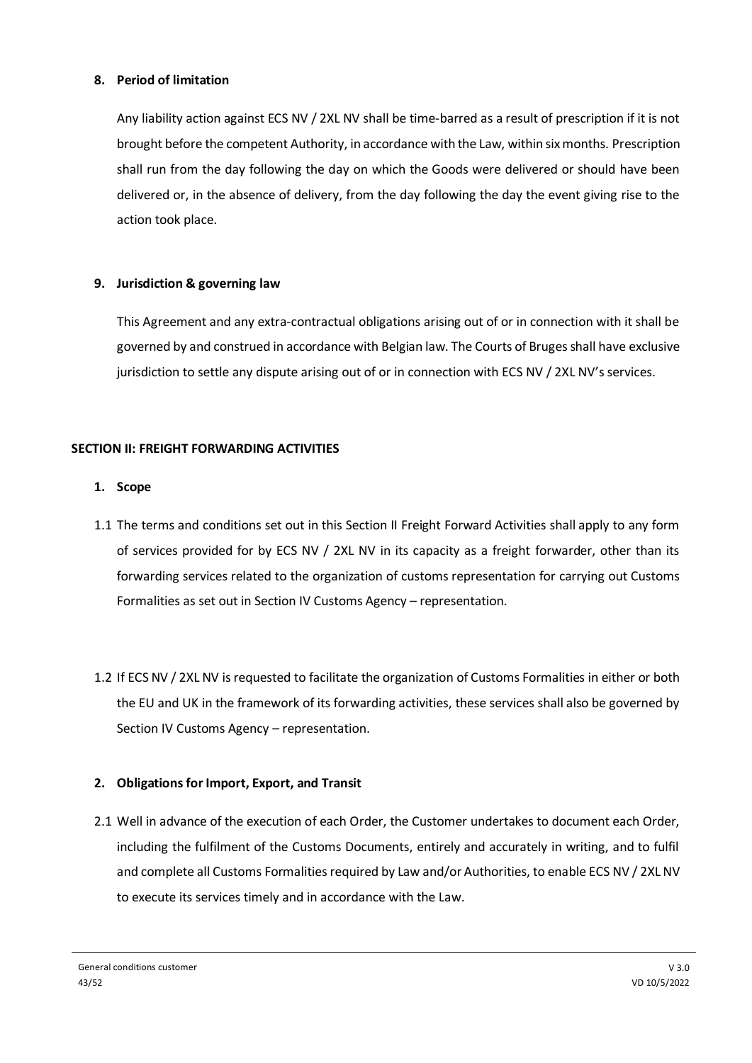## 8. Period of limitation

Any liability action against ECS NV / 2XL NV shall be time-barred as a result of prescription if it is not brought before the competent Authority, in accordance with the Law, within six months. Prescription shall run from the day following the day on which the Goods were delivered or should have been delivered or, in the absence of delivery, from the day following the day the event giving rise to the action took place.

## 9. Jurisdiction & governing law

This Agreement and any extra-contractual obligations arising out of or in connection with it shall be governed by and construed in accordance with Belgian law. The Courts of Bruges shall have exclusive jurisdiction to settle any dispute arising out of or in connection with ECS NV / 2XL NV's services.

# SECTION II: FREIGHT FORWARDING ACTIVITIES

## 1. Scope

1.1 The terms and conditions set out in this Section II Freight Forward Activities shall apply to any form of services provided for by ECS NV / 2XL NV in its capacity as a freight forwarder, other than its forwarding services related to the organization of customs representation for carrying out Customs Formalities as set out in Section IV Customs Agency – representation.

1.2 If ECS NV / 2XL NV is requested to facilitate the organization of Customs Formalities in either or both the EU and UK in the framework of its forwarding activities, these services shall also be governed by Section IV Customs Agency – representation.

## 2. Obligations for Import, Export, and Transit

2.1 Well in advance of the execution of each Order, the Customer undertakes to document each Order, including the fulfilment of the Customs Documents, entirely and accurately in writing, and to fulfil and complete all Customs Formalities required by Law and/or Authorities, to enable ECS NV / 2XL NV to execute its services timely and in accordance with the Law.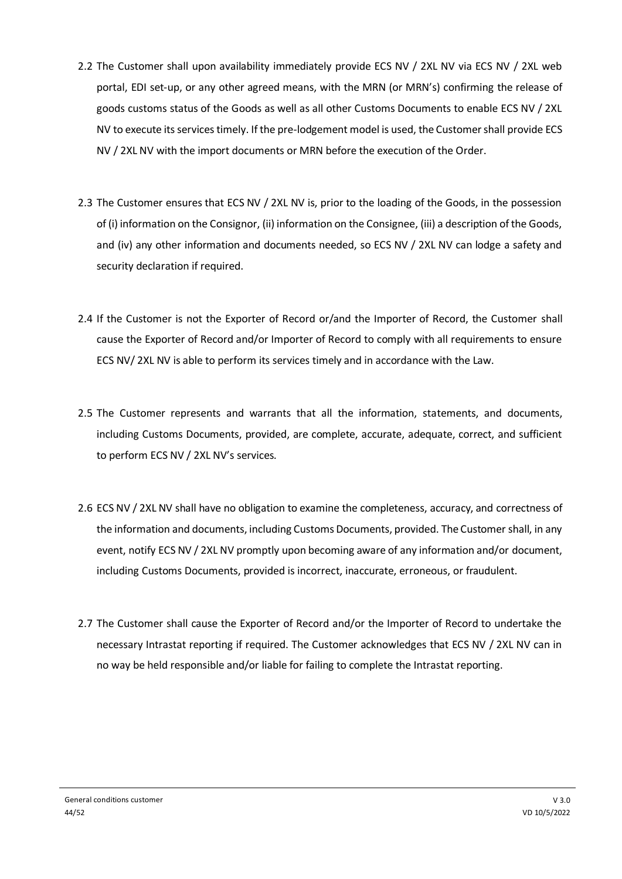2.2 The Customer shall upon availability immediately provide ECS NV / 2XL NV via ECS NV / 2XL web portal, EDI set-up, or any other agreed means, with the MRN (or MRN's) confirming the release of goods customs status of the Goods as well as all other Customs Documents to enable ECS NV / 2XL NV to execute its services timely. If the pre-lodgement model is used, the Customer shall provide ECS NV / 2XL NV with the import documents or MRN before the execution of the Order.

2.3 The Customer ensures that ECS NV / 2XL NV is, prior to the loading of the Goods, in the possession of (i) information on the Consignor, (ii) information on the Consignee, (iii) a description of the Goods, and (iv) any other information and documents needed, so ECS NV / 2XL NV can lodge a safety and security declaration if required.

2.4 If the Customer is not the Exporter of Record or/and the Importer of Record, the Customer shall cause the Exporter of Record and/or Importer of Record to comply with all requirements to ensure ECS NV/ 2XL NV is able to perform its services timely and in accordance with the Law.

2.5 The Customer represents and warrants that all the information, statements, and documents, including Customs Documents, provided, are complete, accurate, adequate, correct, and sufficient to perform ECS NV / 2XL NV's services.

2.6 ECS NV / 2XL NV shall have no obligation to examine the completeness, accuracy, and correctness of the information and documents, including Customs Documents, provided. The Customer shall, in any event, notify ECS NV / 2XL NV promptly upon becoming aware of any information and/or document, including Customs Documents, provided is incorrect, inaccurate, erroneous, or fraudulent.

2.7 The Customer shall cause the Exporter of Record and/or the Importer of Record to undertake the necessary Intrastat reporting if required. The Customer acknowledges that ECS NV / 2XL NV can in no way be held responsible and/or liable for failing to complete the Intrastat reporting.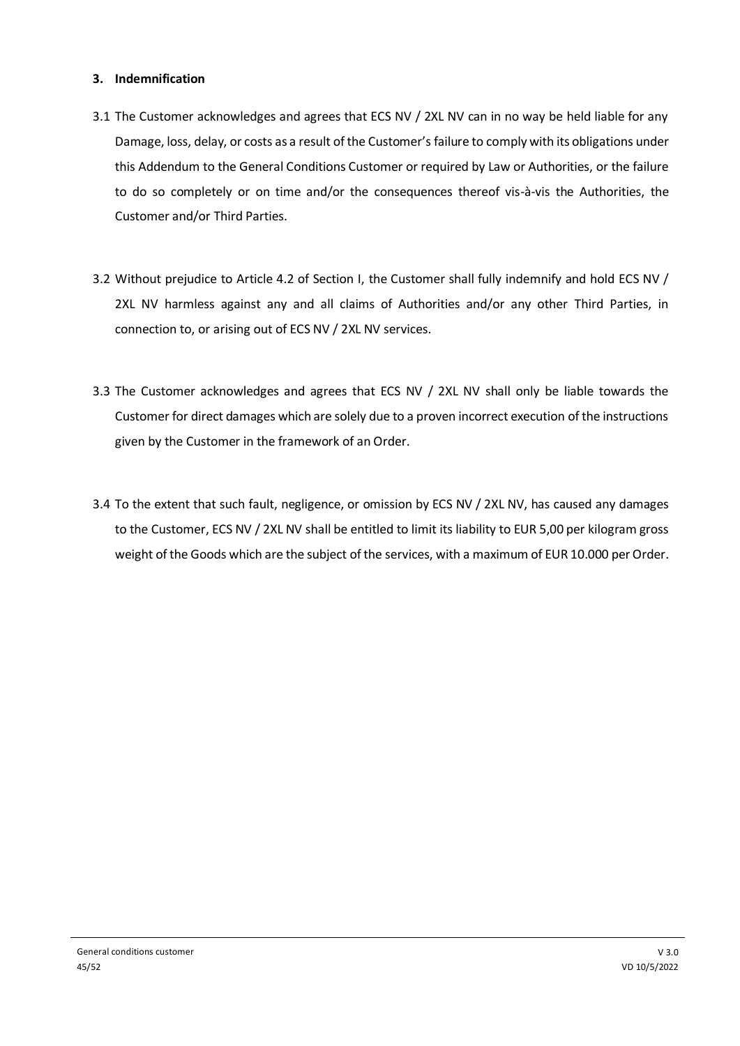### 3. Indemnification

3.1 The Customer acknowledges and agrees that ECS NV / 2XL NV can in no way be held liable for any Damage, loss, delay, or costs as a result of the Customer's failure to comply with its obligations under this Addendum to the General Conditions Customer or required by Law or Authorities, or the failure to do so completely or on time and/or the consequences thereof vis-à-vis the Authorities, the Customer and/or Third Parties.

3.2 Without prejudice to Article 4.2 of Section I, the Customer shall fully indemnify and hold ECS NV / 2XL NV harmless against any and all claims of Authorities and/or any other Third Parties, in connection to, or arising out of ECS NV / 2XL NV services.

3.3 The Customer acknowledges and agrees that ECS NV / 2XL NV shall only be liable towards the Customer for direct damages which are solely due to a proven incorrect execution of the instructions given by the Customer in the framework of an Order.

3.4 To the extent that such fault, negligence, or omission by ECS NV / 2XL NV, has caused any damages to the Customer, ECS NV / 2XL NV shall be entitled to limit its liability to EUR 5,00 per kilogram gross weight of the Goods which are the subject of the services, with a maximum of EUR 10.000 per Order.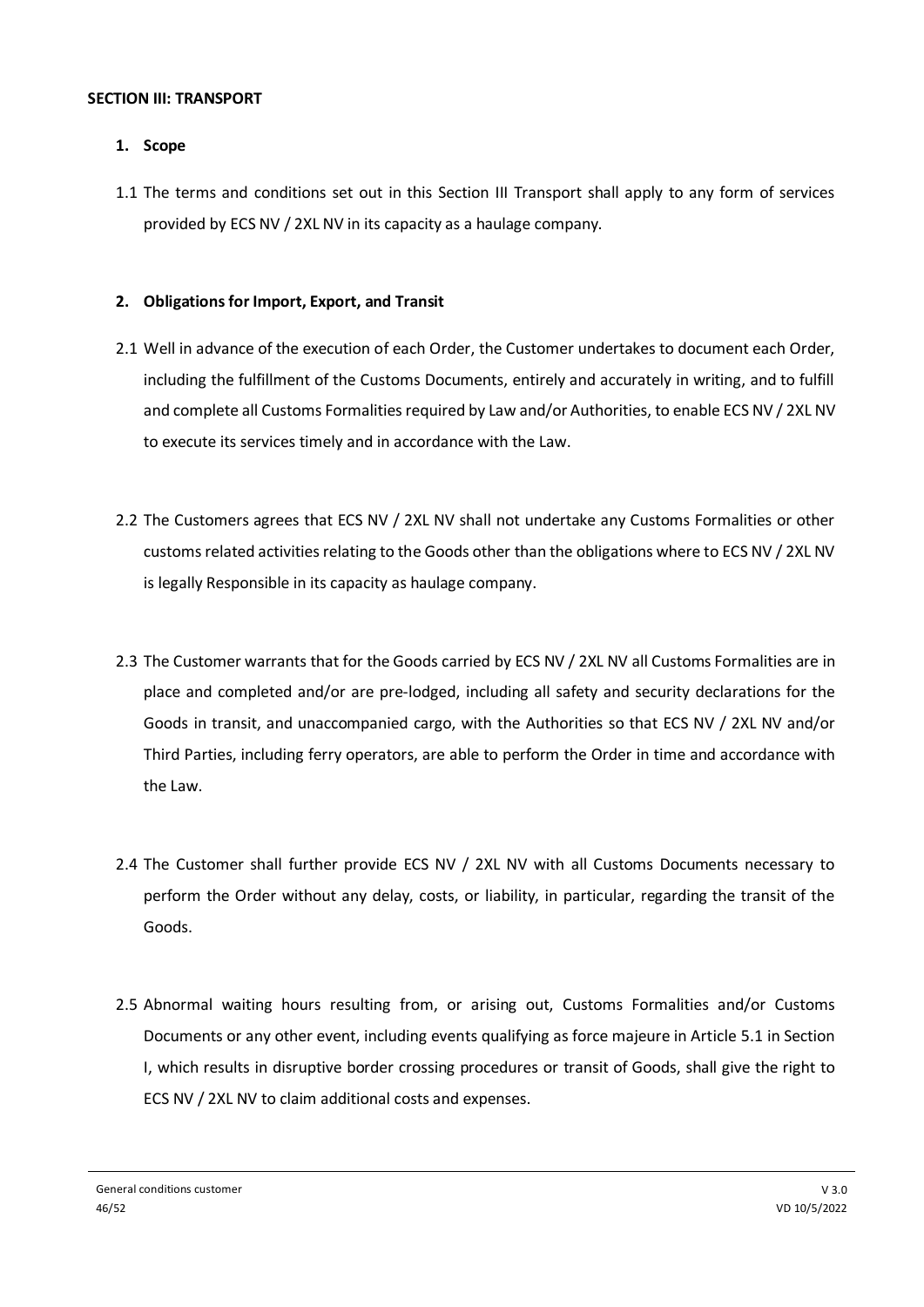**SECTION III: TRANSPORT**

1. **Scope**

1.1 The terms and conditions set out in this Section III Transport shall apply to any form of services provided by ECS NV / 2XL NV in its capacity as a haulage company.

2. **Obligations for Import, Export, and Transit**

2.1 Well in advance of the execution of each Order, the Customer undertakes to document each Order, including the fulfillment of the Customs Documents, entirely and accurately in writing, and to fulfill and complete all Customs Formalities required by Law and/or Authorities, to enable ECS NV / 2XL NV to execute its services timely and in accordance with the Law.

2.2 The Customers agrees that ECS NV / 2XL NV shall not undertake any Customs Formalities or other customs related activities relating to the Goods other than the obligations where to ECS NV / 2XL NV is legally Responsible in its capacity as haulage company.

2.3 The Customer warrants that for the Goods carried by ECS NV / 2XL NV all Customs Formalities are in place and completed and/or are pre-lodged, including all safety and security declarations for the Goods in transit, and unaccompanied cargo, with the Authorities so that ECS NV / 2XL NV and/or Third Parties, including ferry operators, are able to perform the Order in time and accordance with the Law.

2.4 The Customer shall further provide ECS NV / 2XL NV with all Customs Documents necessary to perform the Order without any delay, costs, or liability, in particular, regarding the transit of the Goods.

2.5 Abnormal waiting hours resulting from, or arising out, Customs Formalities and/or Customs Documents or any other event, including events qualifying as force majeure in Article 5.1 in Section I, which results in disruptive border crossing procedures or transit of Goods, shall give the right to ECS NV / 2XL NV to claim additional costs and expenses.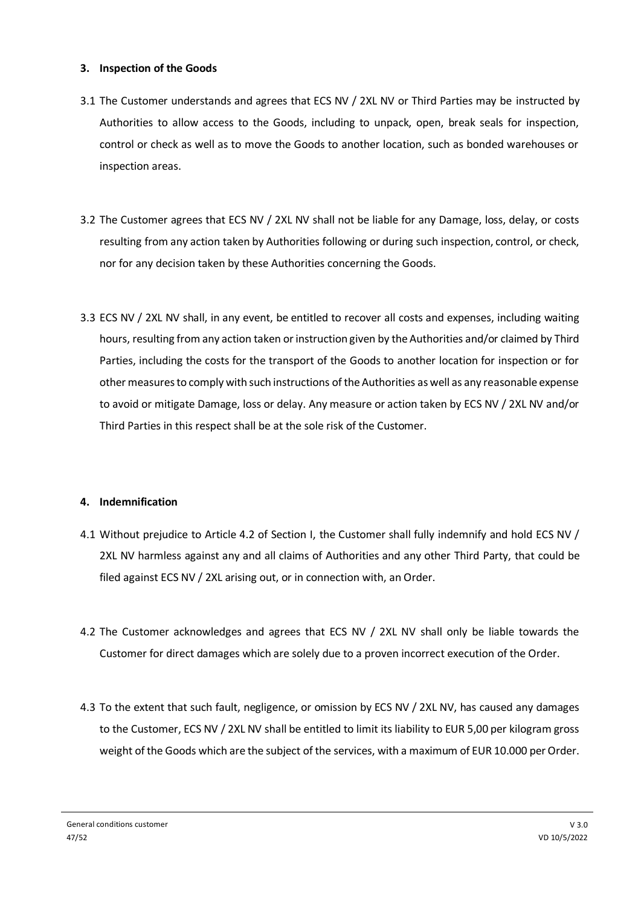### 3. Inspection of the Goods

3.1 The Customer understands and agrees that ECS NV / 2XL NV or Third Parties may be instructed by Authorities to allow access to the Goods, including to unpack, open, break seals for inspection, control or check as well as to move the Goods to another location, such as bonded warehouses or inspection areas.

3.2 The Customer agrees that ECS NV / 2XL NV shall not be liable for any Damage, loss, delay, or costs resulting from any action taken by Authorities following or during such inspection, control, or check, nor for any decision taken by these Authorities concerning the Goods.

3.3 ECS NV / 2XL NV shall, in any event, be entitled to recover all costs and expenses, including waiting hours, resulting from any action taken or instruction given by the Authorities and/or claimed by Third Parties, including the costs for the transport of the Goods to another location for inspection or for other measures to comply with such instructions of the Authorities as well as any reasonable expense to avoid or mitigate Damage, loss or delay. Any measure or action taken by ECS NV / 2XL NV and/or Third Parties in this respect shall be at the sole risk of the Customer.

### 4. Indemnification

4.1 Without prejudice to Article 4.2 of Section I, the Customer shall fully indemnify and hold ECS NV / 2XL NV harmless against any and all claims of Authorities and any other Third Party, that could be filed against ECS NV / 2XL arising out, or in connection with, an Order.

4.2 The Customer acknowledges and agrees that ECS NV / 2XL NV shall only be liable towards the Customer for direct damages which are solely due to a proven incorrect execution of the Order.

4.3 To the extent that such fault, negligence, or omission by ECS NV / 2XL NV, has caused any damages to the Customer, ECS NV / 2XL NV shall be entitled to limit its liability to EUR 5,00 per kilogram gross weight of the Goods which are the subject of the services, with a maximum of EUR 10.000 per Order.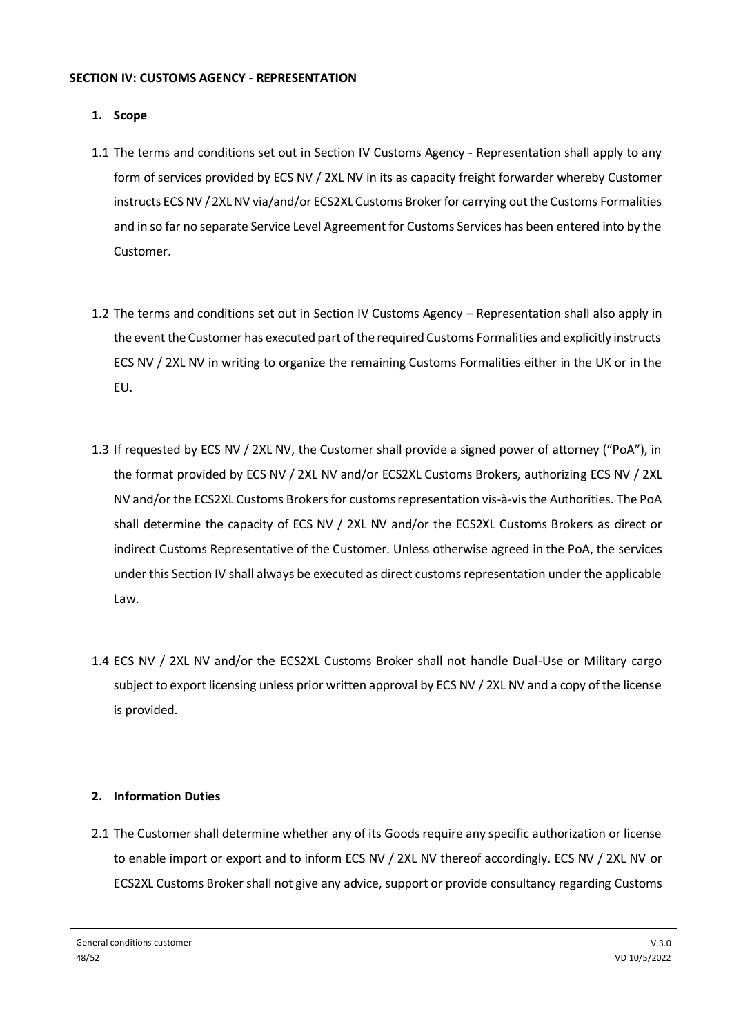## SECTION IV: CUSTOMS AGENCY - REPRESENTATION

### 1. Scope

1.1 The terms and conditions set out in Section IV Customs Agency - Representation shall apply to any form of services provided by ECS NV / 2XL NV in its as capacity freight forwarder whereby Customer instructs ECS NV / 2XL NV via/and/or ECS2XL Customs Broker for carrying out the Customs Formalities and in so far no separate Service Level Agreement for Customs Services has been entered into by the Customer.

1.2 The terms and conditions set out in Section IV Customs Agency – Representation shall also apply in the event the Customer has executed part of the required Customs Formalities and explicitly instructs ECS NV / 2XL NV in writing to organize the remaining Customs Formalities either in the UK or in the EU.

1.3 If requested by ECS NV / 2XL NV, the Customer shall provide a signed power of attorney ("PoA"), in the format provided by ECS NV / 2XL NV and/or ECS2XL Customs Brokers, authorizing ECS NV / 2XL NV and/or the ECS2XL Customs Brokers for customs representation vis-à-vis the Authorities. The PoA shall determine the capacity of ECS NV / 2XL NV and/or the ECS2XL Customs Brokers as direct or indirect Customs Representative of the Customer. Unless otherwise agreed in the PoA, the services under this Section IV shall always be executed as direct customs representation under the applicable Law.

1.4 ECS NV / 2XL NV and/or the ECS2XL Customs Broker shall not handle Dual-Use or Military cargo subject to export licensing unless prior written approval by ECS NV / 2XL NV and a copy of the license is provided.

### 2. Information Duties

2.1 The Customer shall determine whether any of its Goods require any specific authorization or license to enable import or export and to inform ECS NV / 2XL NV thereof accordingly. ECS NV / 2XL NV or ECS2XL Customs Broker shall not give any advice, support or provide consultancy regarding Customs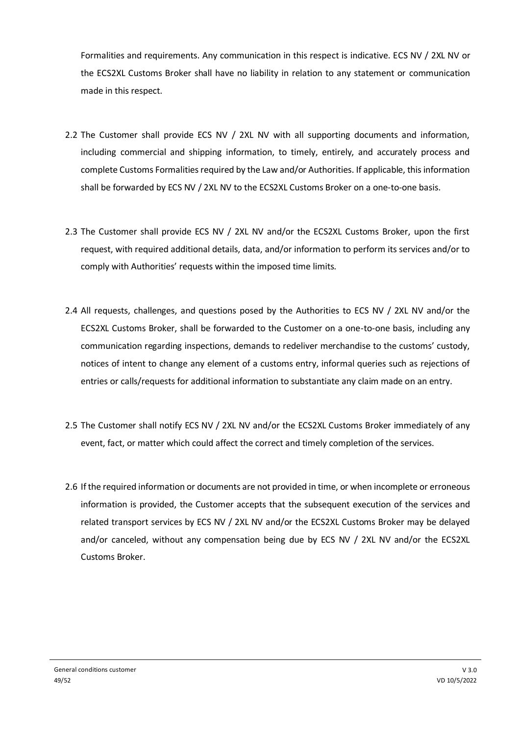Formalities and requirements. Any communication in this respect is indicative. ECS NV / 2XL NV or the ECS2XL Customs Broker shall have no liability in relation to any statement or communication made in this respect.

2.2 The Customer shall provide ECS NV / 2XL NV with all supporting documents and information, including commercial and shipping information, to timely, entirely, and accurately process and complete Customs Formalities required by the Law and/or Authorities. If applicable, this information shall be forwarded by ECS NV / 2XL NV to the ECS2XL Customs Broker on a one-to-one basis.

2.3 The Customer shall provide ECS NV / 2XL NV and/or the ECS2XL Customs Broker, upon the first request, with required additional details, data, and/or information to perform its services and/or to comply with Authorities' requests within the imposed time limits.

2.4 All requests, challenges, and questions posed by the Authorities to ECS NV / 2XL NV and/or the ECS2XL Customs Broker, shall be forwarded to the Customer on a one-to-one basis, including any communication regarding inspections, demands to redeliver merchandise to the customs' custody, notices of intent to change any element of a customs entry, informal queries such as rejections of entries or calls/requests for additional information to substantiate any claim made on an entry.

2.5 The Customer shall notify ECS NV / 2XL NV and/or the ECS2XL Customs Broker immediately of any event, fact, or matter which could affect the correct and timely completion of the services.

2.6 If the required information or documents are not provided in time, or when incomplete or erroneous information is provided, the Customer accepts that the subsequent execution of the services and related transport services by ECS NV / 2XL NV and/or the ECS2XL Customs Broker may be delayed and/or canceled, without any compensation being due by ECS NV / 2XL NV and/or the ECS2XL Customs Broker.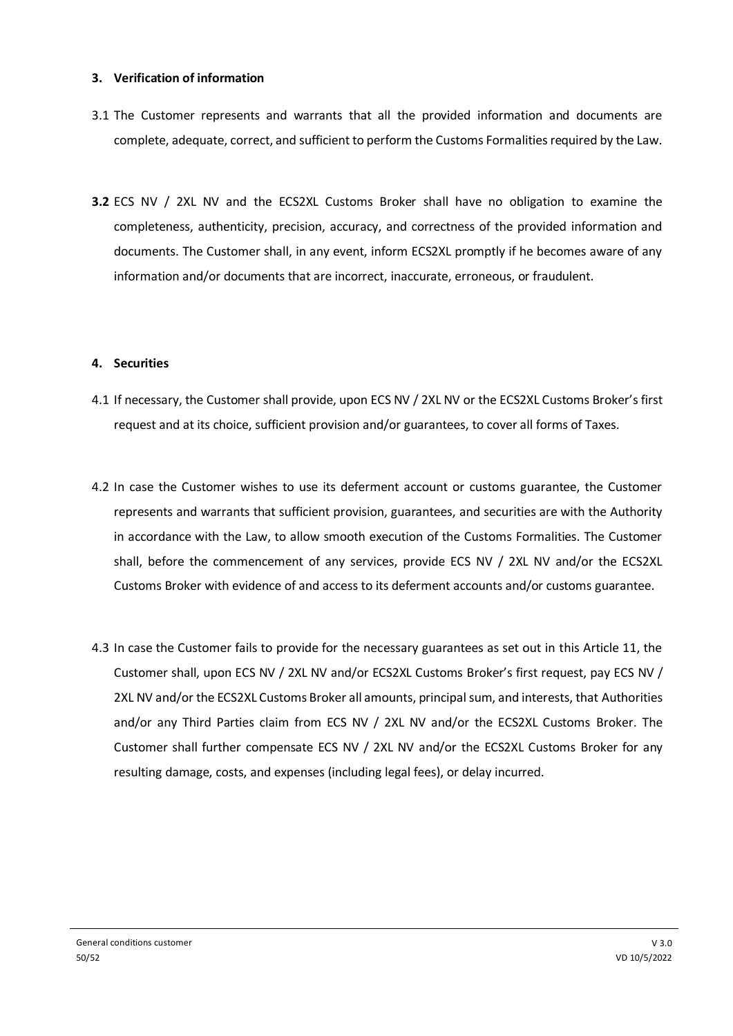### 3. Verification of information

3.1 The Customer represents and warrants that all the provided information and documents are complete, adequate, correct, and sufficient to perform the Customs Formalities required by the Law.

**3.2** ECS NV / 2XL NV and the ECS2XL Customs Broker shall have no obligation to examine the completeness, authenticity, precision, accuracy, and correctness of the provided information and documents. The Customer shall, in any event, inform ECS2XL promptly if he becomes aware of any information and/or documents that are incorrect, inaccurate, erroneous, or fraudulent.

### 4. Securities

4.1 If necessary, the Customer shall provide, upon ECS NV / 2XL NV or the ECS2XL Customs Broker's first request and at its choice, sufficient provision and/or guarantees, to cover all forms of Taxes.

4.2 In case the Customer wishes to use its deferment account or customs guarantee, the Customer represents and warrants that sufficient provision, guarantees, and securities are with the Authority in accordance with the Law, to allow smooth execution of the Customs Formalities. The Customer shall, before the commencement of any services, provide ECS NV / 2XL NV and/or the ECS2XL Customs Broker with evidence of and access to its deferment accounts and/or customs guarantee.

4.3 In case the Customer fails to provide for the necessary guarantees as set out in this Article 11, the Customer shall, upon ECS NV / 2XL NV and/or ECS2XL Customs Broker's first request, pay ECS NV / 2XL NV and/or the ECS2XL Customs Broker all amounts, principal sum, and interests, that Authorities and/or any Third Parties claim from ECS NV / 2XL NV and/or the ECS2XL Customs Broker. The Customer shall further compensate ECS NV / 2XL NV and/or the ECS2XL Customs Broker for any resulting damage, costs, and expenses (including legal fees), or delay incurred.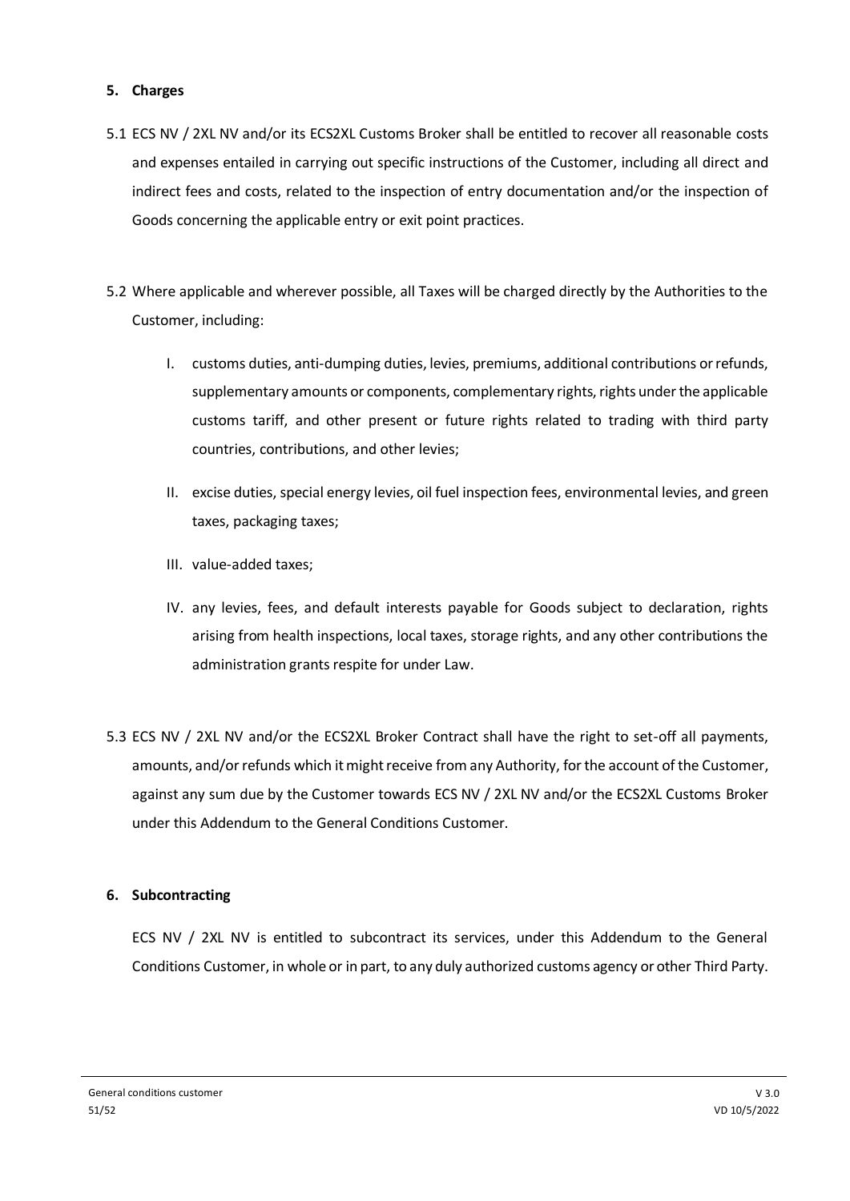## 5. Charges

5.1 ECS NV / 2XL NV and/or its ECS2XL Customs Broker shall be entitled to recover all reasonable costs and expenses entailed in carrying out specific instructions of the Customer, including all direct and indirect fees and costs, related to the inspection of entry documentation and/or the inspection of Goods concerning the applicable entry or exit point practices.

5.2 Where applicable and wherever possible, all Taxes will be charged directly by the Authorities to the Customer, including:

I. customs duties, anti-dumping duties, levies, premiums, additional contributions or refunds, supplementary amounts or components, complementary rights, rights under the applicable customs tariff, and other present or future rights related to trading with third party countries, contributions, and other levies;

II. excise duties, special energy levies, oil fuel inspection fees, environmental levies, and green taxes, packaging taxes;

III. value-added taxes;

IV. any levies, fees, and default interests payable for Goods subject to declaration, rights arising from health inspections, local taxes, storage rights, and any other contributions the administration grants respite for under Law.

5.3 ECS NV / 2XL NV and/or the ECS2XL Broker Contract shall have the right to set-off all payments, amounts, and/or refunds which it might receive from any Authority, for the account of the Customer, against any sum due by the Customer towards ECS NV / 2XL NV and/or the ECS2XL Customs Broker under this Addendum to the General Conditions Customer.

## 6. Subcontracting

ECS NV / 2XL NV is entitled to subcontract its services, under this Addendum to the General Conditions Customer, in whole or in part, to any duly authorized customs agency or other Third Party.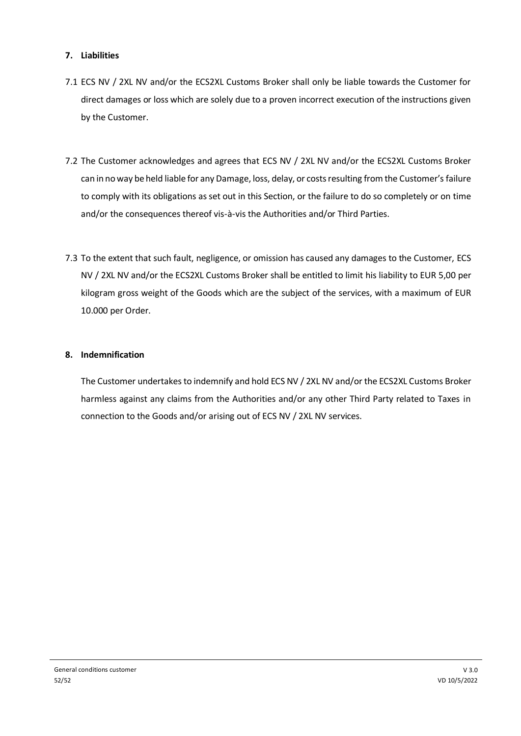## 7. Liabilities

7.1 ECS NV / 2XL NV and/or the ECS2XL Customs Broker shall only be liable towards the Customer for direct damages or loss which are solely due to a proven incorrect execution of the instructions given by the Customer.

7.2 The Customer acknowledges and agrees that ECS NV / 2XL NV and/or the ECS2XL Customs Broker can in no way be held liable for any Damage, loss, delay, or costs resulting from the Customer's failure to comply with its obligations as set out in this Section, or the failure to do so completely or on time and/or the consequences thereof vis-à-vis the Authorities and/or Third Parties.

7.3 To the extent that such fault, negligence, or omission has caused any damages to the Customer, ECS NV / 2XL NV and/or the ECS2XL Customs Broker shall be entitled to limit his liability to EUR 5,00 per kilogram gross weight of the Goods which are the subject of the services, with a maximum of EUR 10.000 per Order.

## 8. Indemnification

The Customer undertakes to indemnify and hold ECS NV / 2XL NV and/or the ECS2XL Customs Broker harmless against any claims from the Authorities and/or any other Third Party related to Taxes in connection to the Goods and/or arising out of ECS NV / 2XL NV services.